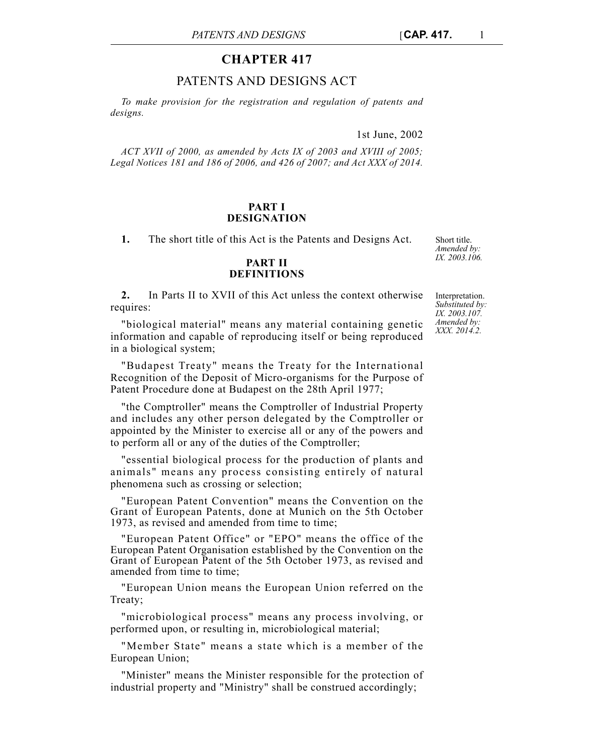# CHAPTER 417

## PATENTS AND DESIGNS ACT

*To make provision for the registration and regulation of patents and designs.*

1st June, 2002

*ACT XVII of 2000, as amended by Acts IX of 2003 and XVIII of 2005; Legal Notices 181 and 186 of 2006, and 426 of 2007; and Act XXX of 2014.*

### PART I
### DESIGNATION

**1.** The short title of this Act is the Patents and Designs Act.

Short title. *Amended by: IX. 2003.106.*

### PART II
### DEFINITIONS

**2.** In Parts II to XVII of this Act unless the context otherwise requires:

Interpretation. *Substituted by: IX. 2003.107. Amended by: XXX. 2014.2.*

"biological material" means any material containing genetic information and capable of reproducing itself or being reproduced in a biological system;

"Budapest Treaty" means the Treaty for the International Recognition of the Deposit of Micro-organisms for the Purpose of Patent Procedure done at Budapest on the 28th April 1977;

"the Comptroller" means the Comptroller of Industrial Property and includes any other person delegated by the Comptroller or appointed by the Minister to exercise all or any of the powers and to perform all or any of the duties of the Comptroller;

"essential biological process for the production of plants and animals" means any process consisting entirely of natural phenomena such as crossing or selection;

"European Patent Convention" means the Convention on the Grant of European Patents, done at Munich on the 5th October 1973, as revised and amended from time to time;

"European Patent Office" or "EPO" means the office of the European Patent Organisation established by the Convention on the Grant of European Patent of the 5th October 1973, as revised and amended from time to time;

"European Union means the European Union referred on the Treaty;

"microbiological process" means any process involving, or performed upon, or resulting in, microbiological material;

"Member State" means a state which is a member of the European Union;

"Minister" means the Minister responsible for the protection of industrial property and "Ministry" shall be construed accordingly;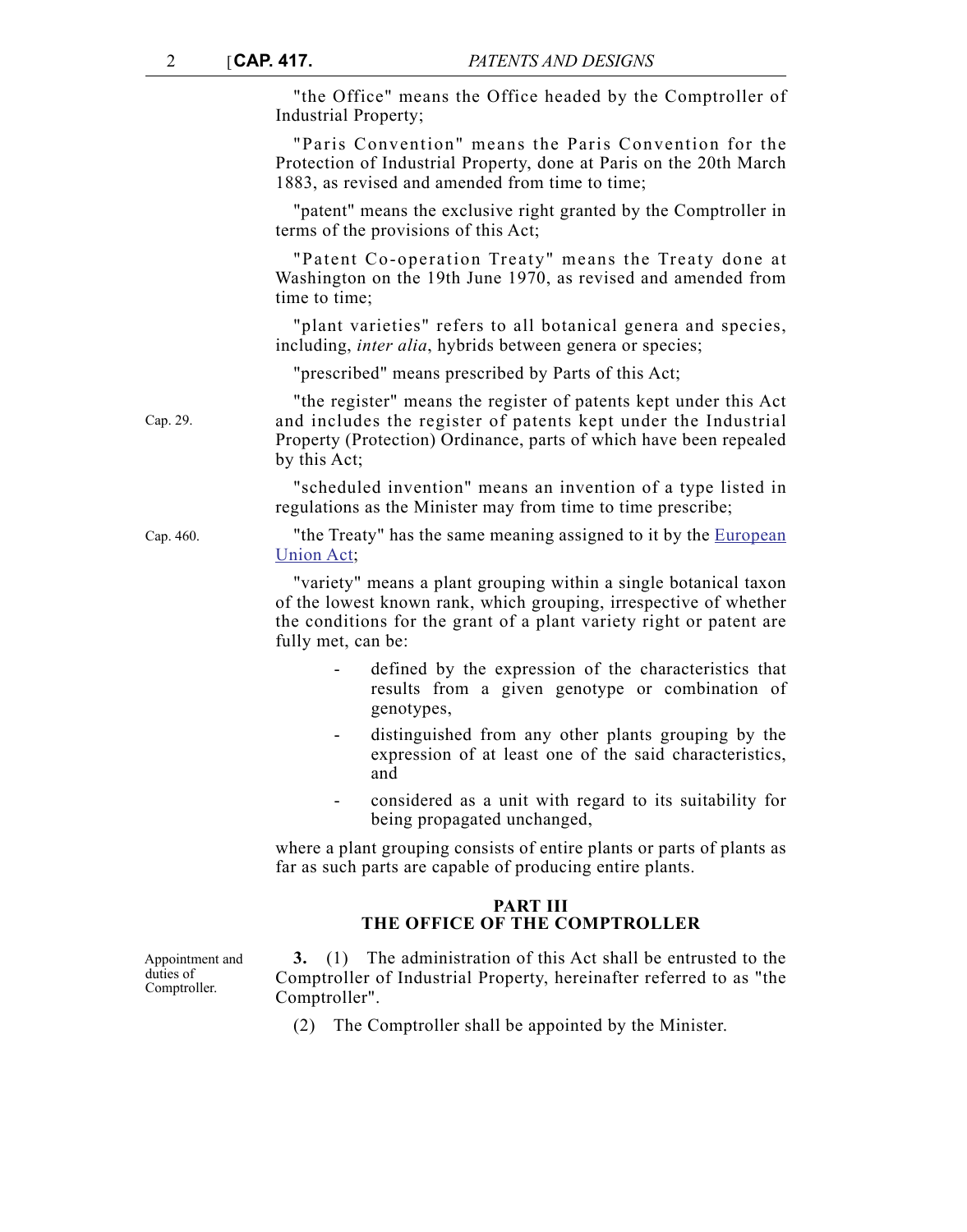"the Office" means the Office headed by the Comptroller of Industrial Property;

"Paris Convention" means the Paris Convention for the Protection of Industrial Property, done at Paris on the 20th March 1883, as revised and amended from time to time;

"patent" means the exclusive right granted by the Comptroller in terms of the provisions of this Act;

"Patent Co-operation Treaty" means the Treaty done at Washington on the 19th June 1970, as revised and amended from time to time;

"plant varieties" refers to all botanical genera and species, including, *inter alia*, hybrids between genera or species;

"prescribed" means prescribed by Parts of this Act;

Cap. 29.

"the register" means the register of patents kept under this Act and includes the register of patents kept under the Industrial Property (Protection) Ordinance, parts of which have been repealed by this Act;

"scheduled invention" means an invention of a type listed in regulations as the Minister may from time to time prescribe;

Cap. 460.

"the Treaty" has the same meaning assigned to it by the European Union Act;

"variety" means a plant grouping within a single botanical taxon of the lowest known rank, which grouping, irrespective of whether the conditions for the grant of a plant variety right or patent are fully met, can be:

- defined by the expression of the characteristics that results from a given genotype or combination of genotypes,
- distinguished from any other plants grouping by the expression of at least one of the said characteristics, and
- considered as a unit with regard to its suitability for being propagated unchanged,

where a plant grouping consists of entire plants or parts of plants as far as such parts are capable of producing entire plants.

## PART III
## THE OFFICE OF THE COMPTROLLER

Appointment and duties of Comptroller.

**3.** (1) The administration of this Act shall be entrusted to the Comptroller of Industrial Property, hereinafter referred to as "the Comptroller".

(2) The Comptroller shall be appointed by the Minister.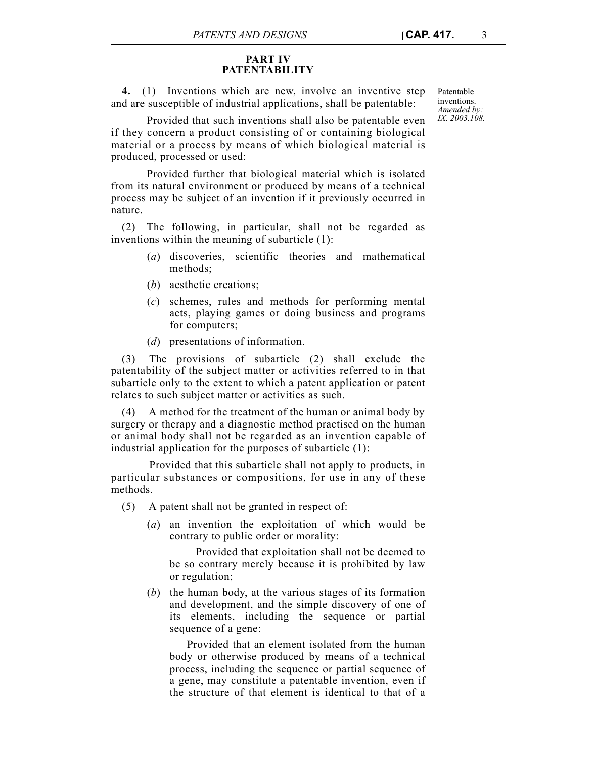## PART IV
## PATENTABILITY

Patentable inventions.
*Amended by: IX. 2003.108.*

**4.** (1) Inventions which are new, involve an inventive step and are susceptible of industrial applications, shall be patentable:

Provided that such inventions shall also be patentable even if they concern a product consisting of or containing biological material or a process by means of which biological material is produced, processed or used:

Provided further that biological material which is isolated from its natural environment or produced by means of a technical process may be subject of an invention if it previously occurred in nature.

(2) The following, in particular, shall not be regarded as inventions within the meaning of subarticle (1):

(*a*) discoveries, scientific theories and mathematical methods;

(*b*) aesthetic creations;

(*c*) schemes, rules and methods for performing mental acts, playing games or doing business and programs for computers;

(*d*) presentations of information.

(3) The provisions of subarticle (2) shall exclude the patentability of the subject matter or activities referred to in that subarticle only to the extent to which a patent application or patent relates to such subject matter or activities as such.

(4) A method for the treatment of the human or animal body by surgery or therapy and a diagnostic method practised on the human or animal body shall not be regarded as an invention capable of industrial application for the purposes of subarticle (1):

Provided that this subarticle shall not apply to products, in particular substances or compositions, for use in any of these methods.

(5) A patent shall not be granted in respect of:

(*a*) an invention the exploitation of which would be contrary to public order or morality:

Provided that exploitation shall not be deemed to be so contrary merely because it is prohibited by law or regulation;

(*b*) the human body, at the various stages of its formation and development, and the simple discovery of one of its elements, including the sequence or partial sequence of a gene:

Provided that an element isolated from the human body or otherwise produced by means of a technical process, including the sequence or partial sequence of a gene, may constitute a patentable invention, even if the structure of that element is identical to that of a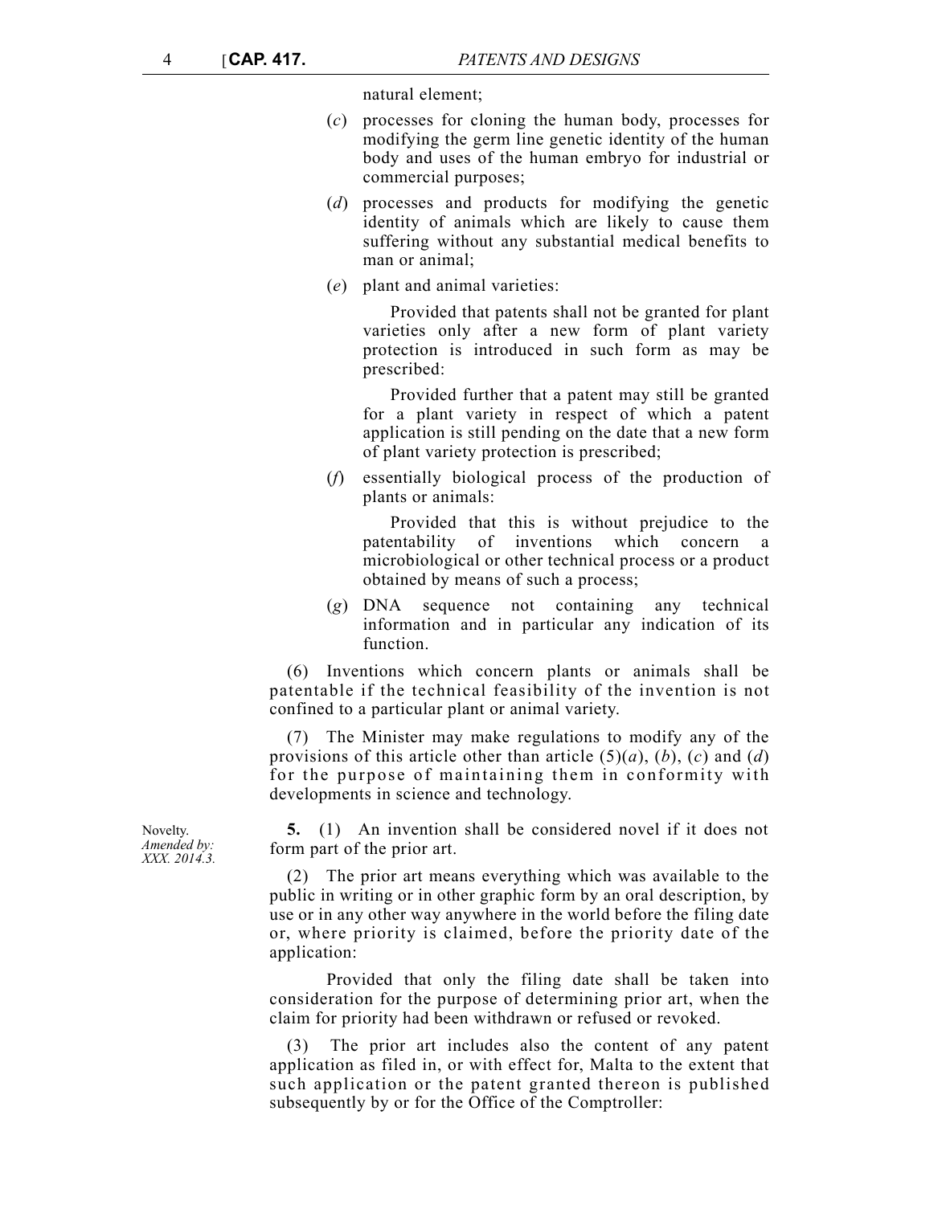natural element;

(*c*) processes for cloning the human body, processes for modifying the germ line genetic identity of the human body and uses of the human embryo for industrial or commercial purposes;

(*d*) processes and products for modifying the genetic identity of animals which are likely to cause them suffering without any substantial medical benefits to man or animal;

(*e*) plant and animal varieties:

Provided that patents shall not be granted for plant varieties only after a new form of plant variety protection is introduced in such form as may be prescribed:

Provided further that a patent may still be granted for a plant variety in respect of which a patent application is still pending on the date that a new form of plant variety protection is prescribed;

(*f*) essentially biological process of the production of plants or animals:

Provided that this is without prejudice to the patentability of inventions which concern a microbiological or other technical process or a product obtained by means of such a process;

(*g*) DNA sequence not containing any technical information and in particular any indication of its function.

(6) Inventions which concern plants or animals shall be patentable if the technical feasibility of the invention is not confined to a particular plant or animal variety.

(7) The Minister may make regulations to modify any of the provisions of this article other than article (5)(*a*), (*b*), (*c*) and (*d*) for the purpose of maintaining them in conformity with developments in science and technology.

Novelty.
*Amended by: XXX. 2014.3.*

**5.** (1) An invention shall be considered novel if it does not form part of the prior art.

(2) The prior art means everything which was available to the public in writing or in other graphic form by an oral description, by use or in any other way anywhere in the world before the filing date or, where priority is claimed, before the priority date of the application:

Provided that only the filing date shall be taken into consideration for the purpose of determining prior art, when the claim for priority had been withdrawn or refused or revoked.

(3) The prior art includes also the content of any patent application as filed in, or with effect for, Malta to the extent that such application or the patent granted thereon is published subsequently by or for the Office of the Comptroller: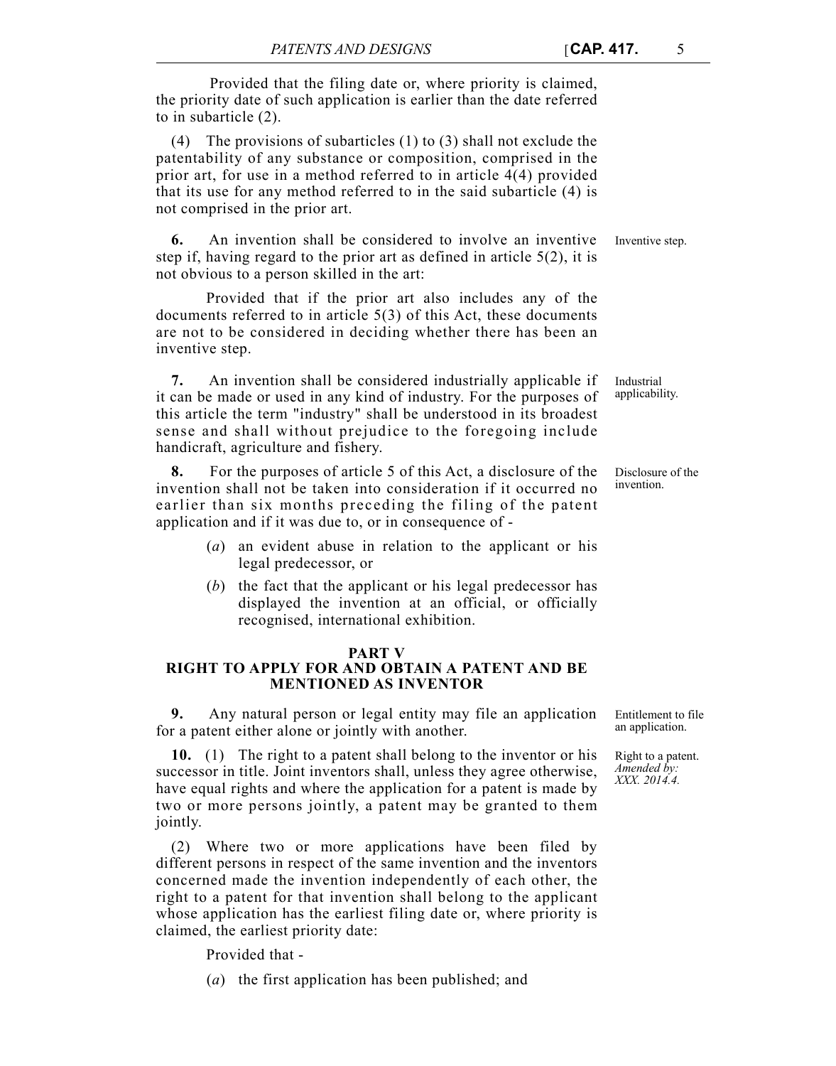Provided that the filing date or, where priority is claimed, the priority date of such application is earlier than the date referred to in subarticle (2).

(4) The provisions of subarticles (1) to (3) shall not exclude the patentability of any substance or composition, comprised in the prior art, for use in a method referred to in article 4(4) provided that its use for any method referred to in the said subarticle (4) is not comprised in the prior art.

Inventive step.

**6.** An invention shall be considered to involve an inventive step if, having regard to the prior art as defined in article 5(2), it is not obvious to a person skilled in the art:

Provided that if the prior art also includes any of the documents referred to in article 5(3) of this Act, these documents are not to be considered in deciding whether there has been an inventive step.

Industrial applicability.

**7.** An invention shall be considered industrially applicable if it can be made or used in any kind of industry. For the purposes of this article the term "industry" shall be understood in its broadest sense and shall without prejudice to the foregoing include handicraft, agriculture and fishery.

Disclosure of the invention.

**8.** For the purposes of article 5 of this Act, a disclosure of the invention shall not be taken into consideration if it occurred no earlier than six months preceding the filing of the patent application and if it was due to, or in consequence of -

(*a*) an evident abuse in relation to the applicant or his legal predecessor, or

(*b*) the fact that the applicant or his legal predecessor has displayed the invention at an official, or officially recognised, international exhibition.

## PART V
## RIGHT TO APPLY FOR AND OBTAIN A PATENT AND BE MENTIONED AS INVENTOR

Entitlement to file an application.

**9.** Any natural person or legal entity may file an application for a patent either alone or jointly with another.

Right to a patent. *Amended by: XXX. 2014.4.*

**10.** (1) The right to a patent shall belong to the inventor or his successor in title. Joint inventors shall, unless they agree otherwise, have equal rights and where the application for a patent is made by two or more persons jointly, a patent may be granted to them jointly.

(2) Where two or more applications have been filed by different persons in respect of the same invention and the inventors concerned made the invention independently of each other, the right to a patent for that invention shall belong to the applicant whose application has the earliest filing date or, where priority is claimed, the earliest priority date:

Provided that -

(*a*) the first application has been published; and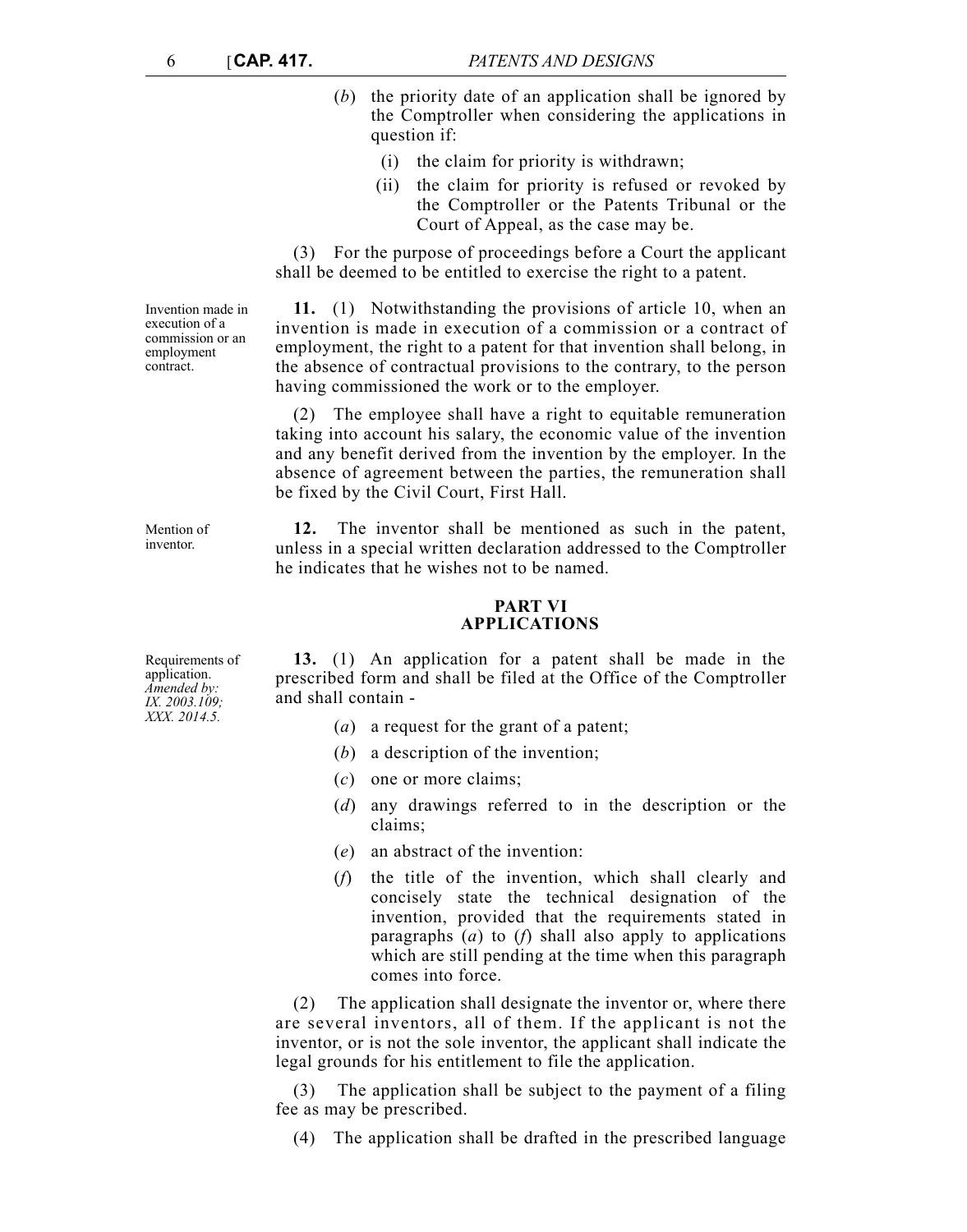(*b*) the priority date of an application shall be ignored by the Comptroller when considering the applications in question if:

(i) the claim for priority is withdrawn;

(ii) the claim for priority is refused or revoked by the Comptroller or the Patents Tribunal or the Court of Appeal, as the case may be.

(3) For the purpose of proceedings before a Court the applicant shall be deemed to be entitled to exercise the right to a patent.

Invention made in execution of a commission or an employment contract.

**11.** (1) Notwithstanding the provisions of article 10, when an invention is made in execution of a commission or a contract of employment, the right to a patent for that invention shall belong, in the absence of contractual provisions to the contrary, to the person having commissioned the work or to the employer.

(2) The employee shall have a right to equitable remuneration taking into account his salary, the economic value of the invention and any benefit derived from the invention by the employer. In the absence of agreement between the parties, the remuneration shall be fixed by the Civil Court, First Hall.

Mention of inventor.

**12.** The inventor shall be mentioned as such in the patent, unless in a special written declaration addressed to the Comptroller he indicates that he wishes not to be named.

## PART VI
## APPLICATIONS

Requirements of application.
*Amended by: IX. 2003.109; XXX. 2014.5.*

**13.** (1) An application for a patent shall be made in the prescribed form and shall be filed at the Office of the Comptroller and shall contain -

(*a*) a request for the grant of a patent;

(*b*) a description of the invention;

(*c*) one or more claims;

(*d*) any drawings referred to in the description or the claims;

(*e*) an abstract of the invention:

(*f*) the title of the invention, which shall clearly and concisely state the technical designation of the invention, provided that the requirements stated in paragraphs (*a*) to (*f*) shall also apply to applications which are still pending at the time when this paragraph comes into force.

(2) The application shall designate the inventor or, where there are several inventors, all of them. If the applicant is not the inventor, or is not the sole inventor, the applicant shall indicate the legal grounds for his entitlement to file the application.

(3) The application shall be subject to the payment of a filing fee as may be prescribed.

(4) The application shall be drafted in the prescribed language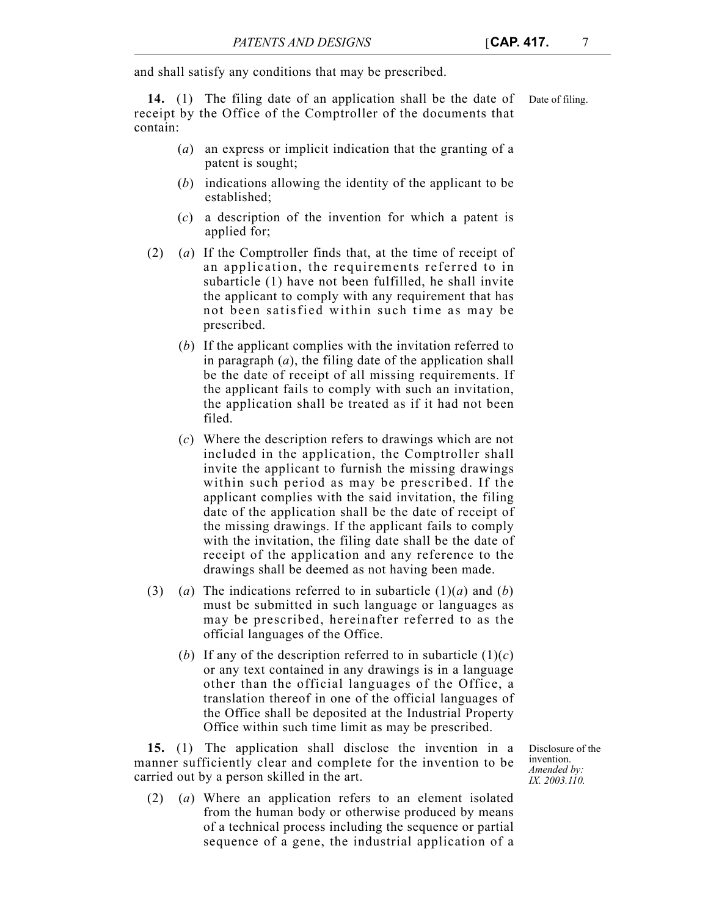and shall satisfy any conditions that may be prescribed.

Date of filing.

**14.** (1) The filing date of an application shall be the date of receipt by the Office of the Comptroller of the documents that contain:

(*a*) an express or implicit indication that the granting of a patent is sought;

(*b*) indications allowing the identity of the applicant to be established;

(*c*) a description of the invention for which a patent is applied for;

(2) (*a*) If the Comptroller finds that, at the time of receipt of an application, the requirements referred to in subarticle (1) have not been fulfilled, he shall invite the applicant to comply with any requirement that has not been satisfied within such time as may be prescribed.

(*b*) If the applicant complies with the invitation referred to in paragraph (*a*), the filing date of the application shall be the date of receipt of all missing requirements. If the applicant fails to comply with such an invitation, the application shall be treated as if it had not been filed.

(*c*) Where the description refers to drawings which are not included in the application, the Comptroller shall invite the applicant to furnish the missing drawings within such period as may be prescribed. If the applicant complies with the said invitation, the filing date of the application shall be the date of receipt of the missing drawings. If the applicant fails to comply with the invitation, the filing date shall be the date of receipt of the application and any reference to the drawings shall be deemed as not having been made.

(3) (*a*) The indications referred to in subarticle (1)(*a*) and (*b*) must be submitted in such language or languages as may be prescribed, hereinafter referred to as the official languages of the Office.

(*b*) If any of the description referred to in subarticle (1)(*c*) or any text contained in any drawings is in a language other than the official languages of the Office, a translation thereof in one of the official languages of the Office shall be deposited at the Industrial Property Office within such time limit as may be prescribed.

Disclosure of the invention.
*Amended by: IX. 2003.110.*

**15.** (1) The application shall disclose the invention in a manner sufficiently clear and complete for the invention to be carried out by a person skilled in the art.

(2) (*a*) Where an application refers to an element isolated from the human body or otherwise produced by means of a technical process including the sequence or partial sequence of a gene, the industrial application of a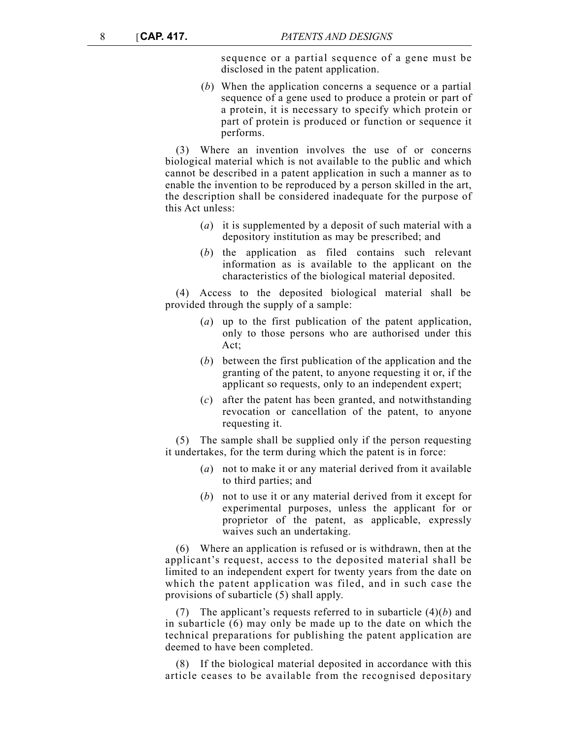sequence or a partial sequence of a gene must be disclosed in the patent application.

(*b*) When the application concerns a sequence or a partial sequence of a gene used to produce a protein or part of a protein, it is necessary to specify which protein or part of protein is produced or function or sequence it performs.

(3) Where an invention involves the use of or concerns biological material which is not available to the public and which cannot be described in a patent application in such a manner as to enable the invention to be reproduced by a person skilled in the art, the description shall be considered inadequate for the purpose of this Act unless:

(*a*) it is supplemented by a deposit of such material with a depository institution as may be prescribed; and

(*b*) the application as filed contains such relevant information as is available to the applicant on the characteristics of the biological material deposited.

(4) Access to the deposited biological material shall be provided through the supply of a sample:

(*a*) up to the first publication of the patent application, only to those persons who are authorised under this Act;

(*b*) between the first publication of the application and the granting of the patent, to anyone requesting it or, if the applicant so requests, only to an independent expert;

(*c*) after the patent has been granted, and notwithstanding revocation or cancellation of the patent, to anyone requesting it.

(5) The sample shall be supplied only if the person requesting it undertakes, for the term during which the patent is in force:

(*a*) not to make it or any material derived from it available to third parties; and

(*b*) not to use it or any material derived from it except for experimental purposes, unless the applicant for or proprietor of the patent, as applicable, expressly waives such an undertaking.

(6) Where an application is refused or is withdrawn, then at the applicant's request, access to the deposited material shall be limited to an independent expert for twenty years from the date on which the patent application was filed, and in such case the provisions of subarticle (5) shall apply.

(7) The applicant's requests referred to in subarticle (4)(*b*) and in subarticle (6) may only be made up to the date on which the technical preparations for publishing the patent application are deemed to have been completed.

(8) If the biological material deposited in accordance with this article ceases to be available from the recognised depositary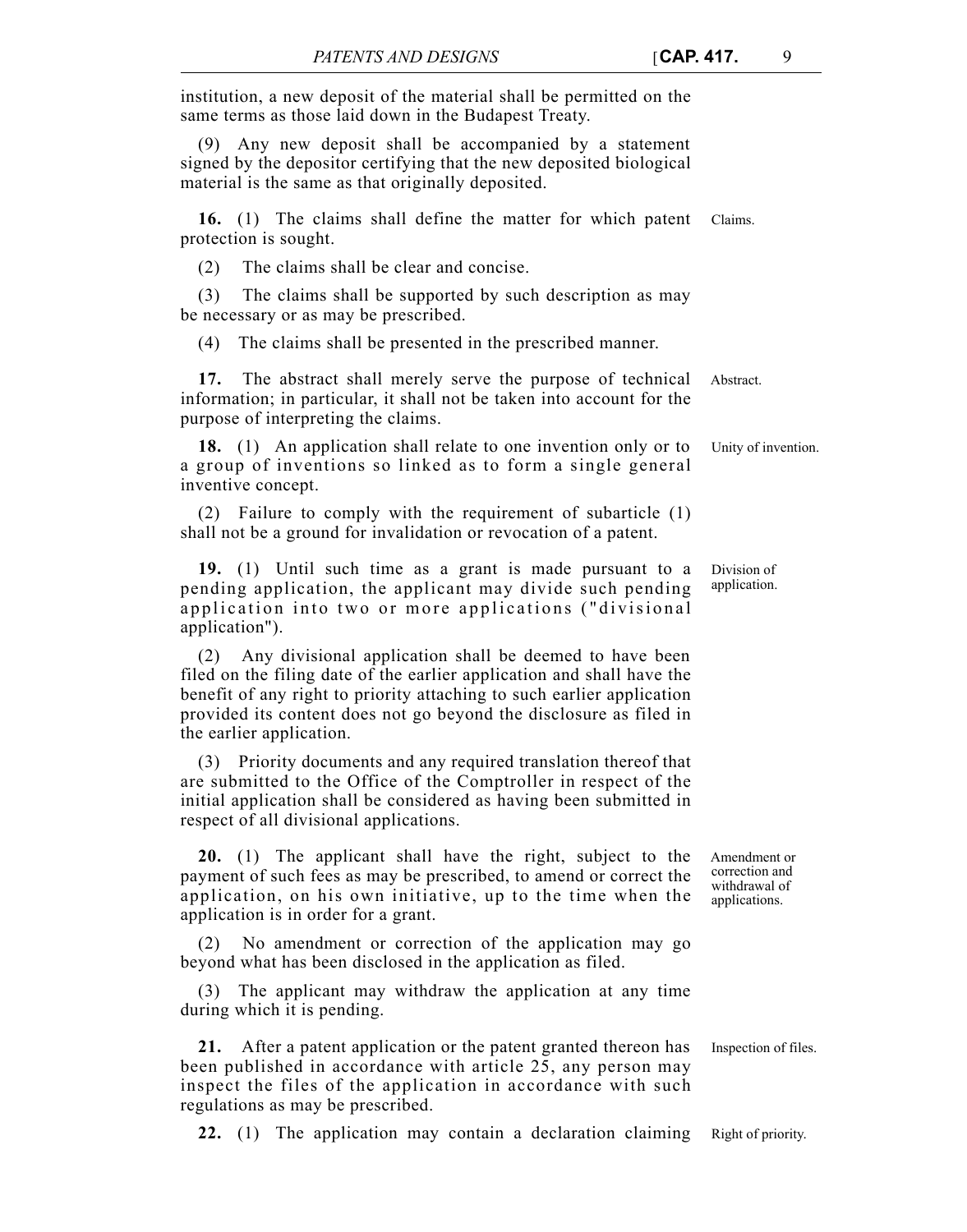institution, a new deposit of the material shall be permitted on the same terms as those laid down in the Budapest Treaty.

(9) Any new deposit shall be accompanied by a statement signed by the depositor certifying that the new deposited biological material is the same as that originally deposited.

Claims.

**16.** (1) The claims shall define the matter for which patent protection is sought.

(2) The claims shall be clear and concise.

(3) The claims shall be supported by such description as may be necessary or as may be prescribed.

(4) The claims shall be presented in the prescribed manner.

Abstract.

**17.** The abstract shall merely serve the purpose of technical information; in particular, it shall not be taken into account for the purpose of interpreting the claims.

Unity of invention.

**18.** (1) An application shall relate to one invention only or to a group of inventions so linked as to form a single general inventive concept.

(2) Failure to comply with the requirement of subarticle (1) shall not be a ground for invalidation or revocation of a patent.

Division of application.

**19.** (1) Until such time as a grant is made pursuant to a pending application, the applicant may divide such pending application into two or more applications ("divisional application").

(2) Any divisional application shall be deemed to have been filed on the filing date of the earlier application and shall have the benefit of any right to priority attaching to such earlier application provided its content does not go beyond the disclosure as filed in the earlier application.

(3) Priority documents and any required translation thereof that are submitted to the Office of the Comptroller in respect of the initial application shall be considered as having been submitted in respect of all divisional applications.

Amendment or correction and withdrawal of applications.

**20.** (1) The applicant shall have the right, subject to the payment of such fees as may be prescribed, to amend or correct the application, on his own initiative, up to the time when the application is in order for a grant.

(2) No amendment or correction of the application may go beyond what has been disclosed in the application as filed.

(3) The applicant may withdraw the application at any time during which it is pending.

Inspection of files.

**21.** After a patent application or the patent granted thereon has been published in accordance with article 25, any person may inspect the files of the application in accordance with such regulations as may be prescribed.

Right of priority.

**22.** (1) The application may contain a declaration claiming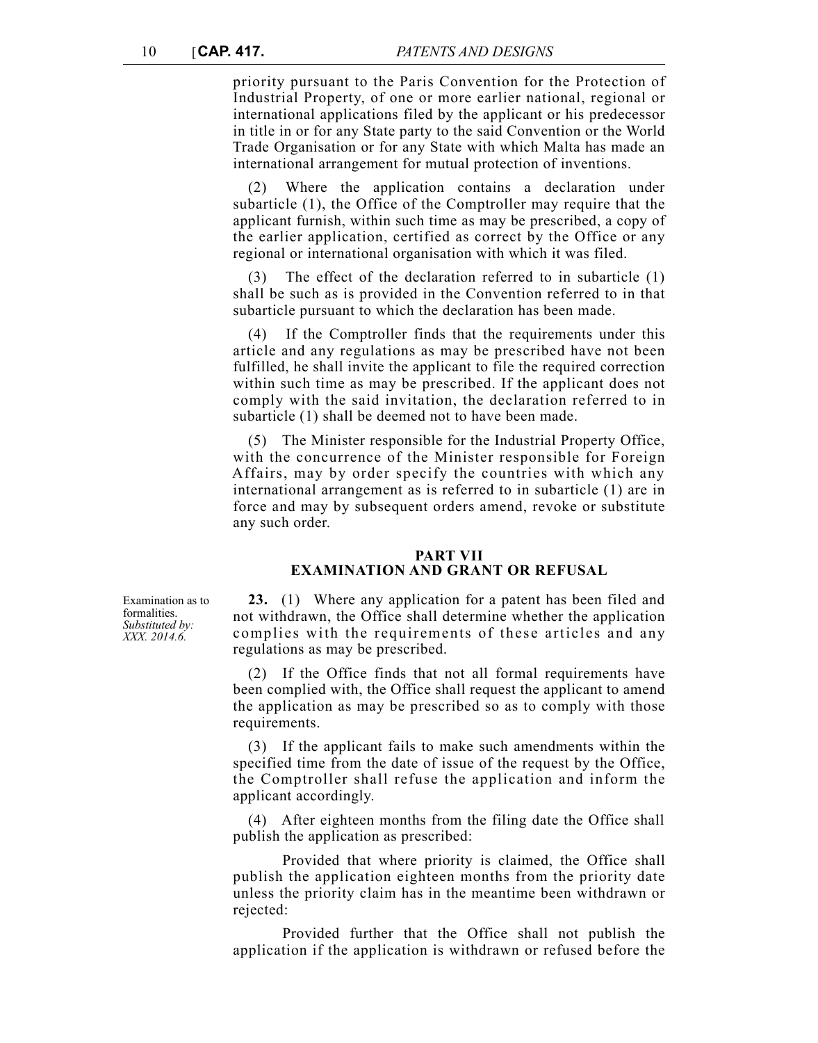priority pursuant to the Paris Convention for the Protection of Industrial Property, of one or more earlier national, regional or international applications filed by the applicant or his predecessor in title in or for any State party to the said Convention or the World Trade Organisation or for any State with which Malta has made an international arrangement for mutual protection of inventions.

(2) Where the application contains a declaration under subarticle (1), the Office of the Comptroller may require that the applicant furnish, within such time as may be prescribed, a copy of the earlier application, certified as correct by the Office or any regional or international organisation with which it was filed.

(3) The effect of the declaration referred to in subarticle (1) shall be such as is provided in the Convention referred to in that subarticle pursuant to which the declaration has been made.

(4) If the Comptroller finds that the requirements under this article and any regulations as may be prescribed have not been fulfilled, he shall invite the applicant to file the required correction within such time as may be prescribed. If the applicant does not comply with the said invitation, the declaration referred to in subarticle (1) shall be deemed not to have been made.

(5) The Minister responsible for the Industrial Property Office, with the concurrence of the Minister responsible for Foreign Affairs, may by order specify the countries with which any international arrangement as is referred to in subarticle (1) are in force and may by subsequent orders amend, revoke or substitute any such order.

## PART VII
## EXAMINATION AND GRANT OR REFUSAL

Examination as to formalities.
*Substituted by: XXX. 2014.6.*

**23.** (1) Where any application for a patent has been filed and not withdrawn, the Office shall determine whether the application complies with the requirements of these articles and any regulations as may be prescribed.

(2) If the Office finds that not all formal requirements have been complied with, the Office shall request the applicant to amend the application as may be prescribed so as to comply with those requirements.

(3) If the applicant fails to make such amendments within the specified time from the date of issue of the request by the Office, the Comptroller shall refuse the application and inform the applicant accordingly.

(4) After eighteen months from the filing date the Office shall publish the application as prescribed:

Provided that where priority is claimed, the Office shall publish the application eighteen months from the priority date unless the priority claim has in the meantime been withdrawn or rejected:

Provided further that the Office shall not publish the application if the application is withdrawn or refused before the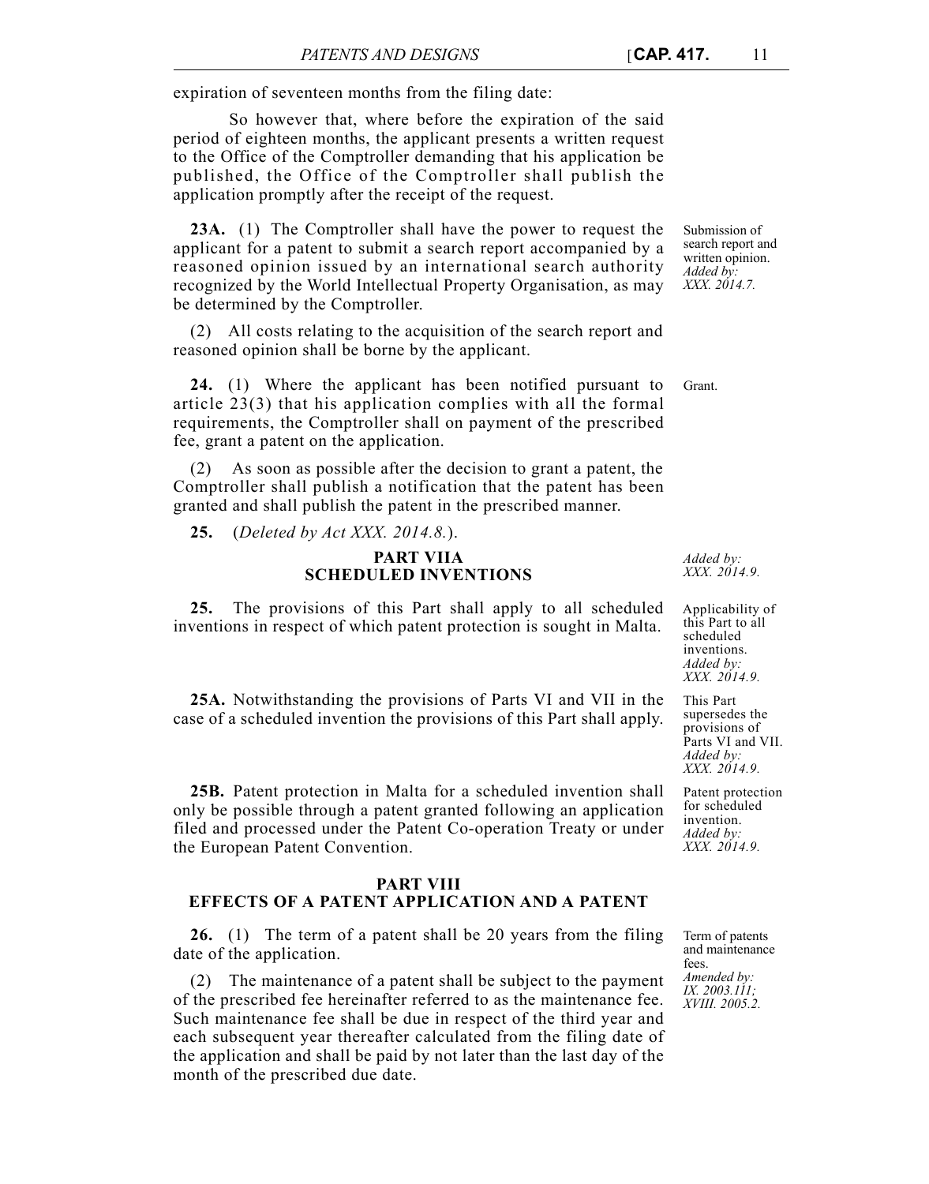expiration of seventeen months from the filing date:

So however that, where before the expiration of the said period of eighteen months, the applicant presents a written request to the Office of the Comptroller demanding that his application be published, the Office of the Comptroller shall publish the application promptly after the receipt of the request.

*Submission of search report and written opinion. Added by: XXX. 2014.7.*

**23A.** (1) The Comptroller shall have the power to request the applicant for a patent to submit a search report accompanied by a reasoned opinion issued by an international search authority recognized by the World Intellectual Property Organisation, as may be determined by the Comptroller.

(2) All costs relating to the acquisition of the search report and reasoned opinion shall be borne by the applicant.

*Grant.*

**24.** (1) Where the applicant has been notified pursuant to article 23(3) that his application complies with all the formal requirements, the Comptroller shall on payment of the prescribed fee, grant a patent on the application.

(2) As soon as possible after the decision to grant a patent, the Comptroller shall publish a notification that the patent has been granted and shall publish the patent in the prescribed manner.

**25.** (*Deleted by Act XXX. 2014.8.*).

## PART VIIA
## SCHEDULED INVENTIONS

*Added by: XXX. 2014.9.*

*Applicability of this Part to all scheduled inventions. Added by: XXX. 2014.9.*

**25.** The provisions of this Part shall apply to all scheduled inventions in respect of which patent protection is sought in Malta.

*This Part supersedes the provisions of Parts VI and VII. Added by: XXX. 2014.9.*

**25A.** Notwithstanding the provisions of Parts VI and VII in the case of a scheduled invention the provisions of this Part shall apply.

*Patent protection for scheduled invention. Added by: XXX. 2014.9.*

**25B.** Patent protection in Malta for a scheduled invention shall only be possible through a patent granted following an application filed and processed under the Patent Co-operation Treaty or under the European Patent Convention.

## PART VIII
## EFFECTS OF A PATENT APPLICATION AND A PATENT

*Term of patents and maintenance fees. Amended by: IX. 2003.111; XVIII. 2005.2.*

**26.** (1) The term of a patent shall be 20 years from the filing date of the application.

(2) The maintenance of a patent shall be subject to the payment of the prescribed fee hereinafter referred to as the maintenance fee. Such maintenance fee shall be due in respect of the third year and each subsequent year thereafter calculated from the filing date of the application and shall be paid by not later than the last day of the month of the prescribed due date.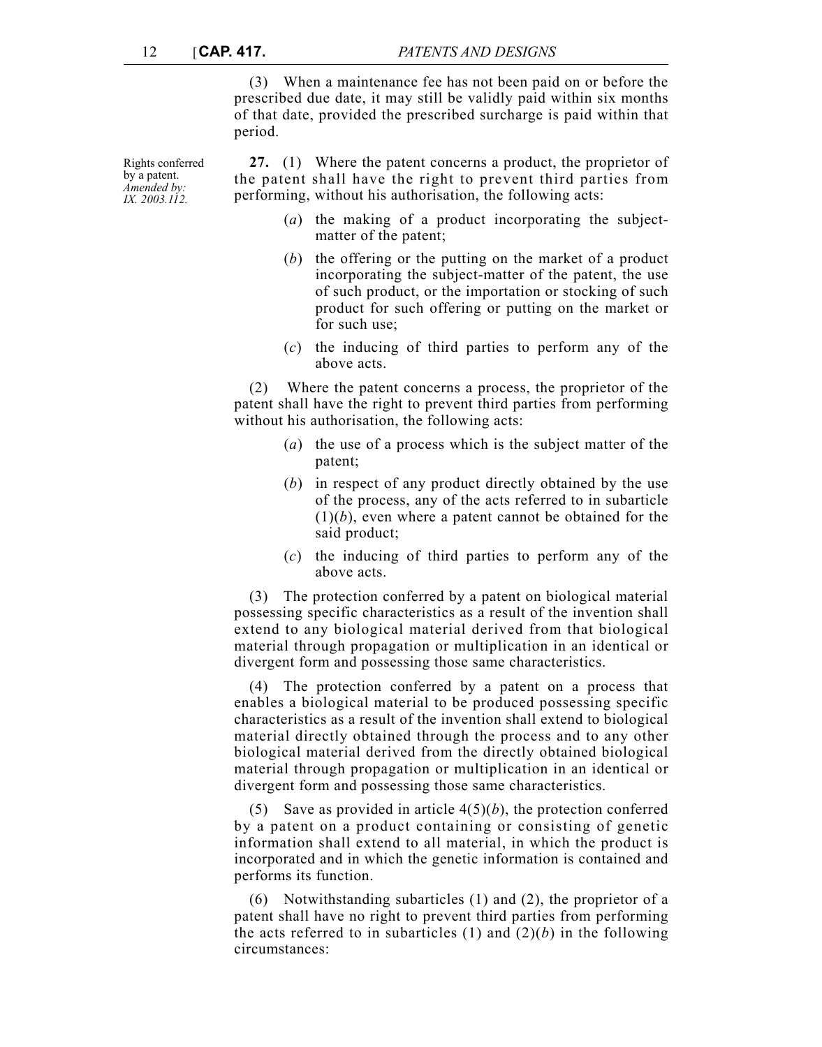(3) When a maintenance fee has not been paid on or before the prescribed due date, it may still be validly paid within six months of that date, provided the prescribed surcharge is paid within that period.

Rights conferred by a patent.
*Amended by: IX. 2003.112.*

**27.** (1) Where the patent concerns a product, the proprietor of the patent shall have the right to prevent third parties from performing, without his authorisation, the following acts:

(*a*) the making of a product incorporating the subject-matter of the patent;

(*b*) the offering or the putting on the market of a product incorporating the subject-matter of the patent, the use of such product, or the importation or stocking of such product for such offering or putting on the market or for such use;

(*c*) the inducing of third parties to perform any of the above acts.

(2) Where the patent concerns a process, the proprietor of the patent shall have the right to prevent third parties from performing without his authorisation, the following acts:

(*a*) the use of a process which is the subject matter of the patent;

(*b*) in respect of any product directly obtained by the use of the process, any of the acts referred to in subarticle (1)(*b*), even where a patent cannot be obtained for the said product;

(*c*) the inducing of third parties to perform any of the above acts.

(3) The protection conferred by a patent on biological material possessing specific characteristics as a result of the invention shall extend to any biological material derived from that biological material through propagation or multiplication in an identical or divergent form and possessing those same characteristics.

(4) The protection conferred by a patent on a process that enables a biological material to be produced possessing specific characteristics as a result of the invention shall extend to biological material directly obtained through the process and to any other biological material derived from the directly obtained biological material through propagation or multiplication in an identical or divergent form and possessing those same characteristics.

(5) Save as provided in article 4(5)(*b*), the protection conferred by a patent on a product containing or consisting of genetic information shall extend to all material, in which the product is incorporated and in which the genetic information is contained and performs its function.

(6) Notwithstanding subarticles (1) and (2), the proprietor of a patent shall have no right to prevent third parties from performing the acts referred to in subarticles (1) and (2)(*b*) in the following circumstances: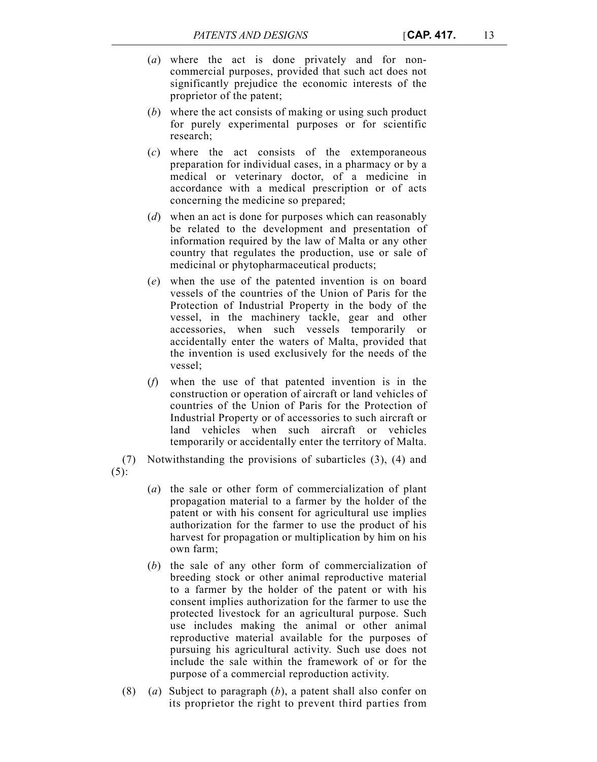(*a*) where the act is done privately and for non-commercial purposes, provided that such act does not significantly prejudice the economic interests of the proprietor of the patent;

(*b*) where the act consists of making or using such product for purely experimental purposes or for scientific research;

(*c*) where the act consists of the extemporaneous preparation for individual cases, in a pharmacy or by a medical or veterinary doctor, of a medicine in accordance with a medical prescription or of acts concerning the medicine so prepared;

(*d*) when an act is done for purposes which can reasonably be related to the development and presentation of information required by the law of Malta or any other country that regulates the production, use or sale of medicinal or phytopharmaceutical products;

(*e*) when the use of the patented invention is on board vessels of the countries of the Union of Paris for the Protection of Industrial Property in the body of the vessel, in the machinery tackle, gear and other accessories, when such vessels temporarily or accidentally enter the waters of Malta, provided that the invention is used exclusively for the needs of the vessel;

(*f*) when the use of that patented invention is in the construction or operation of aircraft or land vehicles of countries of the Union of Paris for the Protection of Industrial Property or of accessories to such aircraft or land vehicles when such aircraft or vehicles temporarily or accidentally enter the territory of Malta.

(7) Notwithstanding the provisions of subarticles (3), (4) and (5):

(*a*) the sale or other form of commercialization of plant propagation material to a farmer by the holder of the patent or with his consent for agricultural use implies authorization for the farmer to use the product of his harvest for propagation or multiplication by him on his own farm;

(*b*) the sale of any other form of commercialization of breeding stock or other animal reproductive material to a farmer by the holder of the patent or with his consent implies authorization for the farmer to use the protected livestock for an agricultural purpose. Such use includes making the animal or other animal reproductive material available for the purposes of pursuing his agricultural activity. Such use does not include the sale within the framework of or for the purpose of a commercial reproduction activity.

(8) (*a*) Subject to paragraph (*b*), a patent shall also confer on its proprietor the right to prevent third parties from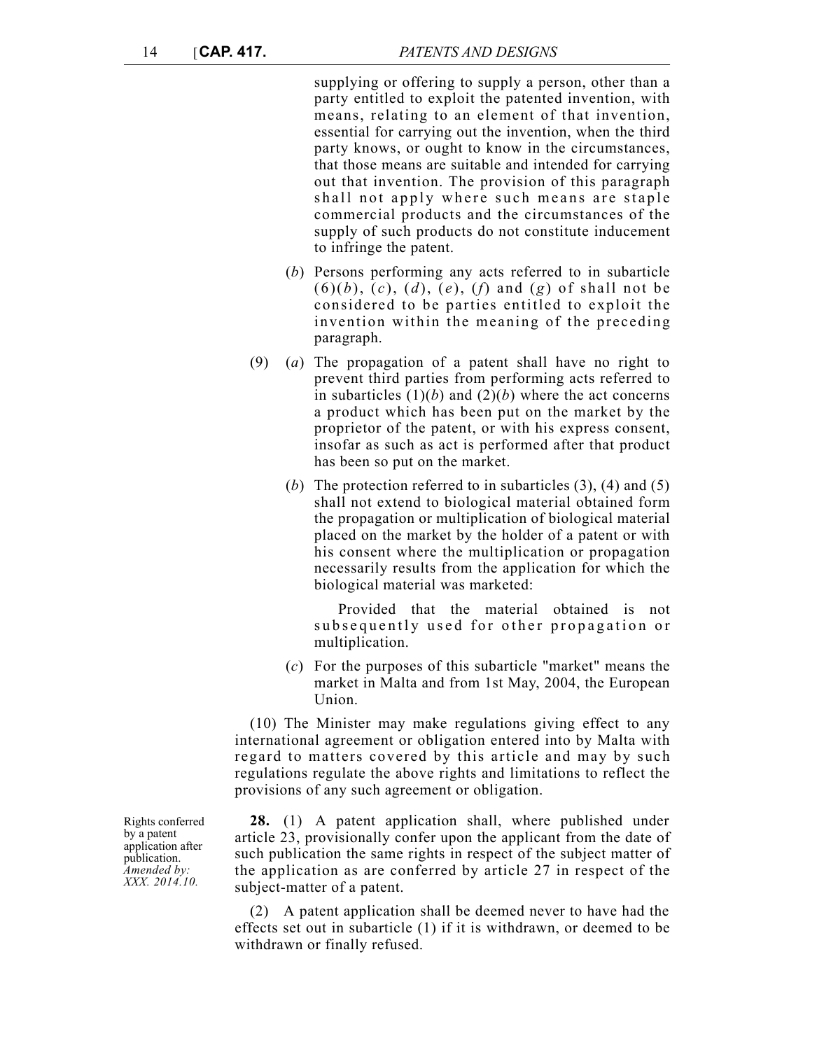supplying or offering to supply a person, other than a party entitled to exploit the patented invention, with means, relating to an element of that invention, essential for carrying out the invention, when the third party knows, or ought to know in the circumstances, that those means are suitable and intended for carrying out that invention. The provision of this paragraph shall not apply where such means are staple commercial products and the circumstances of the supply of such products do not constitute inducement to infringe the patent.

(*b*) Persons performing any acts referred to in subarticle (6)(*b*), (*c*), (*d*), (*e*), (*f*) and (*g*) of shall not be considered to be parties entitled to exploit the invention within the meaning of the preceding paragraph.

(9) (*a*) The propagation of a patent shall have no right to prevent third parties from performing acts referred to in subarticles (1)(*b*) and (2)(*b*) where the act concerns a product which has been put on the market by the proprietor of the patent, or with his express consent, insofar as such as act is performed after that product has been so put on the market.

(*b*) The protection referred to in subarticles (3), (4) and (5) shall not extend to biological material obtained form the propagation or multiplication of biological material placed on the market by the holder of a patent or with his consent where the multiplication or propagation necessarily results from the application for which the biological material was marketed:

Provided that the material obtained is not subsequently used for other propagation or multiplication.

(*c*) For the purposes of this subarticle "market" means the market in Malta and from 1st May, 2004, the European Union.

(10) The Minister may make regulations giving effect to any international agreement or obligation entered into by Malta with regard to matters covered by this article and may by such regulations regulate the above rights and limitations to reflect the provisions of any such agreement or obligation.

Rights conferred by a patent application after publication. *Amended by: XXX. 2014.10.*

**28.** (1) A patent application shall, where published under article 23, provisionally confer upon the applicant from the date of such publication the same rights in respect of the subject matter of the application as are conferred by article 27 in respect of the subject-matter of a patent.

(2) A patent application shall be deemed never to have had the effects set out in subarticle (1) if it is withdrawn, or deemed to be withdrawn or finally refused.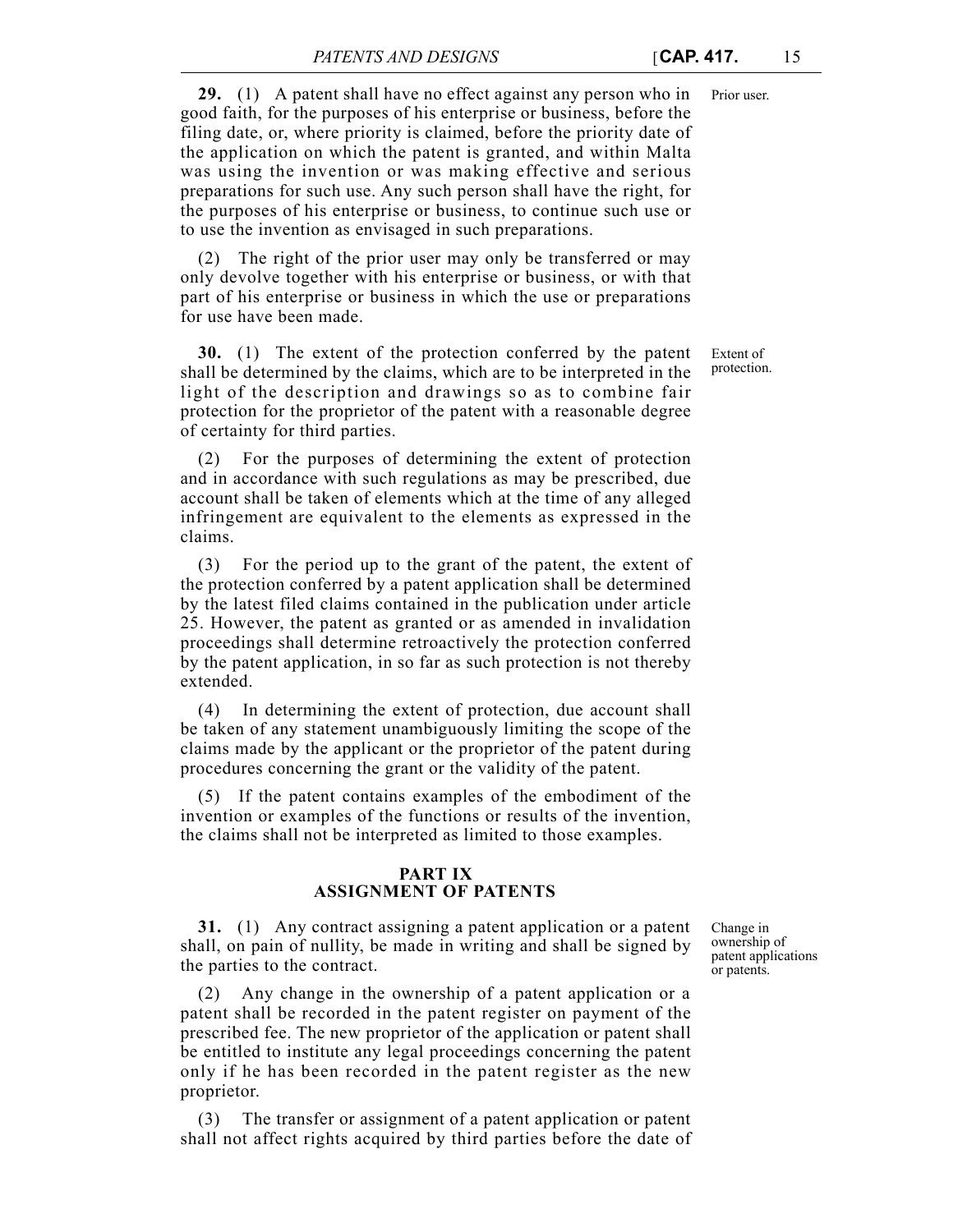**29.** (1) A patent shall have no effect against any person who in good faith, for the purposes of his enterprise or business, before the filing date, or, where priority is claimed, before the priority date of the application on which the patent is granted, and within Malta was using the invention or was making effective and serious preparations for such use. Any such person shall have the right, for the purposes of his enterprise or business, to continue such use or to use the invention as envisaged in such preparations.

Prior user.

(2) The right of the prior user may only be transferred or may only devolve together with his enterprise or business, or with that part of his enterprise or business in which the use or preparations for use have been made.

**30.** (1) The extent of the protection conferred by the patent shall be determined by the claims, which are to be interpreted in the light of the description and drawings so as to combine fair protection for the proprietor of the patent with a reasonable degree of certainty for third parties.

Extent of protection.

(2) For the purposes of determining the extent of protection and in accordance with such regulations as may be prescribed, due account shall be taken of elements which at the time of any alleged infringement are equivalent to the elements as expressed in the claims.

(3) For the period up to the grant of the patent, the extent of the protection conferred by a patent application shall be determined by the latest filed claims contained in the publication under article 25. However, the patent as granted or as amended in invalidation proceedings shall determine retroactively the protection conferred by the patent application, in so far as such protection is not thereby extended.

(4) In determining the extent of protection, due account shall be taken of any statement unambiguously limiting the scope of the claims made by the applicant or the proprietor of the patent during procedures concerning the grant or the validity of the patent.

(5) If the patent contains examples of the embodiment of the invention or examples of the functions or results of the invention, the claims shall not be interpreted as limited to those examples.

## PART IX
## ASSIGNMENT OF PATENTS

**31.** (1) Any contract assigning a patent application or a patent shall, on pain of nullity, be made in writing and shall be signed by the parties to the contract.

Change in ownership of patent applications or patents.

(2) Any change in the ownership of a patent application or a patent shall be recorded in the patent register on payment of the prescribed fee. The new proprietor of the application or patent shall be entitled to institute any legal proceedings concerning the patent only if he has been recorded in the patent register as the new proprietor.

(3) The transfer or assignment of a patent application or patent shall not affect rights acquired by third parties before the date of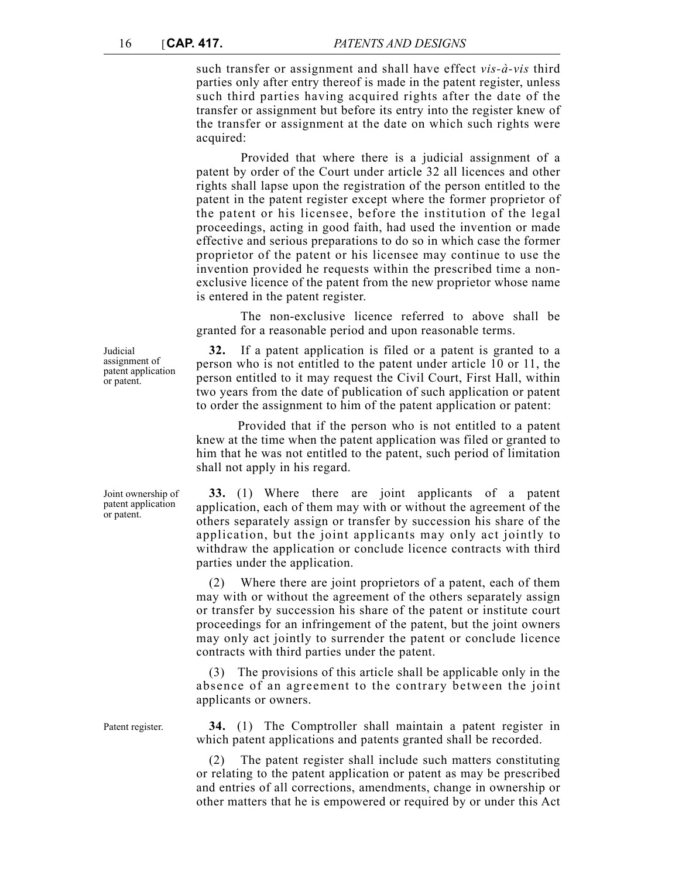such transfer or assignment and shall have effect *vis-à-vis* third parties only after entry thereof is made in the patent register, unless such third parties having acquired rights after the date of the transfer or assignment but before its entry into the register knew of the transfer or assignment at the date on which such rights were acquired:

Provided that where there is a judicial assignment of a patent by order of the Court under article 32 all licences and other rights shall lapse upon the registration of the person entitled to the patent in the patent register except where the former proprietor of the patent or his licensee, before the institution of the legal proceedings, acting in good faith, had used the invention or made effective and serious preparations to do so in which case the former proprietor of the patent or his licensee may continue to use the invention provided he requests within the prescribed time a non-exclusive licence of the patent from the new proprietor whose name is entered in the patent register.

The non-exclusive licence referred to above shall be granted for a reasonable period and upon reasonable terms.

*Judicial assignment of patent application or patent.*

**32.** If a patent application is filed or a patent is granted to a person who is not entitled to the patent under article 10 or 11, the person entitled to it may request the Civil Court, First Hall, within two years from the date of publication of such application or patent to order the assignment to him of the patent application or patent:

Provided that if the person who is not entitled to a patent knew at the time when the patent application was filed or granted to him that he was not entitled to the patent, such period of limitation shall not apply in his regard.

*Joint ownership of patent application or patent.*

**33.** (1) Where there are joint applicants of a patent application, each of them may with or without the agreement of the others separately assign or transfer by succession his share of the application, but the joint applicants may only act jointly to withdraw the application or conclude licence contracts with third parties under the application.

(2) Where there are joint proprietors of a patent, each of them may with or without the agreement of the others separately assign or transfer by succession his share of the patent or institute court proceedings for an infringement of the patent, but the joint owners may only act jointly to surrender the patent or conclude licence contracts with third parties under the patent.

(3) The provisions of this article shall be applicable only in the absence of an agreement to the contrary between the joint applicants or owners.

*Patent register.*

**34.** (1) The Comptroller shall maintain a patent register in which patent applications and patents granted shall be recorded.

(2) The patent register shall include such matters constituting or relating to the patent application or patent as may be prescribed and entries of all corrections, amendments, change in ownership or other matters that he is empowered or required by or under this Act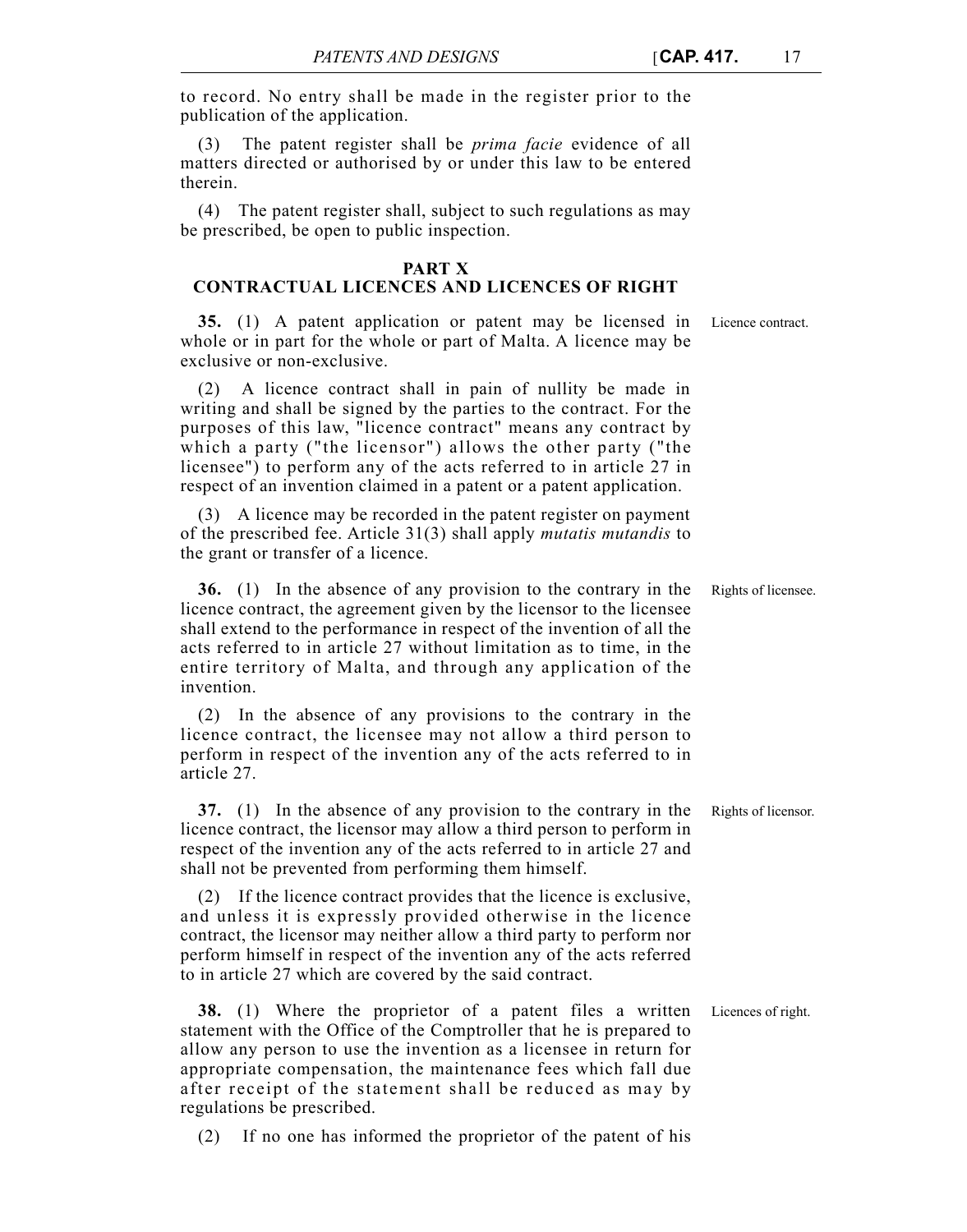to record. No entry shall be made in the register prior to the publication of the application.

(3) The patent register shall be *prima facie* evidence of all matters directed or authorised by or under this law to be entered therein.

(4) The patent register shall, subject to such regulations as may be prescribed, be open to public inspection.

## PART X
## CONTRACTUAL LICENCES AND LICENCES OF RIGHT

Licence contract.

**35.** (1) A patent application or patent may be licensed in whole or in part for the whole or part of Malta. A licence may be exclusive or non-exclusive.

(2) A licence contract shall in pain of nullity be made in writing and shall be signed by the parties to the contract. For the purposes of this law, "licence contract" means any contract by which a party ("the licensor") allows the other party ("the licensee") to perform any of the acts referred to in article 27 in respect of an invention claimed in a patent or a patent application.

(3) A licence may be recorded in the patent register on payment of the prescribed fee. Article 31(3) shall apply *mutatis mutandis* to the grant or transfer of a licence.

Rights of licensee.

**36.** (1) In the absence of any provision to the contrary in the licence contract, the agreement given by the licensor to the licensee shall extend to the performance in respect of the invention of all the acts referred to in article 27 without limitation as to time, in the entire territory of Malta, and through any application of the invention.

(2) In the absence of any provisions to the contrary in the licence contract, the licensee may not allow a third person to perform in respect of the invention any of the acts referred to in article 27.

Rights of licensor.

**37.** (1) In the absence of any provision to the contrary in the licence contract, the licensor may allow a third person to perform in respect of the invention any of the acts referred to in article 27 and shall not be prevented from performing them himself.

(2) If the licence contract provides that the licence is exclusive, and unless it is expressly provided otherwise in the licence contract, the licensor may neither allow a third party to perform nor perform himself in respect of the invention any of the acts referred to in article 27 which are covered by the said contract.

Licences of right.

**38.** (1) Where the proprietor of a patent files a written statement with the Office of the Comptroller that he is prepared to allow any person to use the invention as a licensee in return for appropriate compensation, the maintenance fees which fall due after receipt of the statement shall be reduced as may by regulations be prescribed.

(2) If no one has informed the proprietor of the patent of his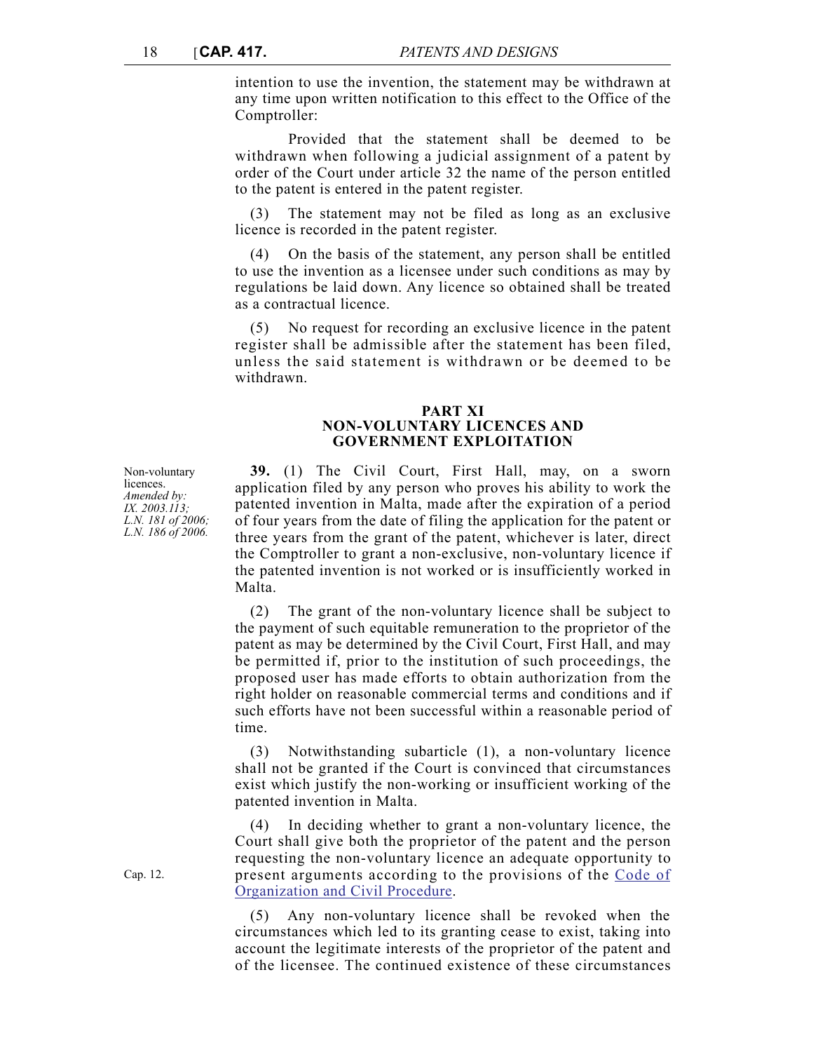intention to use the invention, the statement may be withdrawn at any time upon written notification to this effect to the Office of the Comptroller:

Provided that the statement shall be deemed to be withdrawn when following a judicial assignment of a patent by order of the Court under article 32 the name of the person entitled to the patent is entered in the patent register.

(3) The statement may not be filed as long as an exclusive licence is recorded in the patent register.

(4) On the basis of the statement, any person shall be entitled to use the invention as a licensee under such conditions as may by regulations be laid down. Any licence so obtained shall be treated as a contractual licence.

(5) No request for recording an exclusive licence in the patent register shall be admissible after the statement has been filed, unless the said statement is withdrawn or be deemed to be withdrawn.

## PART XI
## NON-VOLUNTARY LICENCES AND GOVERNMENT EXPLOITATION

Non-voluntary licences.
*Amended by: IX. 2003.113; L.N. 181 of 2006; L.N. 186 of 2006.*

**39.** (1) The Civil Court, First Hall, may, on a sworn application filed by any person who proves his ability to work the patented invention in Malta, made after the expiration of a period of four years from the date of filing the application for the patent or three years from the grant of the patent, whichever is later, direct the Comptroller to grant a non-exclusive, non-voluntary licence if the patented invention is not worked or is insufficiently worked in Malta.

(2) The grant of the non-voluntary licence shall be subject to the payment of such equitable remuneration to the proprietor of the patent as may be determined by the Civil Court, First Hall, and may be permitted if, prior to the institution of such proceedings, the proposed user has made efforts to obtain authorization from the right holder on reasonable commercial terms and conditions and if such efforts have not been successful within a reasonable period of time.

(3) Notwithstanding subarticle (1), a non-voluntary licence shall not be granted if the Court is convinced that circumstances exist which justify the non-working or insufficient working of the patented invention in Malta.

Cap. 12.

(4) In deciding whether to grant a non-voluntary licence, the Court shall give both the proprietor of the patent and the person requesting the non-voluntary licence an adequate opportunity to present arguments according to the provisions of the Code of Organization and Civil Procedure.

(5) Any non-voluntary licence shall be revoked when the circumstances which led to its granting cease to exist, taking into account the legitimate interests of the proprietor of the patent and of the licensee. The continued existence of these circumstances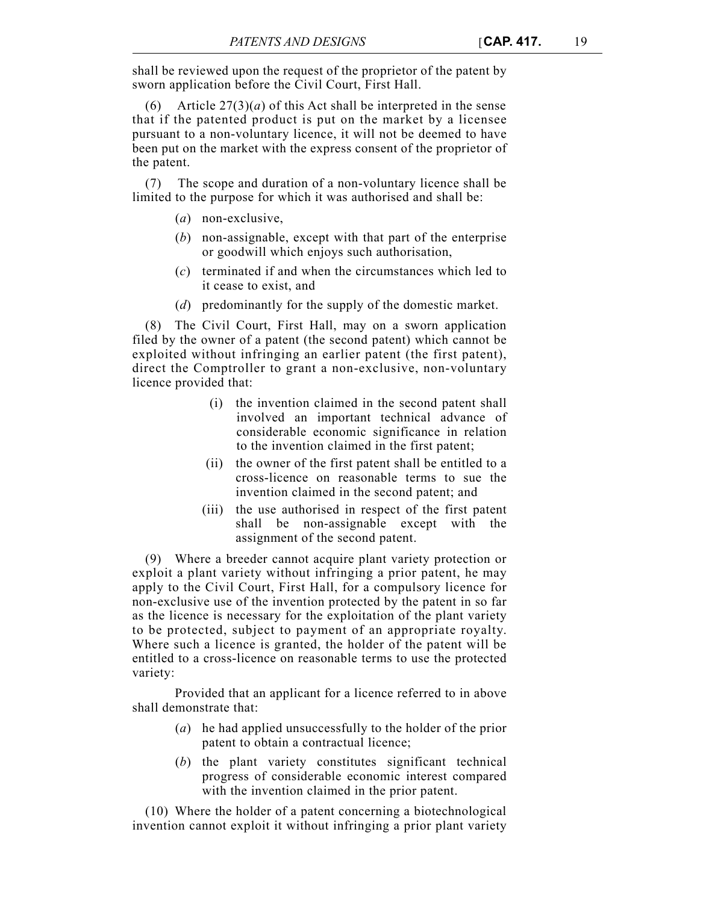shall be reviewed upon the request of the proprietor of the patent by sworn application before the Civil Court, First Hall.

(6) Article 27(3)(*a*) of this Act shall be interpreted in the sense that if the patented product is put on the market by a licensee pursuant to a non-voluntary licence, it will not be deemed to have been put on the market with the express consent of the proprietor of the patent.

(7) The scope and duration of a non-voluntary licence shall be limited to the purpose for which it was authorised and shall be:

- (*a*) non-exclusive,
- (*b*) non-assignable, except with that part of the enterprise or goodwill which enjoys such authorisation,
- (*c*) terminated if and when the circumstances which led to it cease to exist, and
- (*d*) predominantly for the supply of the domestic market.

(8) The Civil Court, First Hall, may on a sworn application filed by the owner of a patent (the second patent) which cannot be exploited without infringing an earlier patent (the first patent), direct the Comptroller to grant a non-exclusive, non-voluntary licence provided that:

- (i) the invention claimed in the second patent shall involved an important technical advance of considerable economic significance in relation to the invention claimed in the first patent;
- (ii) the owner of the first patent shall be entitled to a cross-licence on reasonable terms to sue the invention claimed in the second patent; and
- (iii) the use authorised in respect of the first patent shall be non-assignable except with the assignment of the second patent.

(9) Where a breeder cannot acquire plant variety protection or exploit a plant variety without infringing a prior patent, he may apply to the Civil Court, First Hall, for a compulsory licence for non-exclusive use of the invention protected by the patent in so far as the licence is necessary for the exploitation of the plant variety to be protected, subject to payment of an appropriate royalty. Where such a licence is granted, the holder of the patent will be entitled to a cross-licence on reasonable terms to use the protected variety:

Provided that an applicant for a licence referred to in above shall demonstrate that:

- (*a*) he had applied unsuccessfully to the holder of the prior patent to obtain a contractual licence;
- (*b*) the plant variety constitutes significant technical progress of considerable economic interest compared with the invention claimed in the prior patent.

(10) Where the holder of a patent concerning a biotechnological invention cannot exploit it without infringing a prior plant variety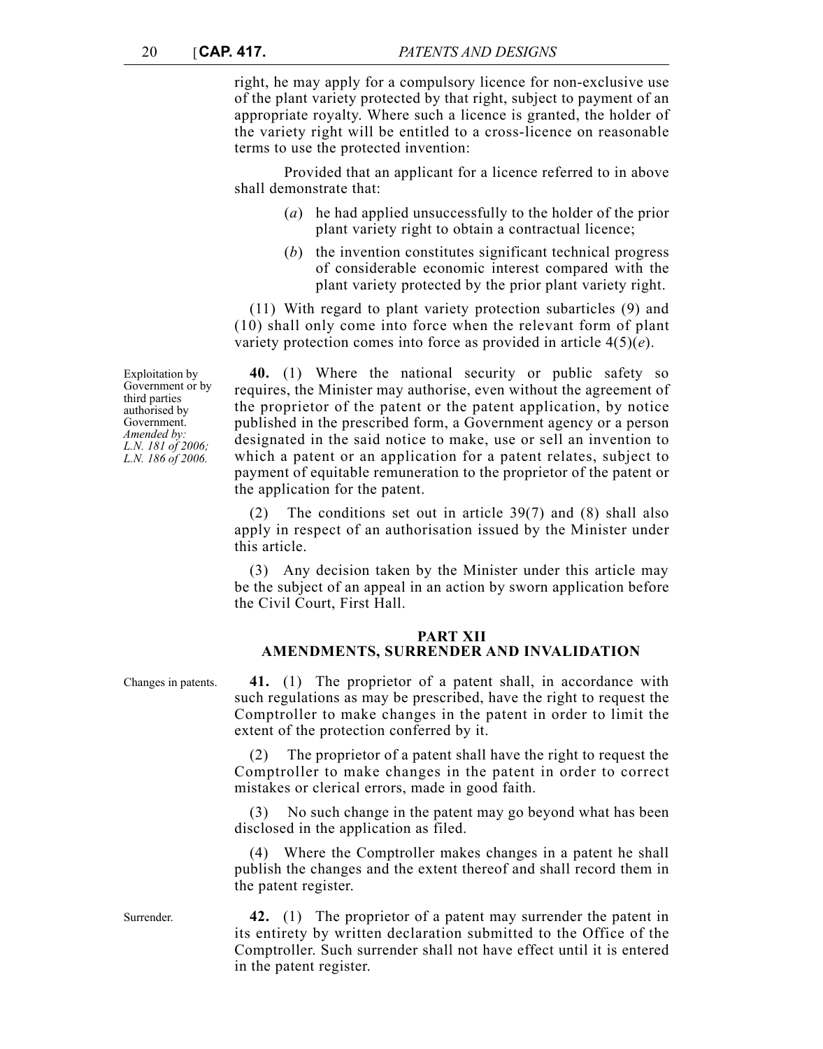right, he may apply for a compulsory licence for non-exclusive use of the plant variety protected by that right, subject to payment of an appropriate royalty. Where such a licence is granted, the holder of the variety right will be entitled to a cross-licence on reasonable terms to use the protected invention:

Provided that an applicant for a licence referred to in above shall demonstrate that:

(*a*) he had applied unsuccessfully to the holder of the prior plant variety right to obtain a contractual licence;

(*b*) the invention constitutes significant technical progress of considerable economic interest compared with the plant variety protected by the prior plant variety right.

(11) With regard to plant variety protection subarticles (9) and (10) shall only come into force when the relevant form of plant variety protection comes into force as provided in article 4(5)(*e*).

Exploitation by Government or by third parties authorised by Government. *Amended by: L.N. 181 of 2006; L.N. 186 of 2006.*

**40.** (1) Where the national security or public safety so requires, the Minister may authorise, even without the agreement of the proprietor of the patent or the patent application, by notice published in the prescribed form, a Government agency or a person designated in the said notice to make, use or sell an invention to which a patent or an application for a patent relates, subject to payment of equitable remuneration to the proprietor of the patent or the application for the patent.

(2) The conditions set out in article 39(7) and (8) shall also apply in respect of an authorisation issued by the Minister under this article.

(3) Any decision taken by the Minister under this article may be the subject of an appeal in an action by sworn application before the Civil Court, First Hall.

## PART XII
## AMENDMENTS, SURRENDER AND INVALIDATION

Changes in patents.

**41.** (1) The proprietor of a patent shall, in accordance with such regulations as may be prescribed, have the right to request the Comptroller to make changes in the patent in order to limit the extent of the protection conferred by it.

(2) The proprietor of a patent shall have the right to request the Comptroller to make changes in the patent in order to correct mistakes or clerical errors, made in good faith.

(3) No such change in the patent may go beyond what has been disclosed in the application as filed.

(4) Where the Comptroller makes changes in a patent he shall publish the changes and the extent thereof and shall record them in the patent register.

Surrender.

**42.** (1) The proprietor of a patent may surrender the patent in its entirety by written declaration submitted to the Office of the Comptroller. Such surrender shall not have effect until it is entered in the patent register.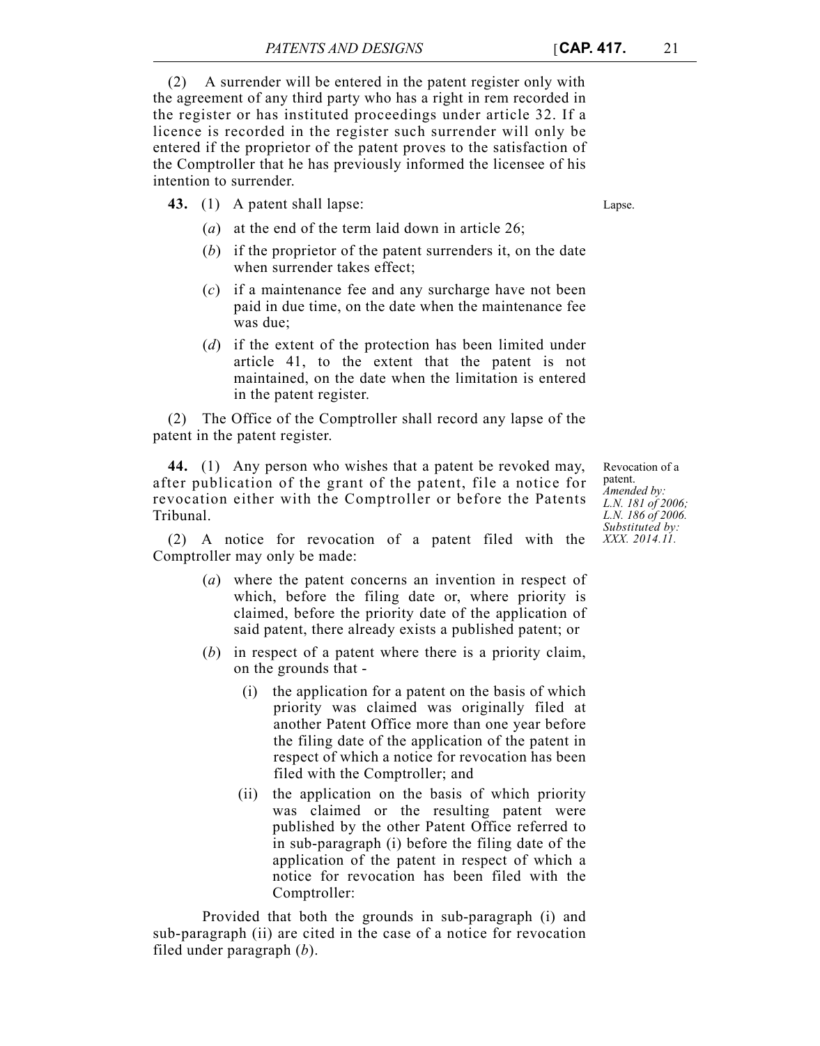(2) A surrender will be entered in the patent register only with the agreement of any third party who has a right in rem recorded in the register or has instituted proceedings under article 32. If a licence is recorded in the register such surrender will only be entered if the proprietor of the patent proves to the satisfaction of the Comptroller that he has previously informed the licensee of his intention to surrender.

Lapse.

**43.** (1) A patent shall lapse:

(*a*) at the end of the term laid down in article 26;

(*b*) if the proprietor of the patent surrenders it, on the date when surrender takes effect;

(*c*) if a maintenance fee and any surcharge have not been paid in due time, on the date when the maintenance fee was due;

(*d*) if the extent of the protection has been limited under article 41, to the extent that the patent is not maintained, on the date when the limitation is entered in the patent register.

(2) The Office of the Comptroller shall record any lapse of the patent in the patent register.

Revocation of a patent.
*Amended by: L.N. 181 of 2006; L.N. 186 of 2006. Substituted by: XXX. 2014.11.*

**44.** (1) Any person who wishes that a patent be revoked may, after publication of the grant of the patent, file a notice for revocation either with the Comptroller or before the Patents Tribunal.

(2) A notice for revocation of a patent filed with the Comptroller may only be made:

(*a*) where the patent concerns an invention in respect of which, before the filing date or, where priority is claimed, before the priority date of the application of said patent, there already exists a published patent; or

(*b*) in respect of a patent where there is a priority claim, on the grounds that -

(i) the application for a patent on the basis of which priority was claimed was originally filed at another Patent Office more than one year before the filing date of the application of the patent in respect of which a notice for revocation has been filed with the Comptroller; and

(ii) the application on the basis of which priority was claimed or the resulting patent were published by the other Patent Office referred to in sub-paragraph (i) before the filing date of the application of the patent in respect of which a notice for revocation has been filed with the Comptroller:

Provided that both the grounds in sub-paragraph (i) and sub-paragraph (ii) are cited in the case of a notice for revocation filed under paragraph (*b*).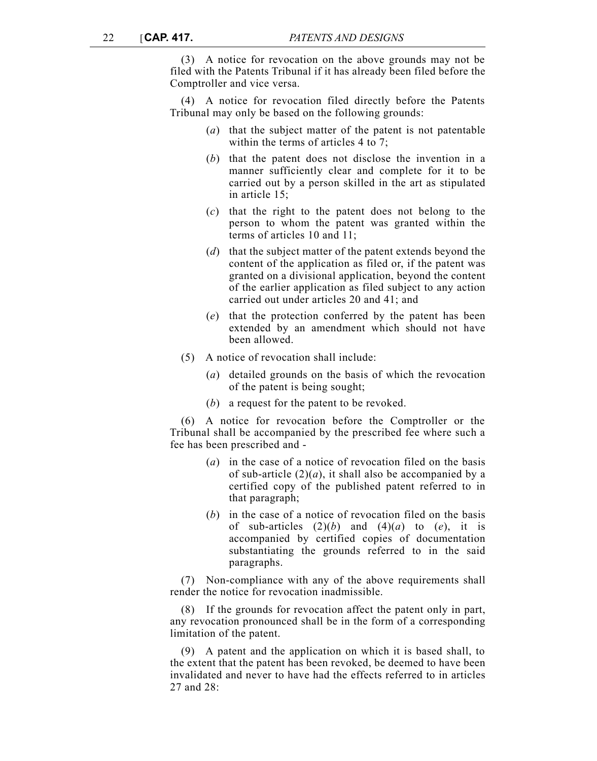(3) A notice for revocation on the above grounds may not be filed with the Patents Tribunal if it has already been filed before the Comptroller and vice versa.

(4) A notice for revocation filed directly before the Patents Tribunal may only be based on the following grounds:

(*a*) that the subject matter of the patent is not patentable within the terms of articles 4 to 7;

(*b*) that the patent does not disclose the invention in a manner sufficiently clear and complete for it to be carried out by a person skilled in the art as stipulated in article 15;

(*c*) that the right to the patent does not belong to the person to whom the patent was granted within the terms of articles 10 and 11;

(*d*) that the subject matter of the patent extends beyond the content of the application as filed or, if the patent was granted on a divisional application, beyond the content of the earlier application as filed subject to any action carried out under articles 20 and 41; and

(*e*) that the protection conferred by the patent has been extended by an amendment which should not have been allowed.

(5) A notice of revocation shall include:

(*a*) detailed grounds on the basis of which the revocation of the patent is being sought;

(*b*) a request for the patent to be revoked.

(6) A notice for revocation before the Comptroller or the Tribunal shall be accompanied by the prescribed fee where such a fee has been prescribed and -

(*a*) in the case of a notice of revocation filed on the basis of sub-article (2)(*a*), it shall also be accompanied by a certified copy of the published patent referred to in that paragraph;

(*b*) in the case of a notice of revocation filed on the basis of sub-articles (2)(*b*) and (4)(*a*) to (*e*), it is accompanied by certified copies of documentation substantiating the grounds referred to in the said paragraphs.

(7) Non-compliance with any of the above requirements shall render the notice for revocation inadmissible.

(8) If the grounds for revocation affect the patent only in part, any revocation pronounced shall be in the form of a corresponding limitation of the patent.

(9) A patent and the application on which it is based shall, to the extent that the patent has been revoked, be deemed to have been invalidated and never to have had the effects referred to in articles 27 and 28: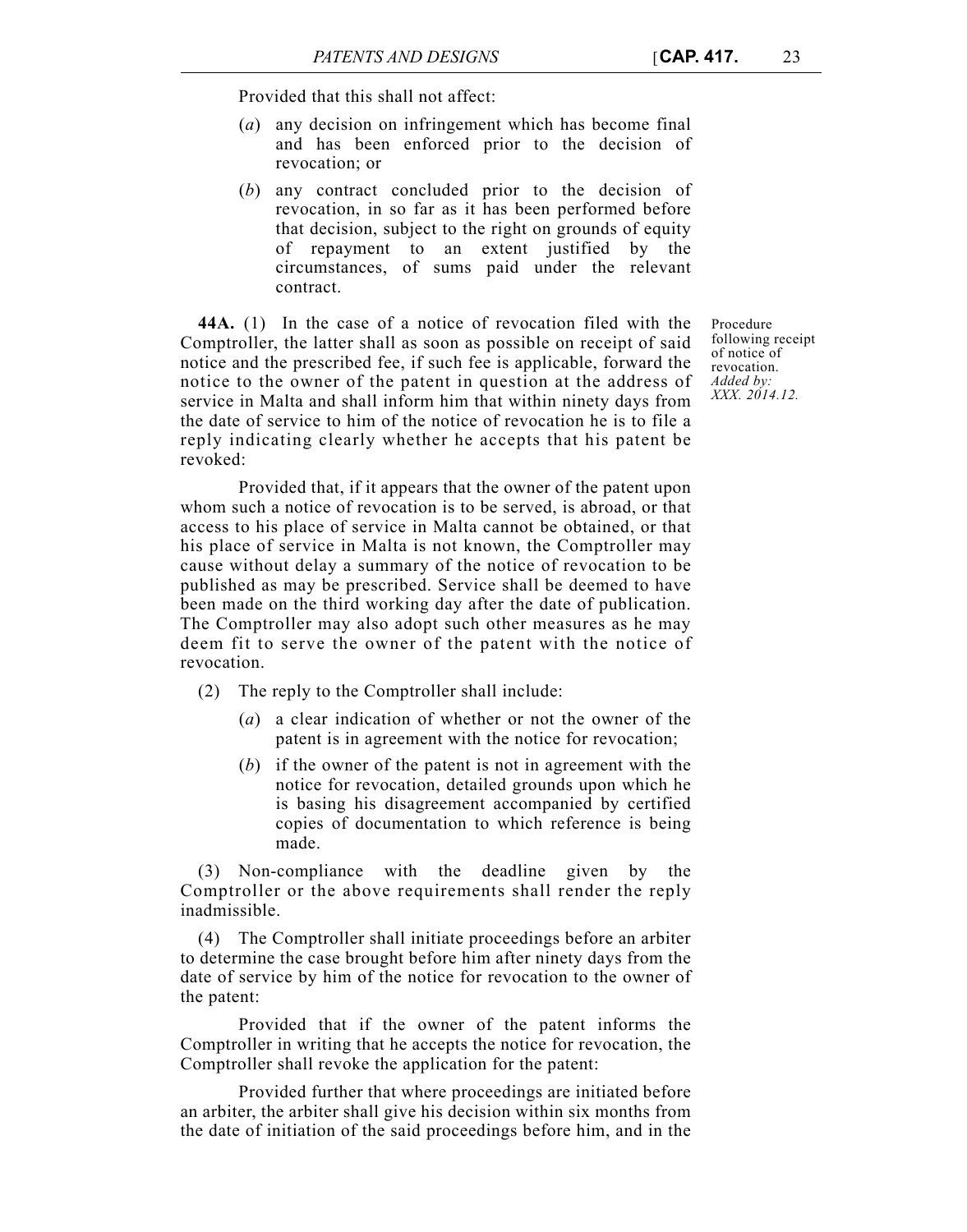Provided that this shall not affect:

(*a*) any decision on infringement which has become final and has been enforced prior to the decision of revocation; or

(*b*) any contract concluded prior to the decision of revocation, in so far as it has been performed before that decision, subject to the right on grounds of equity of repayment to an extent justified by the circumstances, of sums paid under the relevant contract.

Procedure following receipt of notice of revocation. *Added by: XXX. 2014.12.*

**44A.** (1) In the case of a notice of revocation filed with the Comptroller, the latter shall as soon as possible on receipt of said notice and the prescribed fee, if such fee is applicable, forward the notice to the owner of the patent in question at the address of service in Malta and shall inform him that within ninety days from the date of service to him of the notice of revocation he is to file a reply indicating clearly whether he accepts that his patent be revoked:

Provided that, if it appears that the owner of the patent upon whom such a notice of revocation is to be served, is abroad, or that access to his place of service in Malta cannot be obtained, or that his place of service in Malta is not known, the Comptroller may cause without delay a summary of the notice of revocation to be published as may be prescribed. Service shall be deemed to have been made on the third working day after the date of publication. The Comptroller may also adopt such other measures as he may deem fit to serve the owner of the patent with the notice of revocation.

(2) The reply to the Comptroller shall include:

(*a*) a clear indication of whether or not the owner of the patent is in agreement with the notice for revocation;

(*b*) if the owner of the patent is not in agreement with the notice for revocation, detailed grounds upon which he is basing his disagreement accompanied by certified copies of documentation to which reference is being made.

(3) Non-compliance with the deadline given by the Comptroller or the above requirements shall render the reply inadmissible.

(4) The Comptroller shall initiate proceedings before an arbiter to determine the case brought before him after ninety days from the date of service by him of the notice for revocation to the owner of the patent:

Provided that if the owner of the patent informs the Comptroller in writing that he accepts the notice for revocation, the Comptroller shall revoke the application for the patent:

Provided further that where proceedings are initiated before an arbiter, the arbiter shall give his decision within six months from the date of initiation of the said proceedings before him, and in the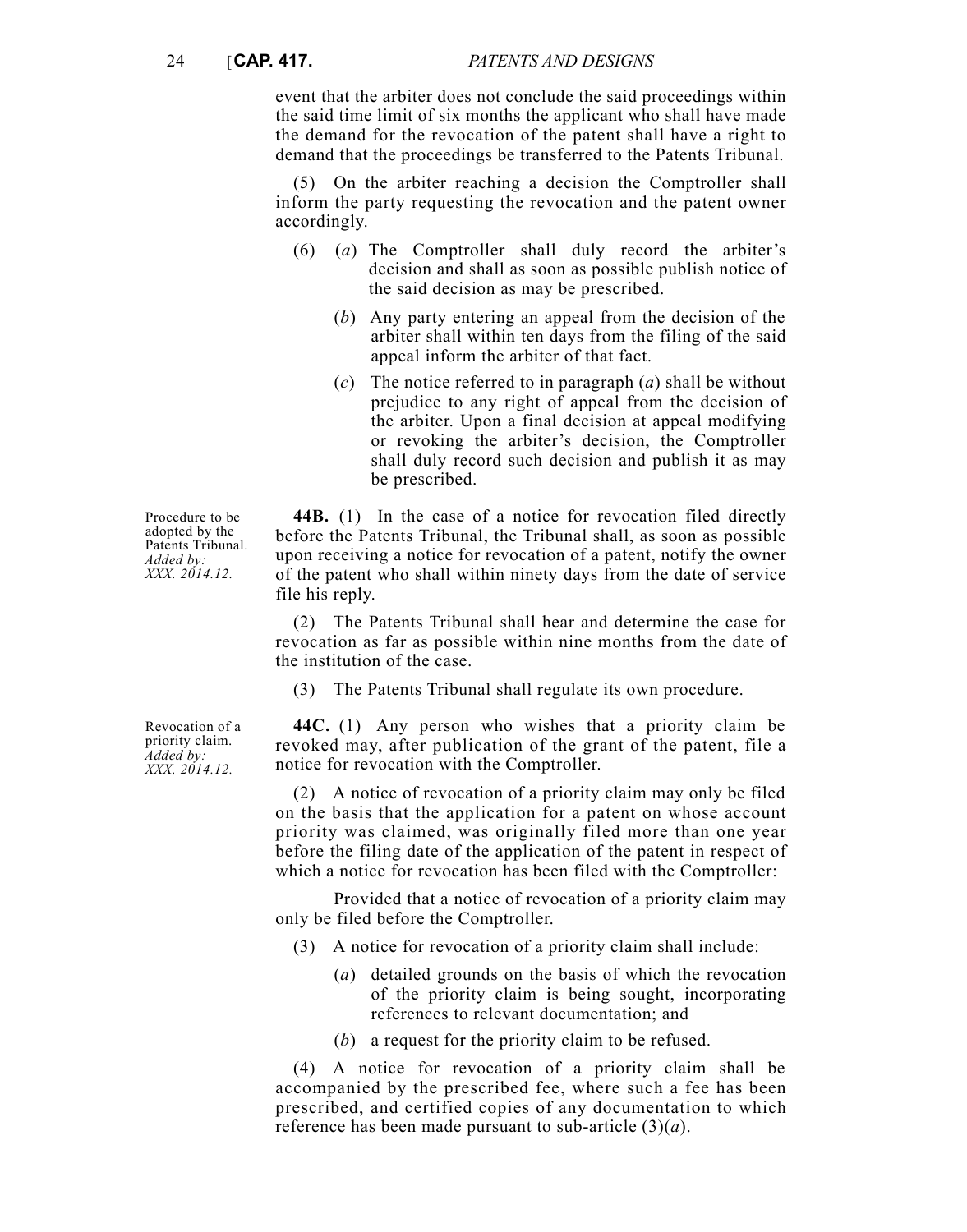event that the arbiter does not conclude the said proceedings within the said time limit of six months the applicant who shall have made the demand for the revocation of the patent shall have a right to demand that the proceedings be transferred to the Patents Tribunal.

(5) On the arbiter reaching a decision the Comptroller shall inform the party requesting the revocation and the patent owner accordingly.

(6) (*a*) The Comptroller shall duly record the arbiter's decision and shall as soon as possible publish notice of the said decision as may be prescribed.

(*b*) Any party entering an appeal from the decision of the arbiter shall within ten days from the filing of the said appeal inform the arbiter of that fact.

(*c*) The notice referred to in paragraph (*a*) shall be without prejudice to any right of appeal from the decision of the arbiter. Upon a final decision at appeal modifying or revoking the arbiter's decision, the Comptroller shall duly record such decision and publish it as may be prescribed.

Procedure to be adopted by the Patents Tribunal. *Added by: XXX. 2014.12.*

**44B.** (1) In the case of a notice for revocation filed directly before the Patents Tribunal, the Tribunal shall, as soon as possible upon receiving a notice for revocation of a patent, notify the owner of the patent who shall within ninety days from the date of service file his reply.

(2) The Patents Tribunal shall hear and determine the case for revocation as far as possible within nine months from the date of the institution of the case.

(3) The Patents Tribunal shall regulate its own procedure.

Revocation of a priority claim. *Added by: XXX. 2014.12.*

**44C.** (1) Any person who wishes that a priority claim be revoked may, after publication of the grant of the patent, file a notice for revocation with the Comptroller.

(2) A notice of revocation of a priority claim may only be filed on the basis that the application for a patent on whose account priority was claimed, was originally filed more than one year before the filing date of the application of the patent in respect of which a notice for revocation has been filed with the Comptroller:

Provided that a notice of revocation of a priority claim may only be filed before the Comptroller.

(3) A notice for revocation of a priority claim shall include:

(*a*) detailed grounds on the basis of which the revocation of the priority claim is being sought, incorporating references to relevant documentation; and

(*b*) a request for the priority claim to be refused.

(4) A notice for revocation of a priority claim shall be accompanied by the prescribed fee, where such a fee has been prescribed, and certified copies of any documentation to which reference has been made pursuant to sub-article (3)(*a*).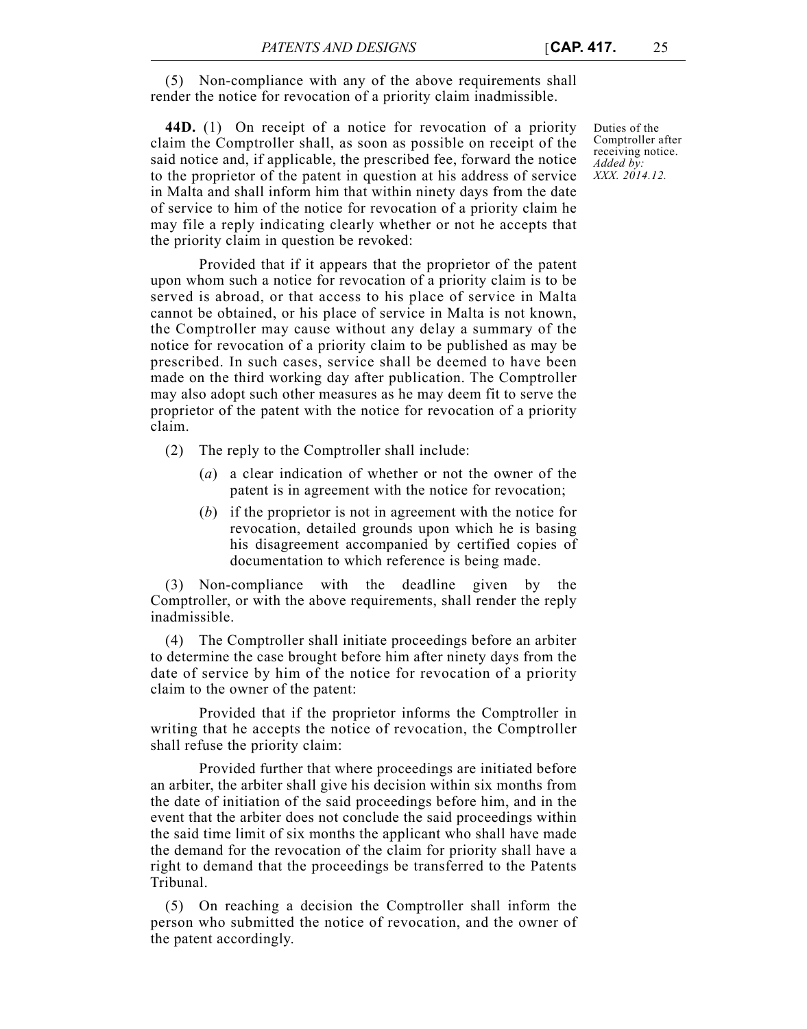(5) Non-compliance with any of the above requirements shall render the notice for revocation of a priority claim inadmissible.

Duties of the Comptroller after receiving notice. *Added by: XXX. 2014.12.*

**44D.** (1) On receipt of a notice for revocation of a priority claim the Comptroller shall, as soon as possible on receipt of the said notice and, if applicable, the prescribed fee, forward the notice to the proprietor of the patent in question at his address of service in Malta and shall inform him that within ninety days from the date of service to him of the notice for revocation of a priority claim he may file a reply indicating clearly whether or not he accepts that the priority claim in question be revoked:

Provided that if it appears that the proprietor of the patent upon whom such a notice for revocation of a priority claim is to be served is abroad, or that access to his place of service in Malta cannot be obtained, or his place of service in Malta is not known, the Comptroller may cause without any delay a summary of the notice for revocation of a priority claim to be published as may be prescribed. In such cases, service shall be deemed to have been made on the third working day after publication. The Comptroller may also adopt such other measures as he may deem fit to serve the proprietor of the patent with the notice for revocation of a priority claim.

(2) The reply to the Comptroller shall include:

(*a*) a clear indication of whether or not the owner of the patent is in agreement with the notice for revocation;

(*b*) if the proprietor is not in agreement with the notice for revocation, detailed grounds upon which he is basing his disagreement accompanied by certified copies of documentation to which reference is being made.

(3) Non-compliance with the deadline given by the Comptroller, or with the above requirements, shall render the reply inadmissible.

(4) The Comptroller shall initiate proceedings before an arbiter to determine the case brought before him after ninety days from the date of service by him of the notice for revocation of a priority claim to the owner of the patent:

Provided that if the proprietor informs the Comptroller in writing that he accepts the notice of revocation, the Comptroller shall refuse the priority claim:

Provided further that where proceedings are initiated before an arbiter, the arbiter shall give his decision within six months from the date of initiation of the said proceedings before him, and in the event that the arbiter does not conclude the said proceedings within the said time limit of six months the applicant who shall have made the demand for the revocation of the claim for priority shall have a right to demand that the proceedings be transferred to the Patents Tribunal.

(5) On reaching a decision the Comptroller shall inform the person who submitted the notice of revocation, and the owner of the patent accordingly.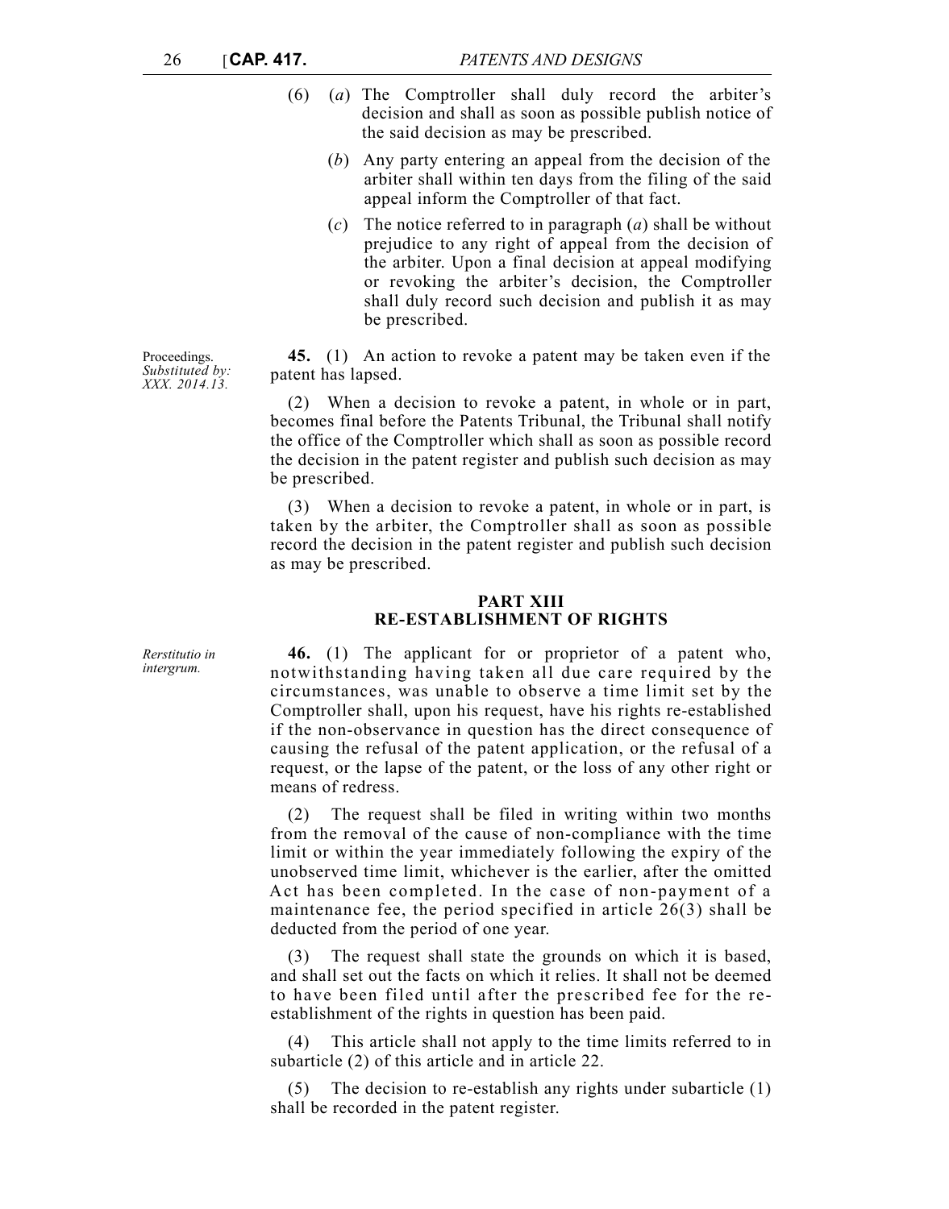(6) (*a*) The Comptroller shall duly record the arbiter's decision and shall as soon as possible publish notice of the said decision as may be prescribed.

(*b*) Any party entering an appeal from the decision of the arbiter shall within ten days from the filing of the said appeal inform the Comptroller of that fact.

(*c*) The notice referred to in paragraph (*a*) shall be without prejudice to any right of appeal from the decision of the arbiter. Upon a final decision at appeal modifying or revoking the arbiter's decision, the Comptroller shall duly record such decision and publish it as may be prescribed.

Proceedings. *Substituted by: XXX. 2014.13.*

**45.** (1) An action to revoke a patent may be taken even if the patent has lapsed.

(2) When a decision to revoke a patent, in whole or in part, becomes final before the Patents Tribunal, the Tribunal shall notify the office of the Comptroller which shall as soon as possible record the decision in the patent register and publish such decision as may be prescribed.

(3) When a decision to revoke a patent, in whole or in part, is taken by the arbiter, the Comptroller shall as soon as possible record the decision in the patent register and publish such decision as may be prescribed.

## PART XIII
## RE-ESTABLISHMENT OF RIGHTS

*Rerstitutio in intergrum.*

**46.** (1) The applicant for or proprietor of a patent who, notwithstanding having taken all due care required by the circumstances, was unable to observe a time limit set by the Comptroller shall, upon his request, have his rights re-established if the non-observance in question has the direct consequence of causing the refusal of the patent application, or the refusal of a request, or the lapse of the patent, or the loss of any other right or means of redress.

(2) The request shall be filed in writing within two months from the removal of the cause of non-compliance with the time limit or within the year immediately following the expiry of the unobserved time limit, whichever is the earlier, after the omitted Act has been completed. In the case of non-payment of a maintenance fee, the period specified in article 26(3) shall be deducted from the period of one year.

(3) The request shall state the grounds on which it is based, and shall set out the facts on which it relies. It shall not be deemed to have been filed until after the prescribed fee for the re-establishment of the rights in question has been paid.

(4) This article shall not apply to the time limits referred to in subarticle (2) of this article and in article 22.

(5) The decision to re-establish any rights under subarticle (1) shall be recorded in the patent register.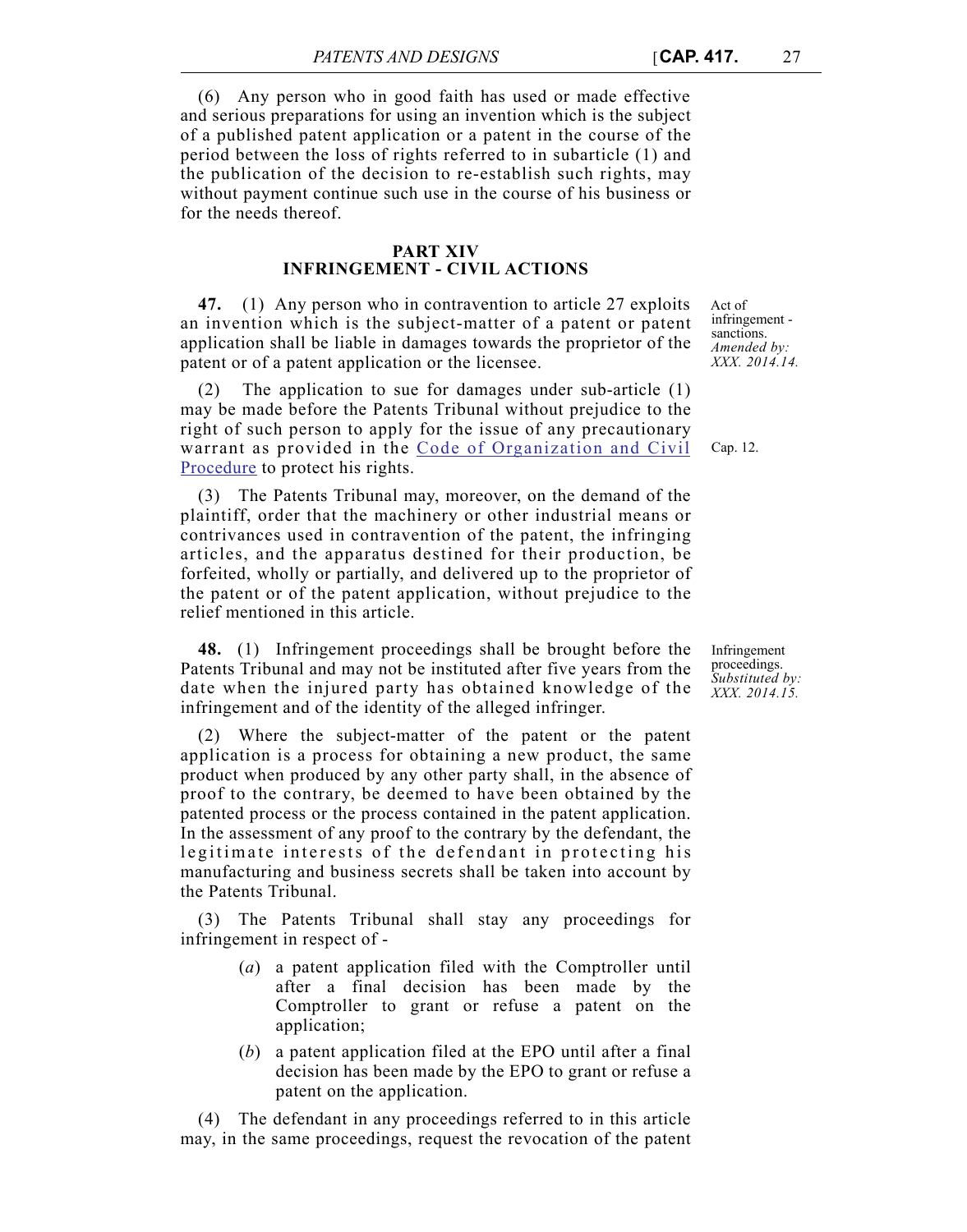(6) Any person who in good faith has used or made effective and serious preparations for using an invention which is the subject of a published patent application or a patent in the course of the period between the loss of rights referred to in subarticle (1) and the publication of the decision to re-establish such rights, may without payment continue such use in the course of his business or for the needs thereof.

## PART XIV
## INFRINGEMENT - CIVIL ACTIONS

Act of infringement - sanctions.
*Amended by: XXX. 2014.14.*

**47.** (1) Any person who in contravention to article 27 exploits an invention which is the subject-matter of a patent or patent application shall be liable in damages towards the proprietor of the patent or of a patent application or the licensee.

(2) The application to sue for damages under sub-article (1) may be made before the Patents Tribunal without prejudice to the right of such person to apply for the issue of any precautionary warrant as provided in the Code of Organization and Civil Procedure to protect his rights.

Cap. 12.

(3) The Patents Tribunal may, moreover, on the demand of the plaintiff, order that the machinery or other industrial means or contrivances used in contravention of the patent, the infringing articles, and the apparatus destined for their production, be forfeited, wholly or partially, and delivered up to the proprietor of the patent or of the patent application, without prejudice to the relief mentioned in this article.

Infringement proceedings.
*Substituted by: XXX. 2014.15.*

**48.** (1) Infringement proceedings shall be brought before the Patents Tribunal and may not be instituted after five years from the date when the injured party has obtained knowledge of the infringement and of the identity of the alleged infringer.

(2) Where the subject-matter of the patent or the patent application is a process for obtaining a new product, the same product when produced by any other party shall, in the absence of proof to the contrary, be deemed to have been obtained by the patented process or the process contained in the patent application. In the assessment of any proof to the contrary by the defendant, the legitimate interests of the defendant in protecting his manufacturing and business secrets shall be taken into account by the Patents Tribunal.

(3) The Patents Tribunal shall stay any proceedings for infringement in respect of -

- (*a*) a patent application filed with the Comptroller until after a final decision has been made by the Comptroller to grant or refuse a patent on the application;
- (*b*) a patent application filed at the EPO until after a final decision has been made by the EPO to grant or refuse a patent on the application.

(4) The defendant in any proceedings referred to in this article may, in the same proceedings, request the revocation of the patent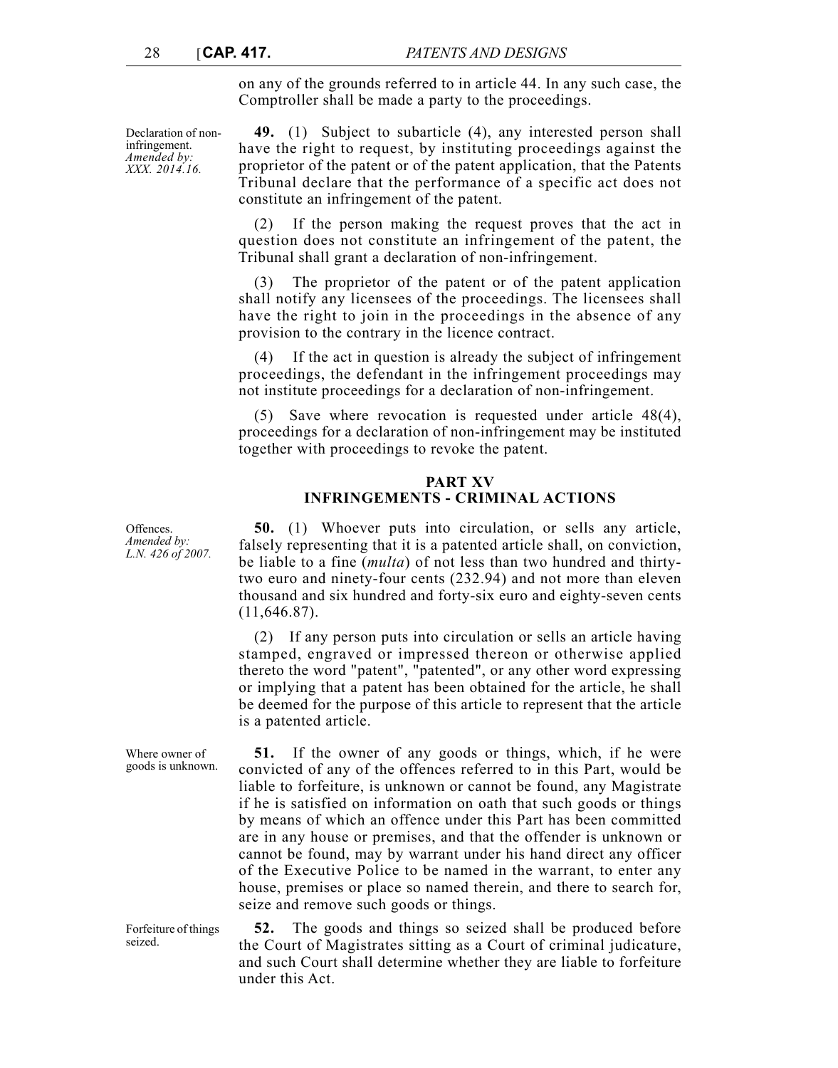on any of the grounds referred to in article 44. In any such case, the Comptroller shall be made a party to the proceedings.

Declaration of non-infringement.
*Amended by: XXX. 2014.16.*

**49.** (1) Subject to subarticle (4), any interested person shall have the right to request, by instituting proceedings against the proprietor of the patent or of the patent application, that the Patents Tribunal declare that the performance of a specific act does not constitute an infringement of the patent.

(2) If the person making the request proves that the act in question does not constitute an infringement of the patent, the Tribunal shall grant a declaration of non-infringement.

(3) The proprietor of the patent or of the patent application shall notify any licensees of the proceedings. The licensees shall have the right to join in the proceedings in the absence of any provision to the contrary in the licence contract.

(4) If the act in question is already the subject of infringement proceedings, the defendant in the infringement proceedings may not institute proceedings for a declaration of non-infringement.

(5) Save where revocation is requested under article 48(4), proceedings for a declaration of non-infringement may be instituted together with proceedings to revoke the patent.

## PART XV
## INFRINGEMENTS - CRIMINAL ACTIONS

Offences.
*Amended by: L.N. 426 of 2007.*

**50.** (1) Whoever puts into circulation, or sells any article, falsely representing that it is a patented article shall, on conviction, be liable to a fine (*multa*) of not less than two hundred and thirty-two euro and ninety-four cents (232.94) and not more than eleven thousand and six hundred and forty-six euro and eighty-seven cents (11,646.87).

(2) If any person puts into circulation or sells an article having stamped, engraved or impressed thereon or otherwise applied thereto the word "patent", "patented", or any other word expressing or implying that a patent has been obtained for the article, he shall be deemed for the purpose of this article to represent that the article is a patented article.

Where owner of goods is unknown.

**51.** If the owner of any goods or things, which, if he were convicted of any of the offences referred to in this Part, would be liable to forfeiture, is unknown or cannot be found, any Magistrate if he is satisfied on information on oath that such goods or things by means of which an offence under this Part has been committed are in any house or premises, and that the offender is unknown or cannot be found, may by warrant under his hand direct any officer of the Executive Police to be named in the warrant, to enter any house, premises or place so named therein, and there to search for, seize and remove such goods or things.

Forfeiture of things seized.

**52.** The goods and things so seized shall be produced before the Court of Magistrates sitting as a Court of criminal judicature, and such Court shall determine whether they are liable to forfeiture under this Act.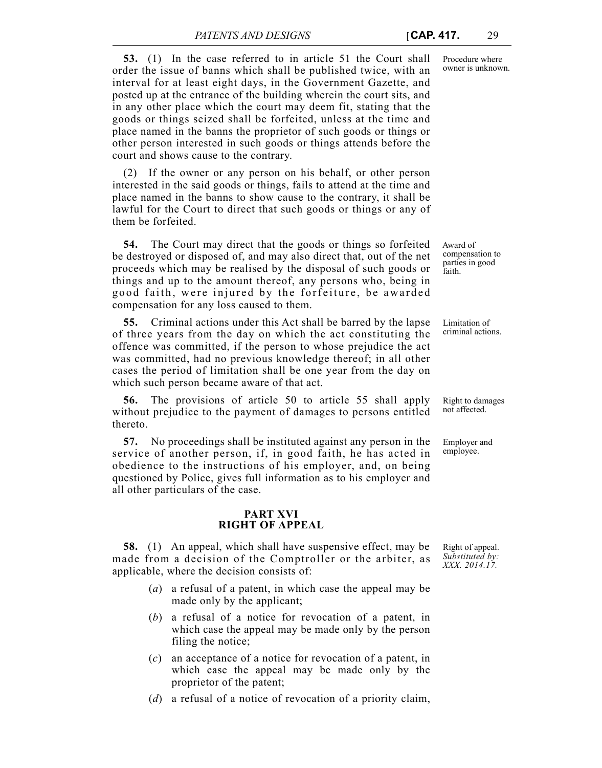**53.** (1) In the case referred to in article 51 the Court shall order the issue of banns which shall be published twice, with an interval for at least eight days, in the Government Gazette, and posted up at the entrance of the building wherein the court sits, and in any other place which the court may deem fit, stating that the goods or things seized shall be forfeited, unless at the time and place named in the banns the proprietor of such goods or things or other person interested in such goods or things attends before the court and shows cause to the contrary.

Procedure where owner is unknown.

(2) If the owner or any person on his behalf, or other person interested in the said goods or things, fails to attend at the time and place named in the banns to show cause to the contrary, it shall be lawful for the Court to direct that such goods or things or any of them be forfeited.

**54.** The Court may direct that the goods or things so forfeited be destroyed or disposed of, and may also direct that, out of the net proceeds which may be realised by the disposal of such goods or things and up to the amount thereof, any persons who, being in good faith, were injured by the forfeiture, be awarded compensation for any loss caused to them.

Award of compensation to parties in good faith.

**55.** Criminal actions under this Act shall be barred by the lapse of three years from the day on which the act constituting the offence was committed, if the person to whose prejudice the act was committed, had no previous knowledge thereof; in all other cases the period of limitation shall be one year from the day on which such person became aware of that act.

Limitation of criminal actions.

**56.** The provisions of article 50 to article 55 shall apply without prejudice to the payment of damages to persons entitled thereto.

Right to damages not affected.

**57.** No proceedings shall be instituted against any person in the service of another person, if, in good faith, he has acted in obedience to the instructions of his employer, and, on being questioned by Police, gives full information as to his employer and all other particulars of the case.

Employer and employee.

## PART XVI
## RIGHT OF APPEAL

**58.** (1) An appeal, which shall have suspensive effect, may be made from a decision of the Comptroller or the arbiter, as applicable, where the decision consists of:

Right of appeal. *Substituted by: XXX. 2014.17.*

(*a*) a refusal of a patent, in which case the appeal may be made only by the applicant;

(*b*) a refusal of a notice for revocation of a patent, in which case the appeal may be made only by the person filing the notice;

(*c*) an acceptance of a notice for revocation of a patent, in which case the appeal may be made only by the proprietor of the patent;

(*d*) a refusal of a notice of revocation of a priority claim,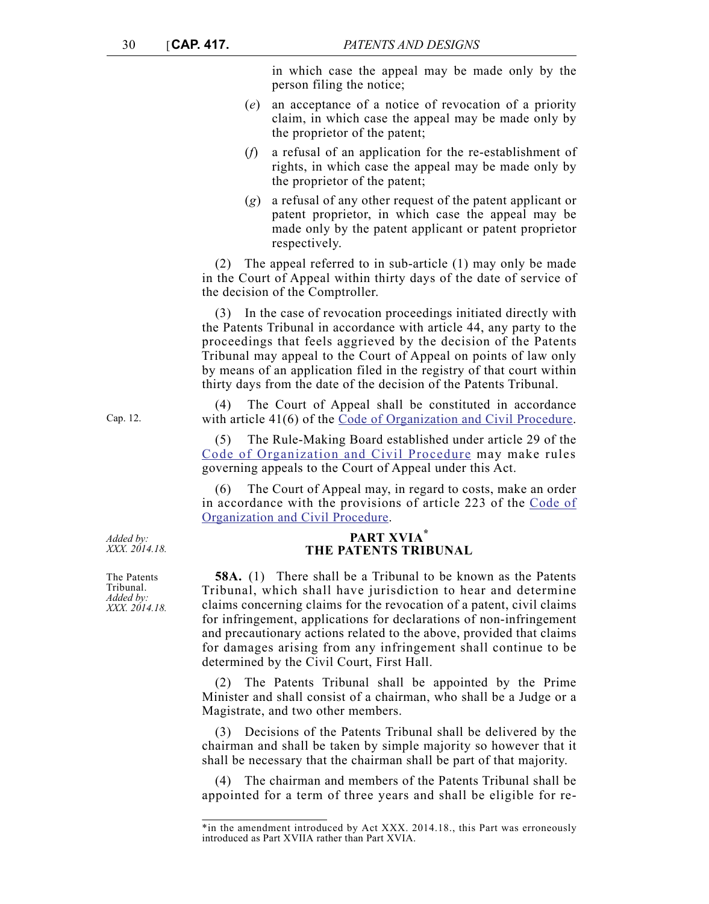in which case the appeal may be made only by the person filing the notice;

(*e*) an acceptance of a notice of revocation of a priority claim, in which case the appeal may be made only by the proprietor of the patent;

(*f*) a refusal of an application for the re-establishment of rights, in which case the appeal may be made only by the proprietor of the patent;

(*g*) a refusal of any other request of the patent applicant or patent proprietor, in which case the appeal may be made only by the patent applicant or patent proprietor respectively.

(2) The appeal referred to in sub-article (1) may only be made in the Court of Appeal within thirty days of the date of service of the decision of the Comptroller.

(3) In the case of revocation proceedings initiated directly with the Patents Tribunal in accordance with article 44, any party to the proceedings that feels aggrieved by the decision of the Patents Tribunal may appeal to the Court of Appeal on points of law only by means of an application filed in the registry of that court within thirty days from the date of the decision of the Patents Tribunal.

Cap. 12.

(4) The Court of Appeal shall be constituted in accordance with article 41(6) of the Code of Organization and Civil Procedure.

(5) The Rule-Making Board established under article 29 of the Code of Organization and Civil Procedure may make rules governing appeals to the Court of Appeal under this Act.

(6) The Court of Appeal may, in regard to costs, make an order in accordance with the provisions of article 223 of the Code of Organization and Civil Procedure.

*Added by: XXX. 2014.18.*

## PART XVIA*
## THE PATENTS TRIBUNAL

The Patents Tribunal.
*Added by: XXX. 2014.18.*

**58A.** (1) There shall be a Tribunal to be known as the Patents Tribunal, which shall have jurisdiction to hear and determine claims concerning claims for the revocation of a patent, civil claims for infringement, applications for declarations of non-infringement and precautionary actions related to the above, provided that claims for damages arising from any infringement shall continue to be determined by the Civil Court, First Hall.

(2) The Patents Tribunal shall be appointed by the Prime Minister and shall consist of a chairman, who shall be a Judge or a Magistrate, and two other members.

(3) Decisions of the Patents Tribunal shall be delivered by the chairman and shall be taken by simple majority so however that it shall be necessary that the chairman shall be part of that majority.

(4) The chairman and members of the Patents Tribunal shall be appointed for a term of three years and shall be eligible for re-

---

*in the amendment introduced by Act XXX. 2014.18., this Part was erroneously introduced as Part XVIIA rather than Part XVIA.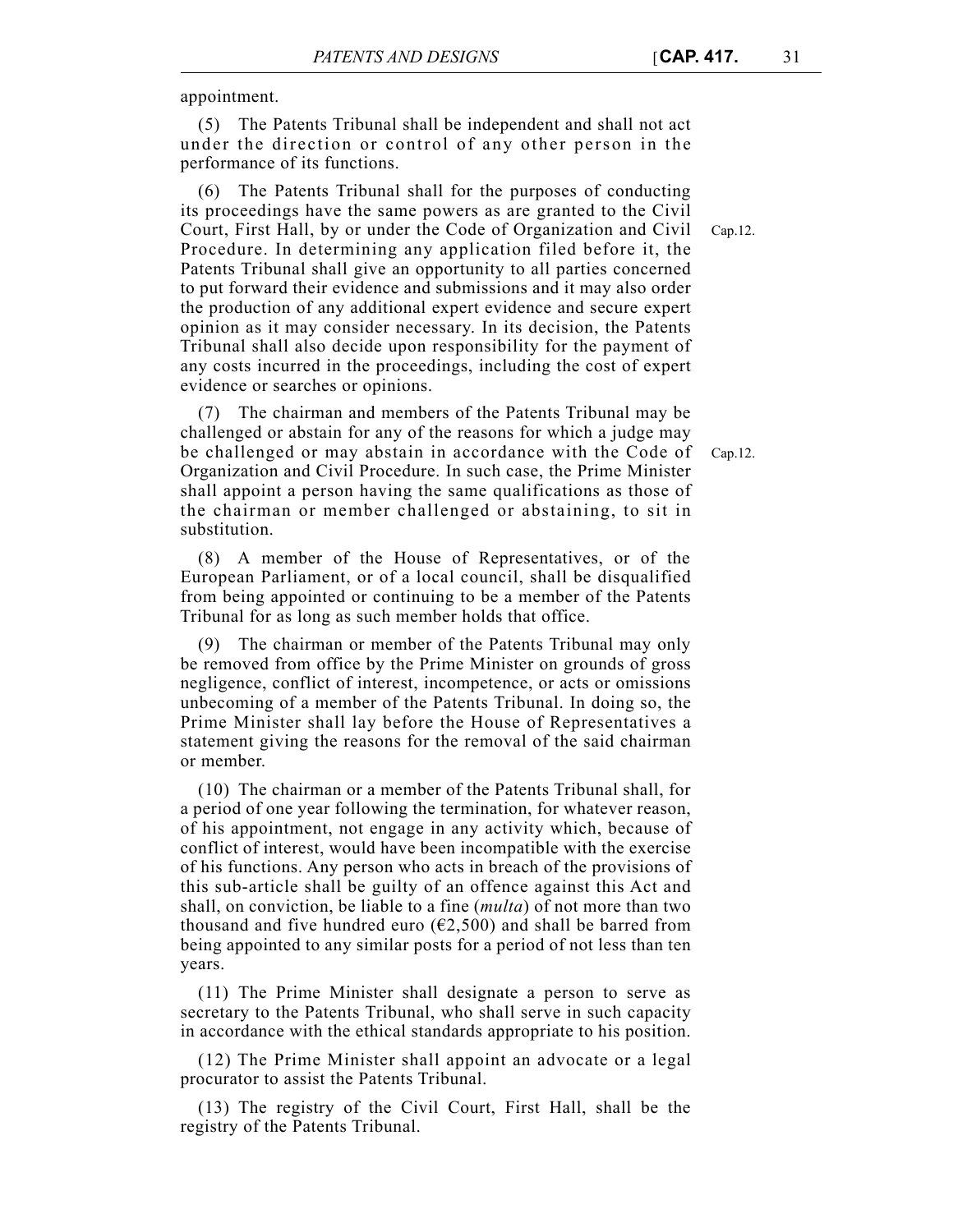appointment.

(5) The Patents Tribunal shall be independent and shall not act under the direction or control of any other person in the performance of its functions.

(6) The Patents Tribunal shall for the purposes of conducting its proceedings have the same powers as are granted to the Civil Court, First Hall, by or under the Code of Organization and Civil Procedure. In determining any application filed before it, the Patents Tribunal shall give an opportunity to all parties concerned to put forward their evidence and submissions and it may also order the production of any additional expert evidence and secure expert opinion as it may consider necessary. In its decision, the Patents Tribunal shall also decide upon responsibility for the payment of any costs incurred in the proceedings, including the cost of expert evidence or searches or opinions.

Cap.12.

(7) The chairman and members of the Patents Tribunal may be challenged or abstain for any of the reasons for which a judge may be challenged or may abstain in accordance with the Code of Organization and Civil Procedure. In such case, the Prime Minister shall appoint a person having the same qualifications as those of the chairman or member challenged or abstaining, to sit in substitution.

Cap.12.

(8) A member of the House of Representatives, or of the European Parliament, or of a local council, shall be disqualified from being appointed or continuing to be a member of the Patents Tribunal for as long as such member holds that office.

(9) The chairman or member of the Patents Tribunal may only be removed from office by the Prime Minister on grounds of gross negligence, conflict of interest, incompetence, or acts or omissions unbecoming of a member of the Patents Tribunal. In doing so, the Prime Minister shall lay before the House of Representatives a statement giving the reasons for the removal of the said chairman or member.

(10) The chairman or a member of the Patents Tribunal shall, for a period of one year following the termination, for whatever reason, of his appointment, not engage in any activity which, because of conflict of interest, would have been incompatible with the exercise of his functions. Any person who acts in breach of the provisions of this sub-article shall be guilty of an offence against this Act and shall, on conviction, be liable to a fine (*multa*) of not more than two thousand and five hundred euro (€2,500) and shall be barred from being appointed to any similar posts for a period of not less than ten years.

(11) The Prime Minister shall designate a person to serve as secretary to the Patents Tribunal, who shall serve in such capacity in accordance with the ethical standards appropriate to his position.

(12) The Prime Minister shall appoint an advocate or a legal procurator to assist the Patents Tribunal.

(13) The registry of the Civil Court, First Hall, shall be the registry of the Patents Tribunal.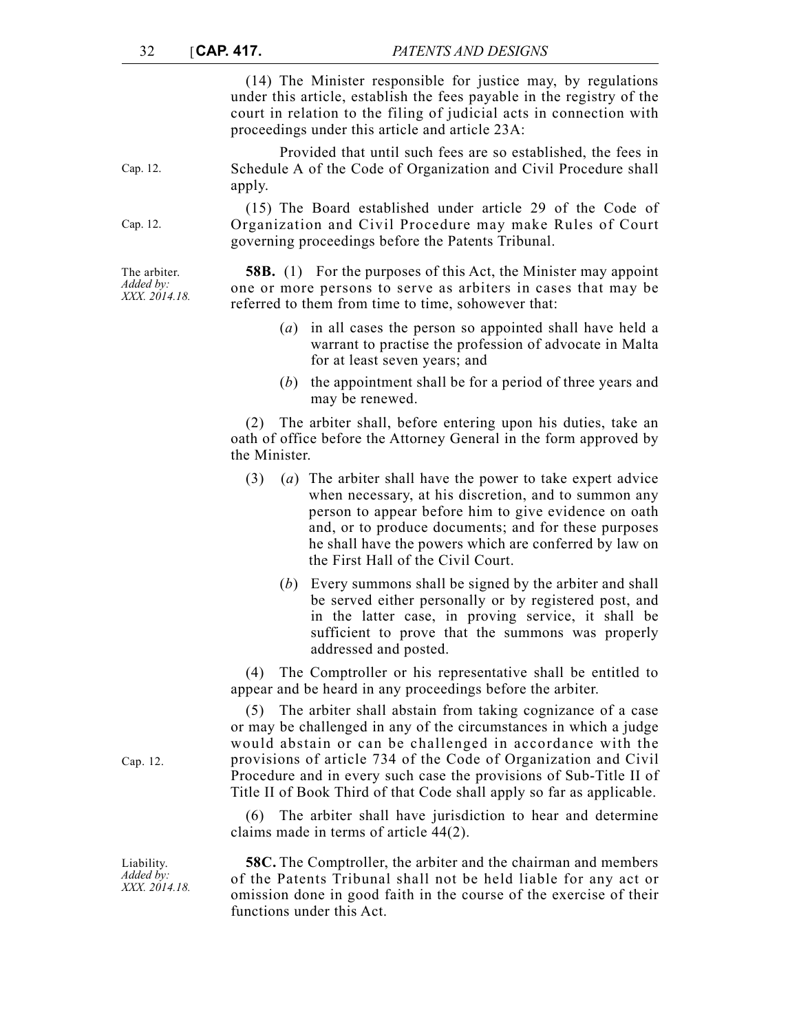(14) The Minister responsible for justice may, by regulations under this article, establish the fees payable in the registry of the court in relation to the filing of judicial acts in connection with proceedings under this article and article 23A:

Cap. 12.

Provided that until such fees are so established, the fees in Schedule A of the Code of Organization and Civil Procedure shall apply.

Cap. 12.

(15) The Board established under article 29 of the Code of Organization and Civil Procedure may make Rules of Court governing proceedings before the Patents Tribunal.

The arbiter.
*Added by: XXX. 2014.18.*

**58B.** (1) For the purposes of this Act, the Minister may appoint one or more persons to serve as arbiters in cases that may be referred to them from time to time, sohowever that:

(*a*) in all cases the person so appointed shall have held a warrant to practise the profession of advocate in Malta for at least seven years; and

(*b*) the appointment shall be for a period of three years and may be renewed.

(2) The arbiter shall, before entering upon his duties, take an oath of office before the Attorney General in the form approved by the Minister.

(3) (*a*) The arbiter shall have the power to take expert advice when necessary, at his discretion, and to summon any person to appear before him to give evidence on oath and, or to produce documents; and for these purposes he shall have the powers which are conferred by law on the First Hall of the Civil Court.

(*b*) Every summons shall be signed by the arbiter and shall be served either personally or by registered post, and in the latter case, in proving service, it shall be sufficient to prove that the summons was properly addressed and posted.

(4) The Comptroller or his representative shall be entitled to appear and be heard in any proceedings before the arbiter.

Cap. 12.

(5) The arbiter shall abstain from taking cognizance of a case or may be challenged in any of the circumstances in which a judge would abstain or can be challenged in accordance with the provisions of article 734 of the Code of Organization and Civil Procedure and in every such case the provisions of Sub-Title II of Title II of Book Third of that Code shall apply so far as applicable.

(6) The arbiter shall have jurisdiction to hear and determine claims made in terms of article 44(2).

Liability.
*Added by: XXX. 2014.18.*

**58C.** The Comptroller, the arbiter and the chairman and members of the Patents Tribunal shall not be held liable for any act or omission done in good faith in the course of the exercise of their functions under this Act.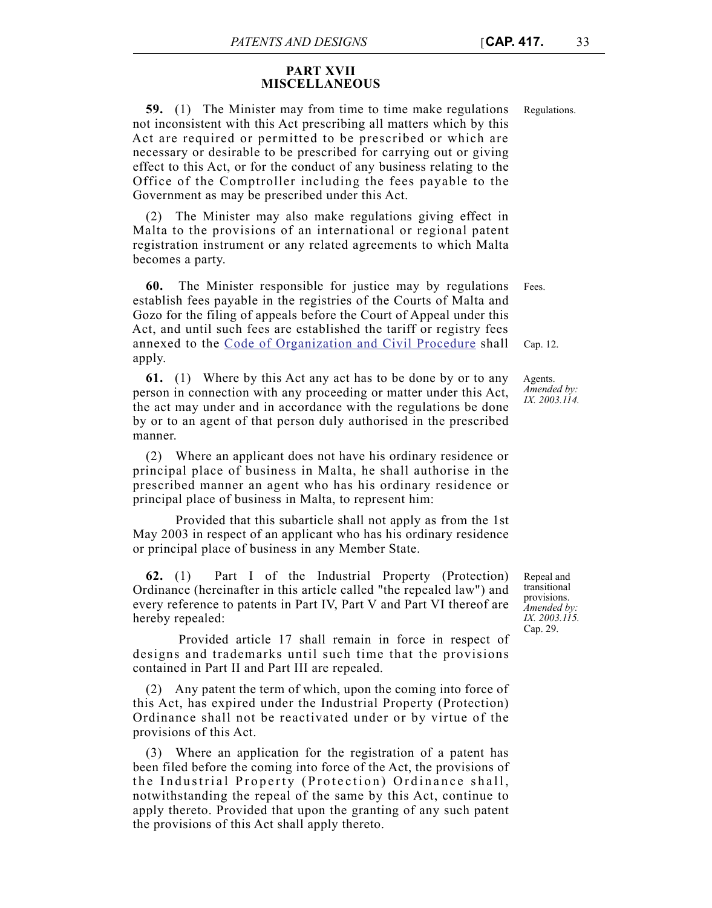## PART XVII
## MISCELLANEOUS

Regulations.

**59.** (1) The Minister may from time to time make regulations not inconsistent with this Act prescribing all matters which by this Act are required or permitted to be prescribed or which are necessary or desirable to be prescribed for carrying out or giving effect to this Act, or for the conduct of any business relating to the Office of the Comptroller including the fees payable to the Government as may be prescribed under this Act.

(2) The Minister may also make regulations giving effect in Malta to the provisions of an international or regional patent registration instrument or any related agreements to which Malta becomes a party.

Fees.

**60.** The Minister responsible for justice may by regulations establish fees payable in the registries of the Courts of Malta and Gozo for the filing of appeals before the Court of Appeal under this Act, and until such fees are established the tariff or registry fees annexed to the Code of Organization and Civil Procedure shall apply.

Cap. 12.

Agents.
*Amended by: IX. 2003.114.*

**61.** (1) Where by this Act any act has to be done by or to any person in connection with any proceeding or matter under this Act, the act may under and in accordance with the regulations be done by or to an agent of that person duly authorised in the prescribed manner.

(2) Where an applicant does not have his ordinary residence or principal place of business in Malta, he shall authorise in the prescribed manner an agent who has his ordinary residence or principal place of business in Malta, to represent him:

Provided that this subarticle shall not apply as from the 1st May 2003 in respect of an applicant who has his ordinary residence or principal place of business in any Member State.

Repeal and transitional provisions.
*Amended by: IX. 2003.115.*
Cap. 29.

**62.** (1) Part I of the Industrial Property (Protection) Ordinance (hereinafter in this article called "the repealed law") and every reference to patents in Part IV, Part V and Part VI thereof are hereby repealed:

Provided article 17 shall remain in force in respect of designs and trademarks until such time that the provisions contained in Part II and Part III are repealed.

(2) Any patent the term of which, upon the coming into force of this Act, has expired under the Industrial Property (Protection) Ordinance shall not be reactivated under or by virtue of the provisions of this Act.

(3) Where an application for the registration of a patent has been filed before the coming into force of the Act, the provisions of the Industrial Property (Protection) Ordinance shall, notwithstanding the repeal of the same by this Act, continue to apply thereto. Provided that upon the granting of any such patent the provisions of this Act shall apply thereto.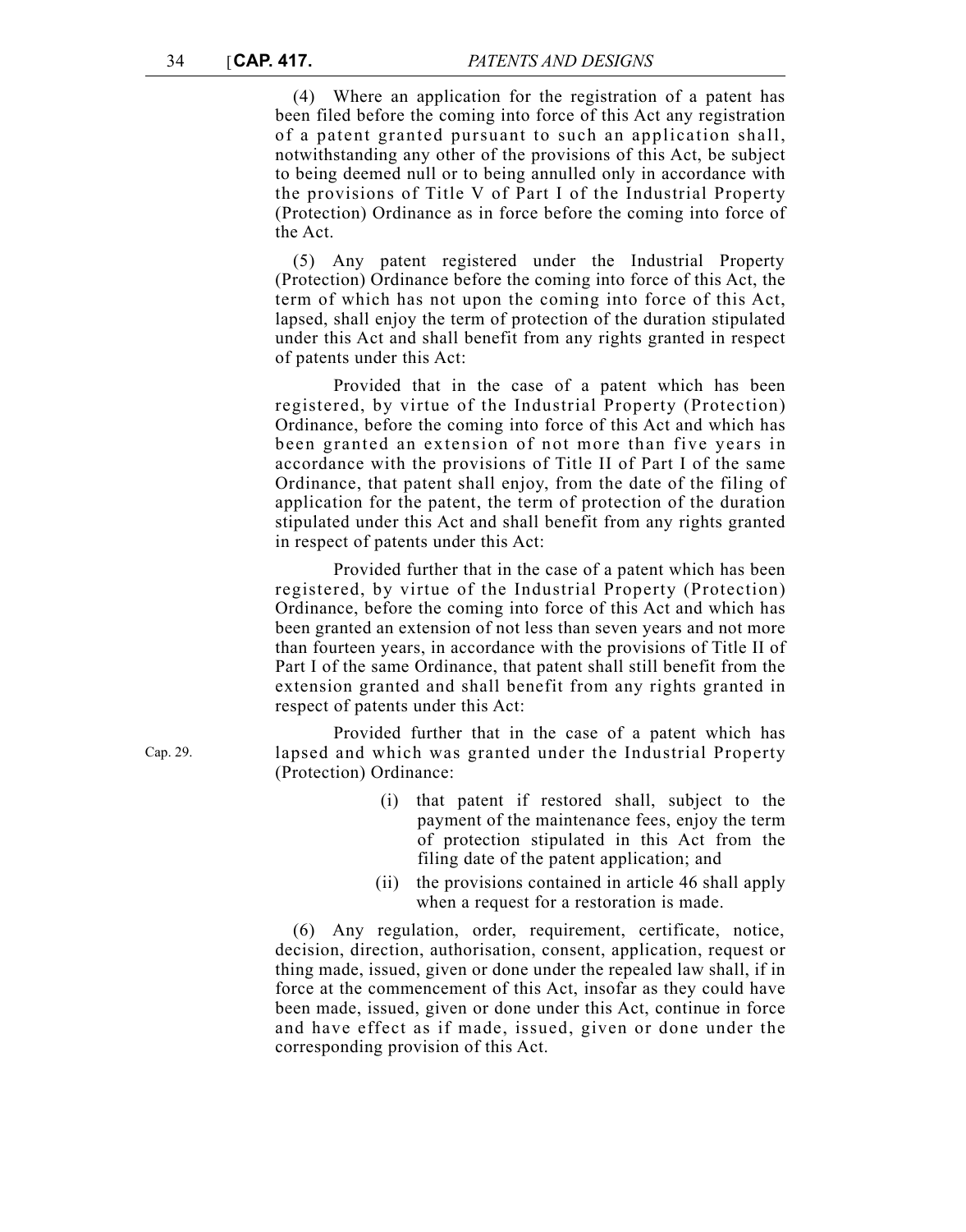(4) Where an application for the registration of a patent has been filed before the coming into force of this Act any registration of a patent granted pursuant to such an application shall, notwithstanding any other of the provisions of this Act, be subject to being deemed null or to being annulled only in accordance with the provisions of Title V of Part I of the Industrial Property (Protection) Ordinance as in force before the coming into force of the Act.

(5) Any patent registered under the Industrial Property (Protection) Ordinance before the coming into force of this Act, the term of which has not upon the coming into force of this Act, lapsed, shall enjoy the term of protection of the duration stipulated under this Act and shall benefit from any rights granted in respect of patents under this Act:

Provided that in the case of a patent which has been registered, by virtue of the Industrial Property (Protection) Ordinance, before the coming into force of this Act and which has been granted an extension of not more than five years in accordance with the provisions of Title II of Part I of the same Ordinance, that patent shall enjoy, from the date of the filing of application for the patent, the term of protection of the duration stipulated under this Act and shall benefit from any rights granted in respect of patents under this Act:

Provided further that in the case of a patent which has been registered, by virtue of the Industrial Property (Protection) Ordinance, before the coming into force of this Act and which has been granted an extension of not less than seven years and not more than fourteen years, in accordance with the provisions of Title II of Part I of the same Ordinance, that patent shall still benefit from the extension granted and shall benefit from any rights granted in respect of patents under this Act:

Cap. 29.

Provided further that in the case of a patent which has lapsed and which was granted under the Industrial Property (Protection) Ordinance:

(i) that patent if restored shall, subject to the payment of the maintenance fees, enjoy the term of protection stipulated in this Act from the filing date of the patent application; and

(ii) the provisions contained in article 46 shall apply when a request for a restoration is made.

(6) Any regulation, order, requirement, certificate, notice, decision, direction, authorisation, consent, application, request or thing made, issued, given or done under the repealed law shall, if in force at the commencement of this Act, insofar as they could have been made, issued, given or done under this Act, continue in force and have effect as if made, issued, given or done under the corresponding provision of this Act.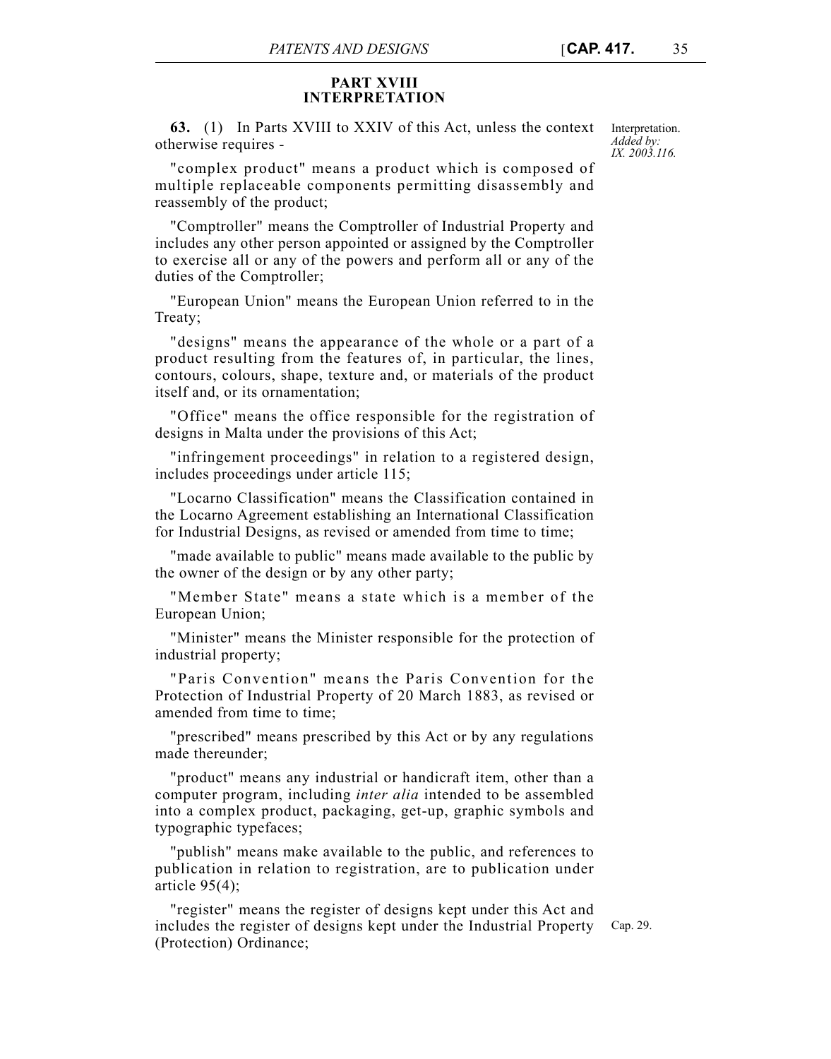## PART XVIII
## INTERPRETATION

**63.** (1) In Parts XVIII to XXIV of this Act, unless the context otherwise requires -

Interpretation. *Added by: IX. 2003.116.*

"complex product" means a product which is composed of multiple replaceable components permitting disassembly and reassembly of the product;

"Comptroller" means the Comptroller of Industrial Property and includes any other person appointed or assigned by the Comptroller to exercise all or any of the powers and perform all or any of the duties of the Comptroller;

"European Union" means the European Union referred to in the Treaty;

"designs" means the appearance of the whole or a part of a product resulting from the features of, in particular, the lines, contours, colours, shape, texture and, or materials of the product itself and, or its ornamentation;

"Office" means the office responsible for the registration of designs in Malta under the provisions of this Act;

"infringement proceedings" in relation to a registered design, includes proceedings under article 115;

"Locarno Classification" means the Classification contained in the Locarno Agreement establishing an International Classification for Industrial Designs, as revised or amended from time to time;

"made available to public" means made available to the public by the owner of the design or by any other party;

"Member State" means a state which is a member of the European Union;

"Minister" means the Minister responsible for the protection of industrial property;

"Paris Convention" means the Paris Convention for the Protection of Industrial Property of 20 March 1883, as revised or amended from time to time;

"prescribed" means prescribed by this Act or by any regulations made thereunder;

"product" means any industrial or handicraft item, other than a computer program, including *inter alia* intended to be assembled into a complex product, packaging, get-up, graphic symbols and typographic typefaces;

"publish" means make available to the public, and references to publication in relation to registration, are to publication under article 95(4);

"register" means the register of designs kept under this Act and includes the register of designs kept under the Industrial Property (Protection) Ordinance;

Cap. 29.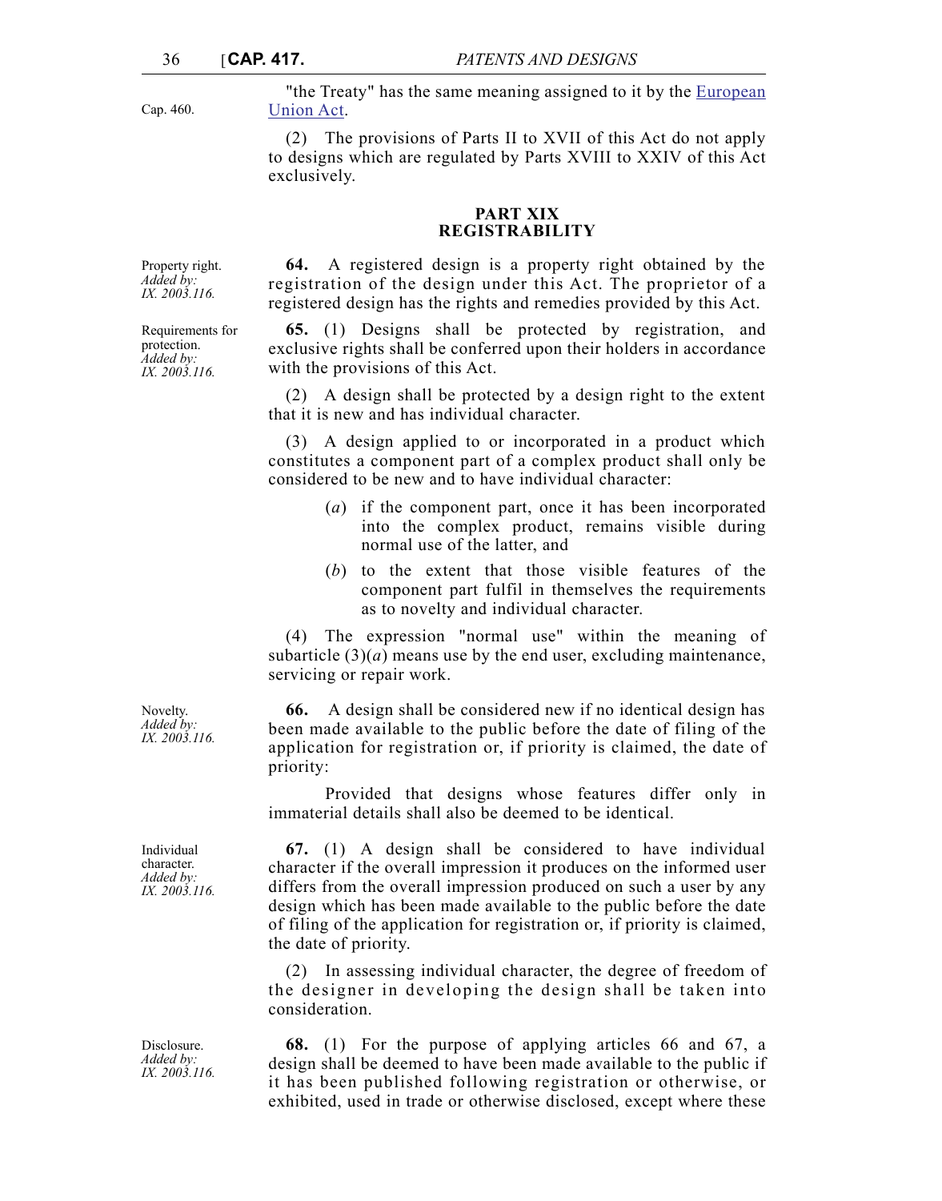"the Treaty" has the same meaning assigned to it by the European Union Act.

Cap. 460.

(2) The provisions of Parts II to XVII of this Act do not apply to designs which are regulated by Parts XVIII to XXIV of this Act exclusively.

## PART XIX
## REGISTRABILITY

Property right.
*Added by: IX. 2003.116.*

**64.** A registered design is a property right obtained by the registration of the design under this Act. The proprietor of a registered design has the rights and remedies provided by this Act.

Requirements for protection.
*Added by: IX. 2003.116.*

**65.** (1) Designs shall be protected by registration, and exclusive rights shall be conferred upon their holders in accordance with the provisions of this Act.

(2) A design shall be protected by a design right to the extent that it is new and has individual character.

(3) A design applied to or incorporated in a product which constitutes a component part of a complex product shall only be considered to be new and to have individual character:

(*a*) if the component part, once it has been incorporated into the complex product, remains visible during normal use of the latter, and

(*b*) to the extent that those visible features of the component part fulfil in themselves the requirements as to novelty and individual character.

(4) The expression "normal use" within the meaning of subarticle (3)(*a*) means use by the end user, excluding maintenance, servicing or repair work.

Novelty.
*Added by: IX. 2003.116.*

**66.** A design shall be considered new if no identical design has been made available to the public before the date of filing of the application for registration or, if priority is claimed, the date of priority:

Provided that designs whose features differ only in immaterial details shall also be deemed to be identical.

Individual character.
*Added by: IX. 2003.116.*

**67.** (1) A design shall be considered to have individual character if the overall impression it produces on the informed user differs from the overall impression produced on such a user by any design which has been made available to the public before the date of filing of the application for registration or, if priority is claimed, the date of priority.

(2) In assessing individual character, the degree of freedom of the designer in developing the design shall be taken into consideration.

Disclosure.
*Added by: IX. 2003.116.*

**68.** (1) For the purpose of applying articles 66 and 67, a design shall be deemed to have been made available to the public if it has been published following registration or otherwise, or exhibited, used in trade or otherwise disclosed, except where these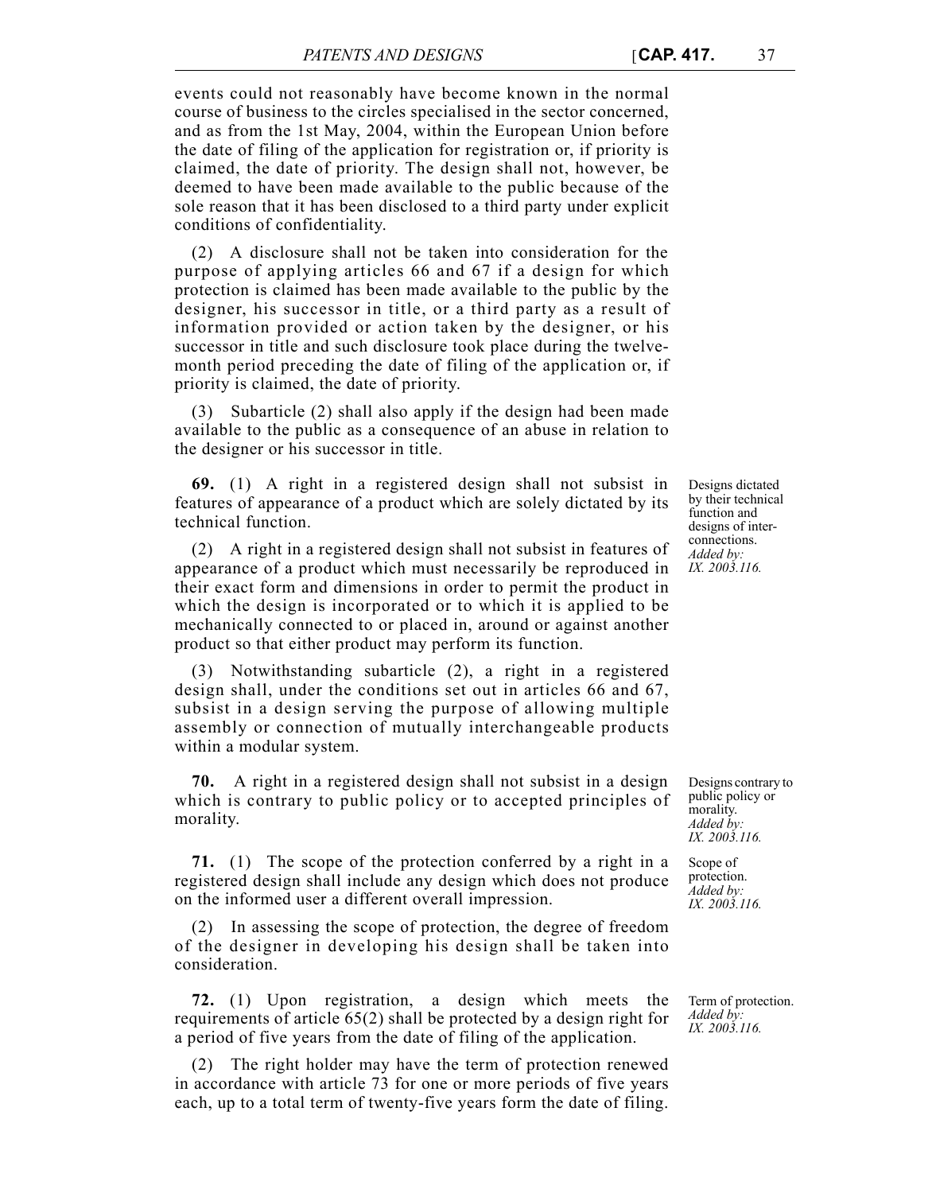events could not reasonably have become known in the normal course of business to the circles specialised in the sector concerned, and as from the 1st May, 2004, within the European Union before the date of filing of the application for registration or, if priority is claimed, the date of priority. The design shall not, however, be deemed to have been made available to the public because of the sole reason that it has been disclosed to a third party under explicit conditions of confidentiality.

(2) A disclosure shall not be taken into consideration for the purpose of applying articles 66 and 67 if a design for which protection is claimed has been made available to the public by the designer, his successor in title, or a third party as a result of information provided or action taken by the designer, or his successor in title and such disclosure took place during the twelve-month period preceding the date of filing of the application or, if priority is claimed, the date of priority.

(3) Subarticle (2) shall also apply if the design had been made available to the public as a consequence of an abuse in relation to the designer or his successor in title.

*Designs dictated by their technical function and designs of inter-connections.*
*Added by: IX. 2003.116.*

**69.** (1) A right in a registered design shall not subsist in features of appearance of a product which are solely dictated by its technical function.

(2) A right in a registered design shall not subsist in features of appearance of a product which must necessarily be reproduced in their exact form and dimensions in order to permit the product in which the design is incorporated or to which it is applied to be mechanically connected to or placed in, around or against another product so that either product may perform its function.

(3) Notwithstanding subarticle (2), a right in a registered design shall, under the conditions set out in articles 66 and 67, subsist in a design serving the purpose of allowing multiple assembly or connection of mutually interchangeable products within a modular system.

*Designs contrary to public policy or morality.*
*Added by: IX. 2003.116.*

**70.** A right in a registered design shall not subsist in a design which is contrary to public policy or to accepted principles of morality.

*Scope of protection.*
*Added by: IX. 2003.116.*

**71.** (1) The scope of the protection conferred by a right in a registered design shall include any design which does not produce on the informed user a different overall impression.

(2) In assessing the scope of protection, the degree of freedom of the designer in developing his design shall be taken into consideration.

*Term of protection.*
*Added by: IX. 2003.116.*

**72.** (1) Upon registration, a design which meets the requirements of article 65(2) shall be protected by a design right for a period of five years from the date of filing of the application.

(2) The right holder may have the term of protection renewed in accordance with article 73 for one or more periods of five years each, up to a total term of twenty-five years form the date of filing.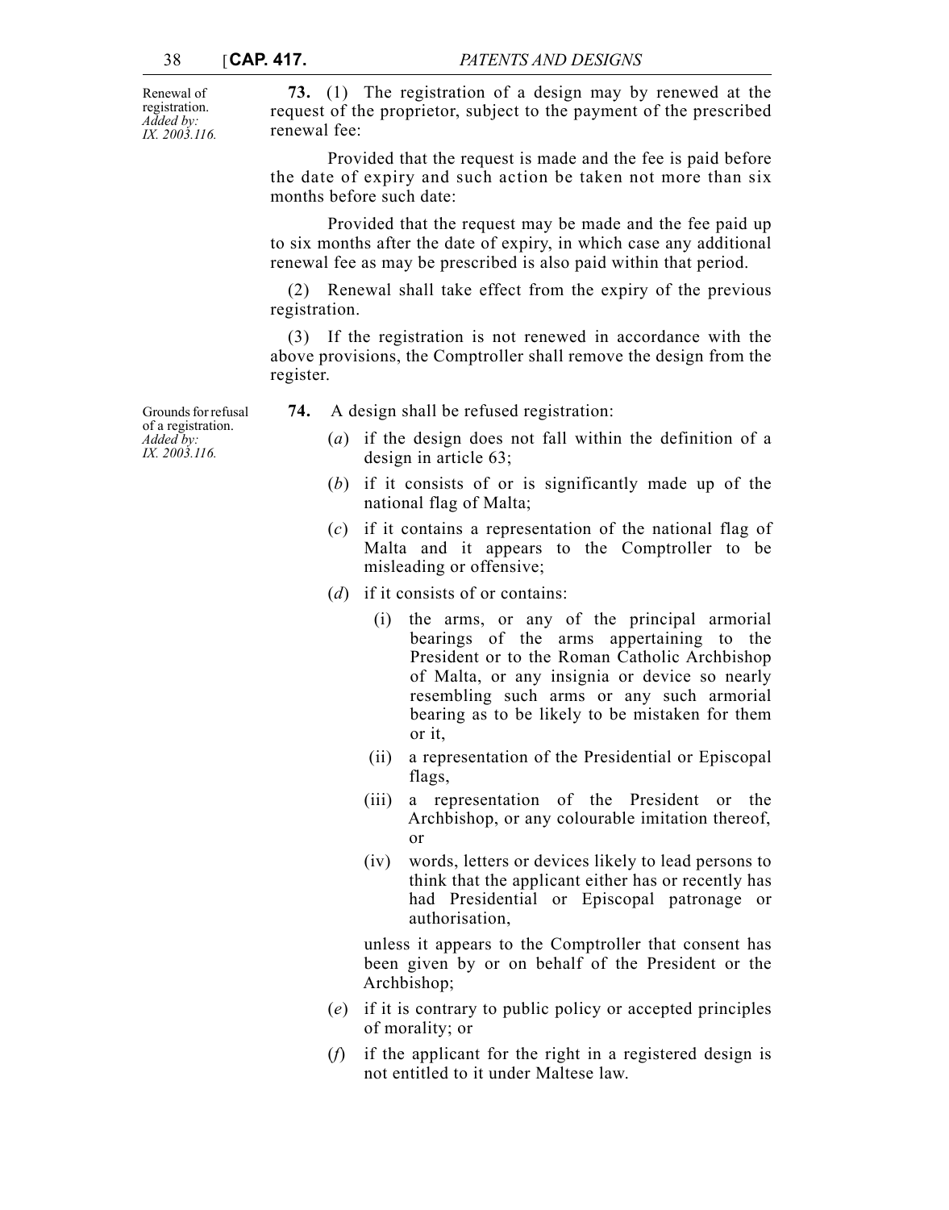Renewal of registration.
*Added by: IX. 2003.116.*

**73.** (1) The registration of a design may by renewed at the request of the proprietor, subject to the payment of the prescribed renewal fee:

Provided that the request is made and the fee is paid before the date of expiry and such action be taken not more than six months before such date:

Provided that the request may be made and the fee paid up to six months after the date of expiry, in which case any additional renewal fee as may be prescribed is also paid within that period.

(2) Renewal shall take effect from the expiry of the previous registration.

(3) If the registration is not renewed in accordance with the above provisions, the Comptroller shall remove the design from the register.

Grounds for refusal of a registration.
*Added by: IX. 2003.116.*

**74.** A design shall be refused registration:

(*a*) if the design does not fall within the definition of a design in article 63;

(*b*) if it consists of or is significantly made up of the national flag of Malta;

(*c*) if it contains a representation of the national flag of Malta and it appears to the Comptroller to be misleading or offensive;

(*d*) if it consists of or contains:

(i) the arms, or any of the principal armorial bearings of the arms appertaining to the President or to the Roman Catholic Archbishop of Malta, or any insignia or device so nearly resembling such arms or any such armorial bearing as to be likely to be mistaken for them or it,

(ii) a representation of the Presidential or Episcopal flags,

(iii) a representation of the President or the Archbishop, or any colourable imitation thereof, or

(iv) words, letters or devices likely to lead persons to think that the applicant either has or recently has had Presidential or Episcopal patronage or authorisation,

unless it appears to the Comptroller that consent has been given by or on behalf of the President or the Archbishop;

(*e*) if it is contrary to public policy or accepted principles of morality; or

(*f*) if the applicant for the right in a registered design is not entitled to it under Maltese law.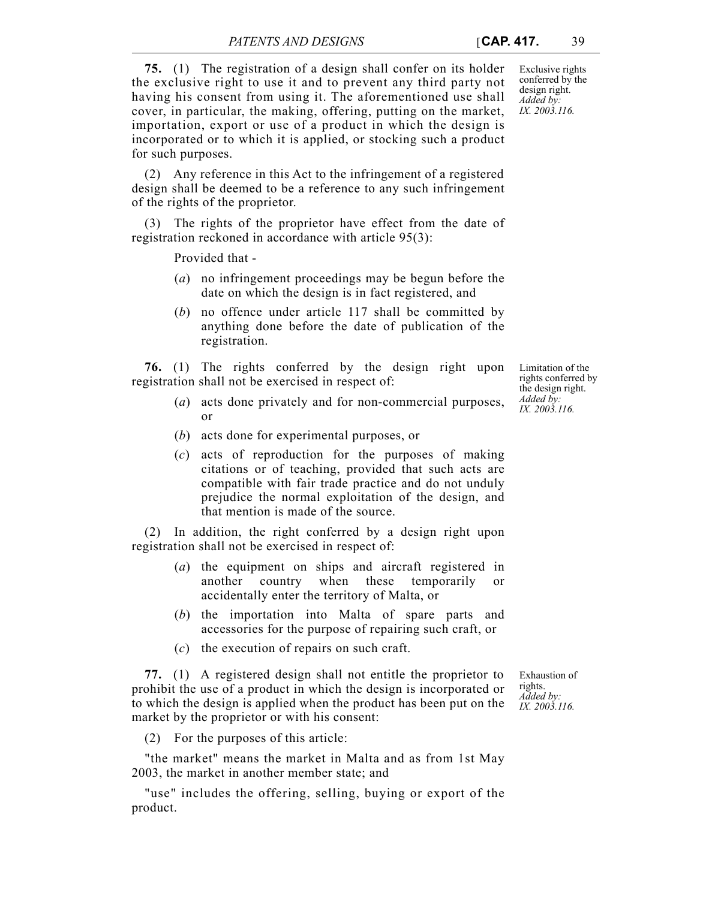**75.** (1) The registration of a design shall confer on its holder the exclusive right to use it and to prevent any third party not having his consent from using it. The aforementioned use shall cover, in particular, the making, offering, putting on the market, importation, export or use of a product in which the design is incorporated or to which it is applied, or stocking such a product for such purposes.

Exclusive rights conferred by the design right. *Added by: IX. 2003.116.*

(2) Any reference in this Act to the infringement of a registered design shall be deemed to be a reference to any such infringement of the rights of the proprietor.

(3) The rights of the proprietor have effect from the date of registration reckoned in accordance with article 95(3):

Provided that -

(*a*) no infringement proceedings may be begun before the date on which the design is in fact registered, and

(*b*) no offence under article 117 shall be committed by anything done before the date of publication of the registration.

**76.** (1) The rights conferred by the design right upon registration shall not be exercised in respect of:

Limitation of the rights conferred by the design right. *Added by: IX. 2003.116.*

(*a*) acts done privately and for non-commercial purposes, or

(*b*) acts done for experimental purposes, or

(*c*) acts of reproduction for the purposes of making citations or of teaching, provided that such acts are compatible with fair trade practice and do not unduly prejudice the normal exploitation of the design, and that mention is made of the source.

(2) In addition, the right conferred by a design right upon registration shall not be exercised in respect of:

(*a*) the equipment on ships and aircraft registered in another country when these temporarily or accidentally enter the territory of Malta, or

(*b*) the importation into Malta of spare parts and accessories for the purpose of repairing such craft, or

(*c*) the execution of repairs on such craft.

**77.** (1) A registered design shall not entitle the proprietor to prohibit the use of a product in which the design is incorporated or to which the design is applied when the product has been put on the market by the proprietor or with his consent:

Exhaustion of rights. *Added by: IX. 2003.116.*

(2) For the purposes of this article:

"the market" means the market in Malta and as from 1st May 2003, the market in another member state; and

"use" includes the offering, selling, buying or export of the product.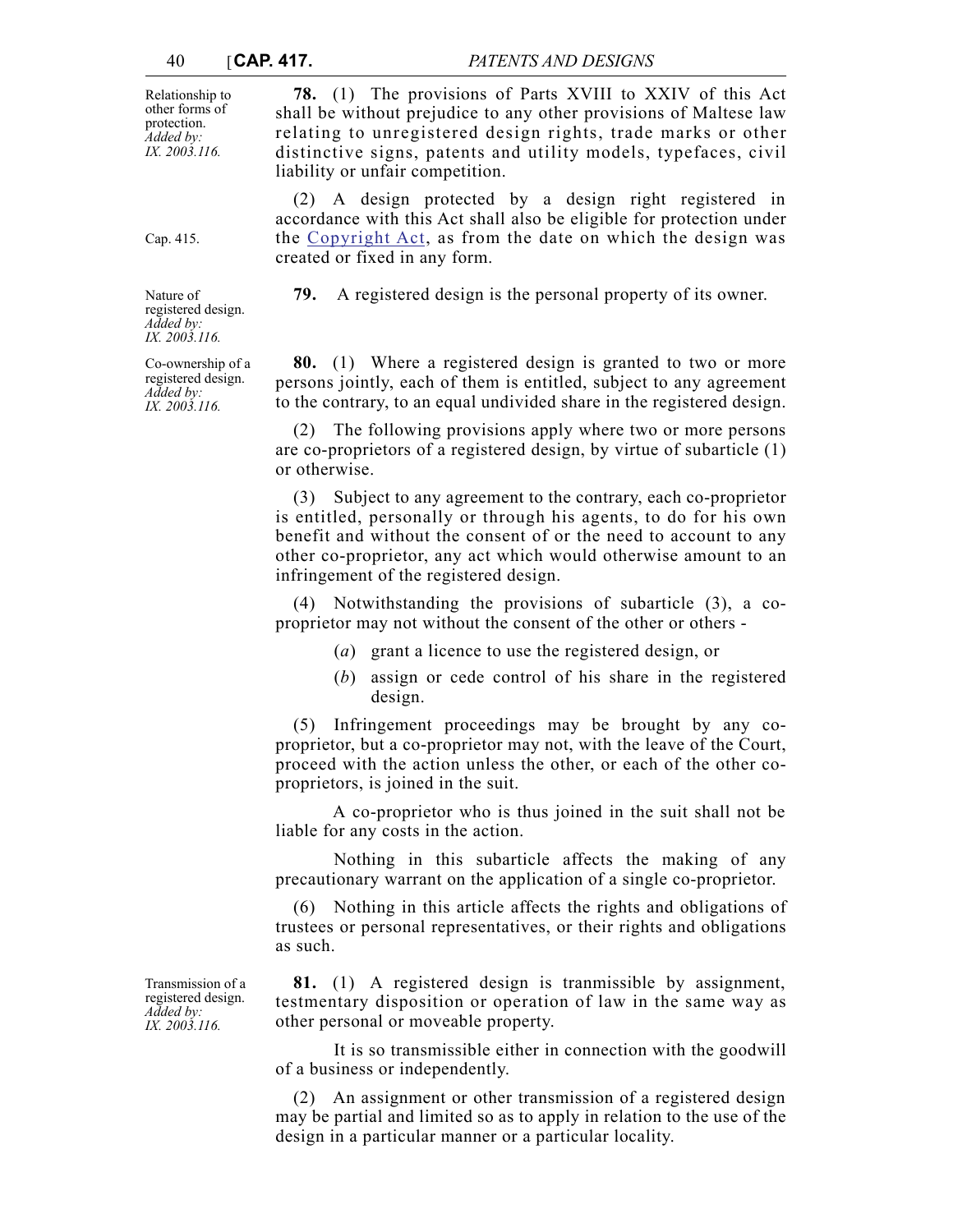Relationship to other forms of protection. *Added by: IX. 2003.116.*

**78.** (1) The provisions of Parts XVIII to XXIV of this Act shall be without prejudice to any other provisions of Maltese law relating to unregistered design rights, trade marks or other distinctive signs, patents and utility models, typefaces, civil liability or unfair competition.

(2) A design protected by a design right registered in accordance with this Act shall also be eligible for protection under the Copyright Act, as from the date on which the design was created or fixed in any form.

Cap. 415.

Nature of registered design. *Added by: IX. 2003.116.*

**79.** A registered design is the personal property of its owner.

Co-ownership of a registered design. *Added by: IX. 2003.116.*

**80.** (1) Where a registered design is granted to two or more persons jointly, each of them is entitled, subject to any agreement to the contrary, to an equal undivided share in the registered design.

(2) The following provisions apply where two or more persons are co-proprietors of a registered design, by virtue of subarticle (1) or otherwise.

(3) Subject to any agreement to the contrary, each co-proprietor is entitled, personally or through his agents, to do for his own benefit and without the consent of or the need to account to any other co-proprietor, any act which would otherwise amount to an infringement of the registered design.

(4) Notwithstanding the provisions of subarticle (3), a co-proprietor may not without the consent of the other or others -

(*a*) grant a licence to use the registered design, or

(*b*) assign or cede control of his share in the registered design.

(5) Infringement proceedings may be brought by any co-proprietor, but a co-proprietor may not, with the leave of the Court, proceed with the action unless the other, or each of the other co-proprietors, is joined in the suit.

A co-proprietor who is thus joined in the suit shall not be liable for any costs in the action.

Nothing in this subarticle affects the making of any precautionary warrant on the application of a single co-proprietor.

(6) Nothing in this article affects the rights and obligations of trustees or personal representatives, or their rights and obligations as such.

Transmission of a registered design. *Added by: IX. 2003.116.*

**81.** (1) A registered design is tranmissible by assignment, testmentary disposition or operation of law in the same way as other personal or moveable property.

It is so transmissible either in connection with the goodwill of a business or independently.

(2) An assignment or other transmission of a registered design may be partial and limited so as to apply in relation to the use of the design in a particular manner or a particular locality.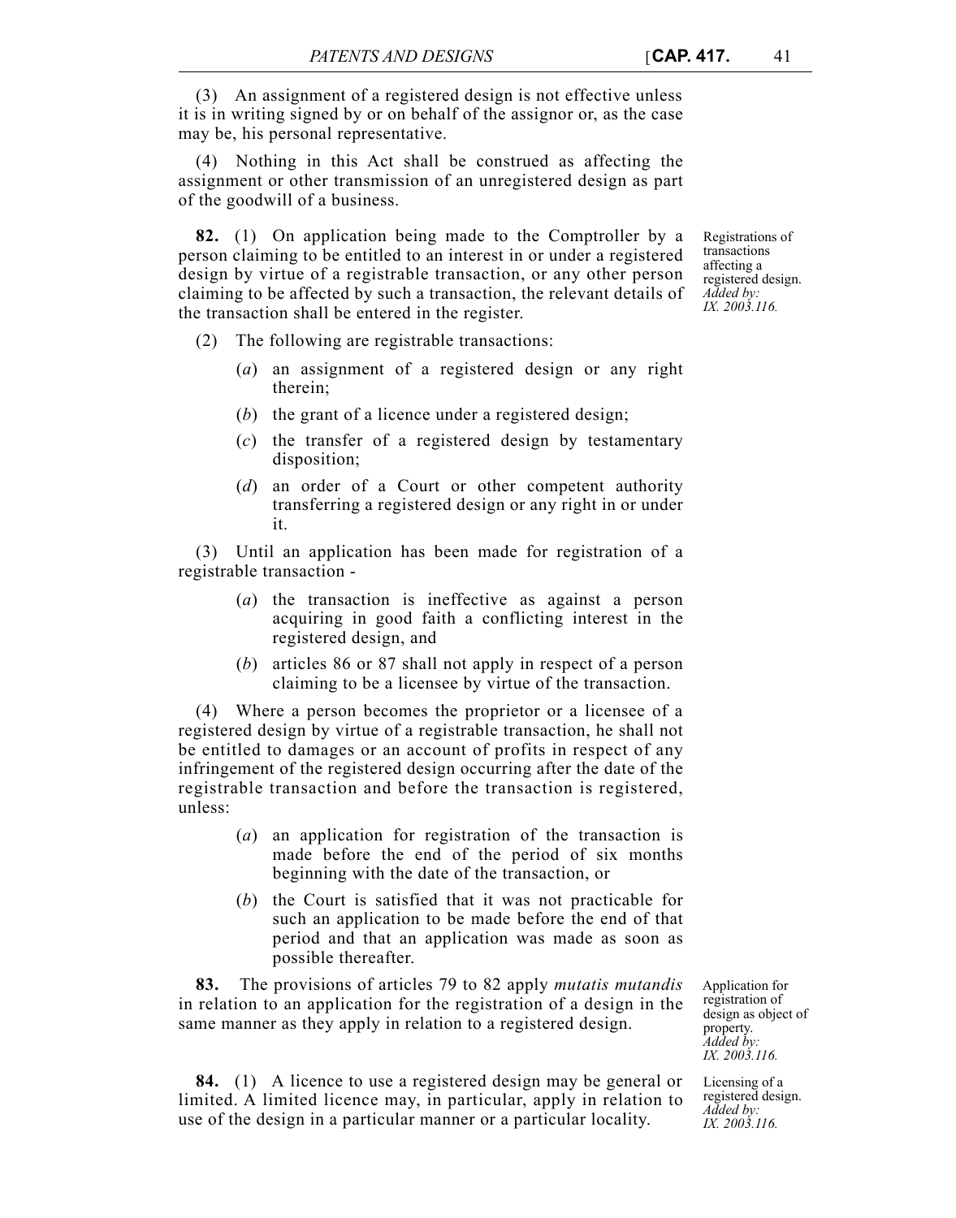(3) An assignment of a registered design is not effective unless it is in writing signed by or on behalf of the assignor or, as the case may be, his personal representative.

(4) Nothing in this Act shall be construed as affecting the assignment or other transmission of an unregistered design as part of the goodwill of a business.

Registrations of transactions affecting a registered design. *Added by: IX. 2003.116.*

**82.** (1) On application being made to the Comptroller by a person claiming to be entitled to an interest in or under a registered design by virtue of a registrable transaction, or any other person claiming to be affected by such a transaction, the relevant details of the transaction shall be entered in the register.

(2) The following are registrable transactions:

(*a*) an assignment of a registered design or any right therein;

(*b*) the grant of a licence under a registered design;

(*c*) the transfer of a registered design by testamentary disposition;

(*d*) an order of a Court or other competent authority transferring a registered design or any right in or under it.

(3) Until an application has been made for registration of a registrable transaction -

(*a*) the transaction is ineffective as against a person acquiring in good faith a conflicting interest in the registered design, and

(*b*) articles 86 or 87 shall not apply in respect of a person claiming to be a licensee by virtue of the transaction.

(4) Where a person becomes the proprietor or a licensee of a registered design by virtue of a registrable transaction, he shall not be entitled to damages or an account of profits in respect of any infringement of the registered design occurring after the date of the registrable transaction and before the transaction is registered, unless:

(*a*) an application for registration of the transaction is made before the end of the period of six months beginning with the date of the transaction, or

(*b*) the Court is satisfied that it was not practicable for such an application to be made before the end of that period and that an application was made as soon as possible thereafter.

Application for registration of design as object of property. *Added by: IX. 2003.116.*

**83.** The provisions of articles 79 to 82 apply *mutatis mutandis* in relation to an application for the registration of a design in the same manner as they apply in relation to a registered design.

Licensing of a registered design. *Added by: IX. 2003.116.*

**84.** (1) A licence to use a registered design may be general or limited. A limited licence may, in particular, apply in relation to use of the design in a particular manner or a particular locality.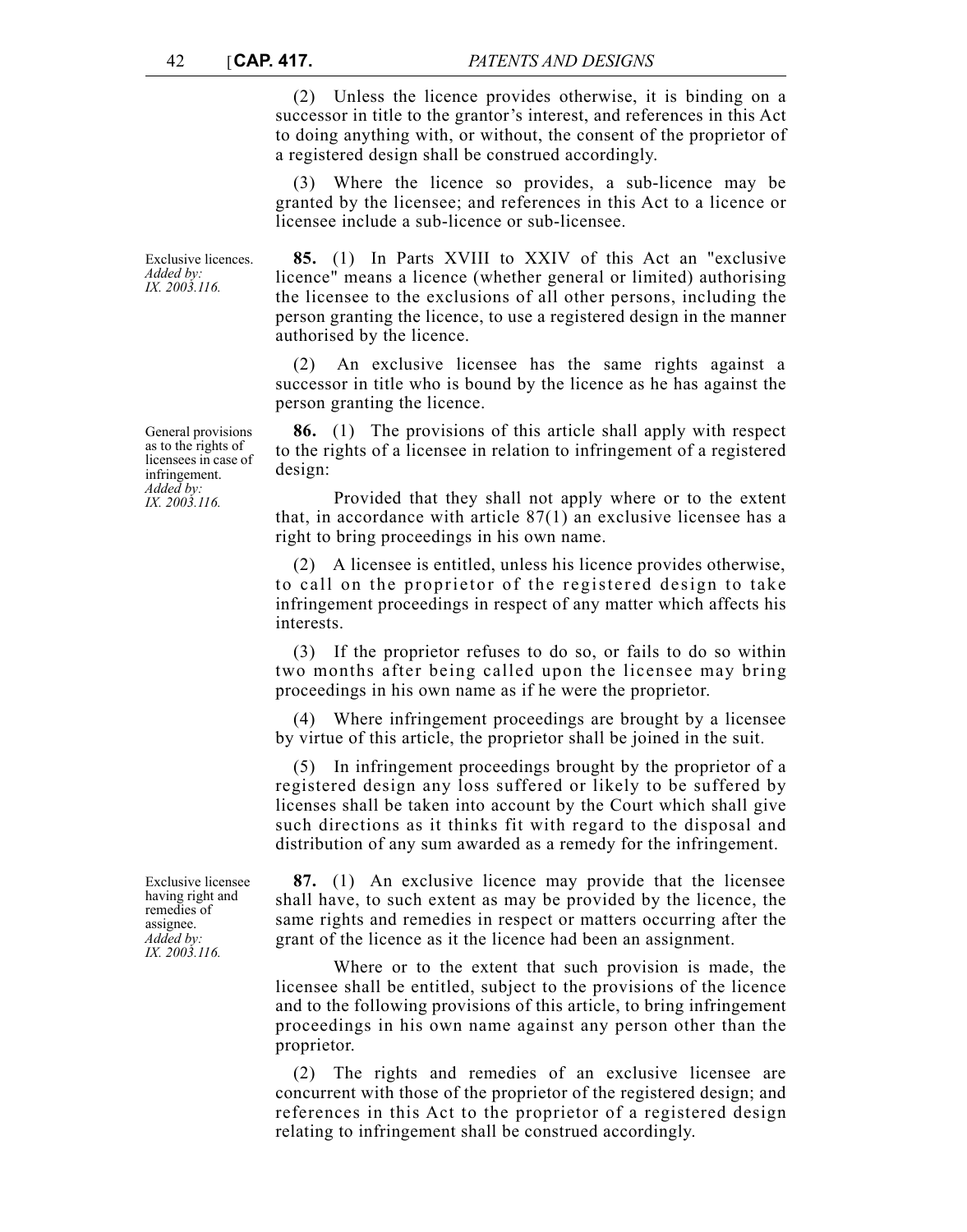(2) Unless the licence provides otherwise, it is binding on a successor in title to the grantor's interest, and references in this Act to doing anything with, or without, the consent of the proprietor of a registered design shall be construed accordingly.

(3) Where the licence so provides, a sub-licence may be granted by the licensee; and references in this Act to a licence or licensee include a sub-licence or sub-licensee.

Exclusive licences.
*Added by: IX. 2003.116.*

**85.** (1) In Parts XVIII to XXIV of this Act an "exclusive licence" means a licence (whether general or limited) authorising the licensee to the exclusions of all other persons, including the person granting the licence, to use a registered design in the manner authorised by the licence.

(2) An exclusive licensee has the same rights against a successor in title who is bound by the licence as he has against the person granting the licence.

General provisions as to the rights of licensees in case of infringement.
*Added by: IX. 2003.116.*

**86.** (1) The provisions of this article shall apply with respect to the rights of a licensee in relation to infringement of a registered design:

Provided that they shall not apply where or to the extent that, in accordance with article 87(1) an exclusive licensee has a right to bring proceedings in his own name.

(2) A licensee is entitled, unless his licence provides otherwise, to call on the proprietor of the registered design to take infringement proceedings in respect of any matter which affects his interests.

(3) If the proprietor refuses to do so, or fails to do so within two months after being called upon the licensee may bring proceedings in his own name as if he were the proprietor.

(4) Where infringement proceedings are brought by a licensee by virtue of this article, the proprietor shall be joined in the suit.

(5) In infringement proceedings brought by the proprietor of a registered design any loss suffered or likely to be suffered by licenses shall be taken into account by the Court which shall give such directions as it thinks fit with regard to the disposal and distribution of any sum awarded as a remedy for the infringement.

Exclusive licensee having right and remedies of assignee.
*Added by: IX. 2003.116.*

**87.** (1) An exclusive licence may provide that the licensee shall have, to such extent as may be provided by the licence, the same rights and remedies in respect or matters occurring after the grant of the licence as it the licence had been an assignment.

Where or to the extent that such provision is made, the licensee shall be entitled, subject to the provisions of the licence and to the following provisions of this article, to bring infringement proceedings in his own name against any person other than the proprietor.

(2) The rights and remedies of an exclusive licensee are concurrent with those of the proprietor of the registered design; and references in this Act to the proprietor of a registered design relating to infringement shall be construed accordingly.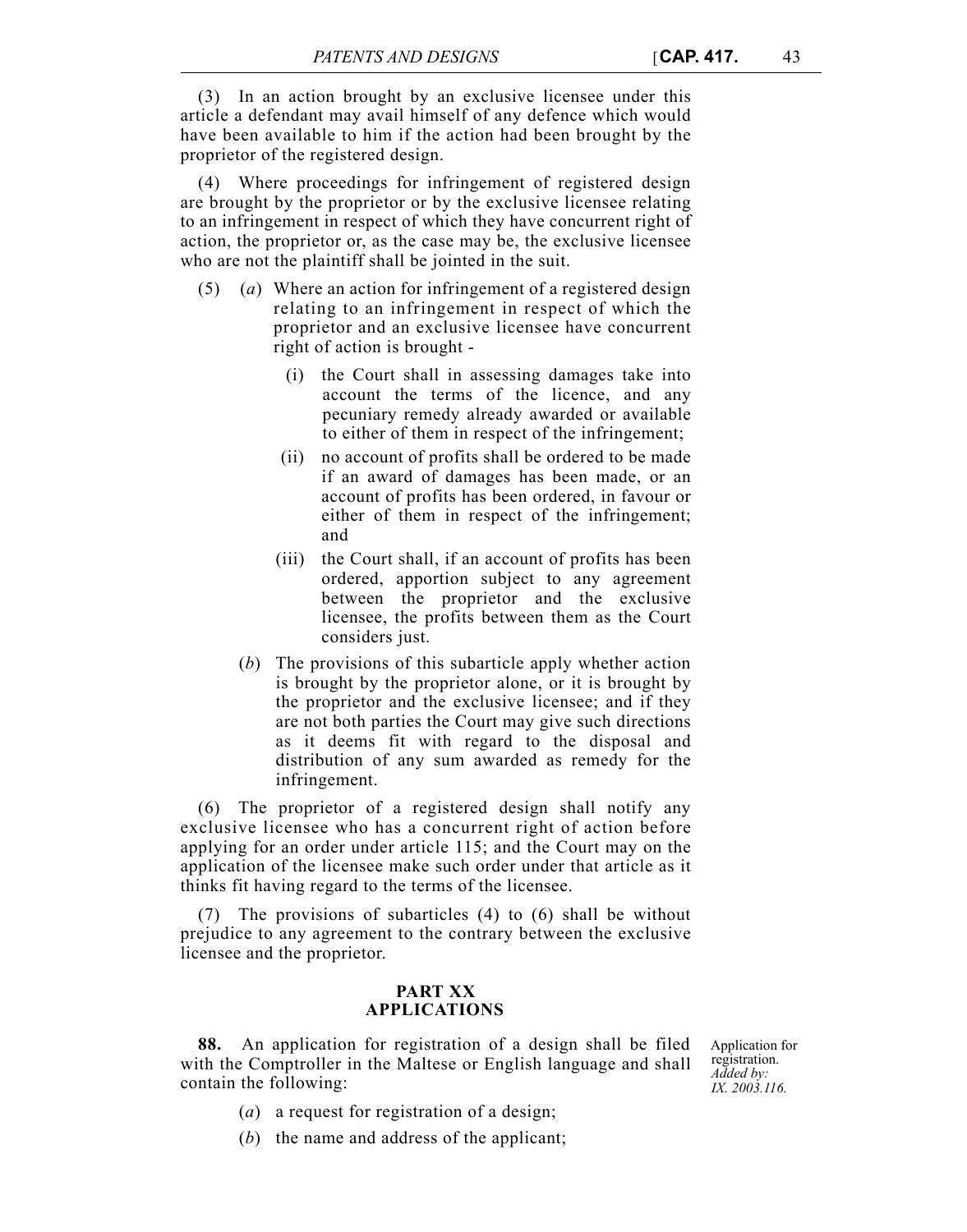(3) In an action brought by an exclusive licensee under this article a defendant may avail himself of any defence which would have been available to him if the action had been brought by the proprietor of the registered design.

(4) Where proceedings for infringement of registered design are brought by the proprietor or by the exclusive licensee relating to an infringement in respect of which they have concurrent right of action, the proprietor or, as the case may be, the exclusive licensee who are not the plaintiff shall be jointed in the suit.

(5) (*a*) Where an action for infringement of a registered design relating to an infringement in respect of which the proprietor and an exclusive licensee have concurrent right of action is brought -

(i) the Court shall in assessing damages take into account the terms of the licence, and any pecuniary remedy already awarded or available to either of them in respect of the infringement;

(ii) no account of profits shall be ordered to be made if an award of damages has been made, or an account of profits has been ordered, in favour or either of them in respect of the infringement; and

(iii) the Court shall, if an account of profits has been ordered, apportion subject to any agreement between the proprietor and the exclusive licensee, the profits between them as the Court considers just.

(*b*) The provisions of this subarticle apply whether action is brought by the proprietor alone, or it is brought by the proprietor and the exclusive licensee; and if they are not both parties the Court may give such directions as it deems fit with regard to the disposal and distribution of any sum awarded as remedy for the infringement.

(6) The proprietor of a registered design shall notify any exclusive licensee who has a concurrent right of action before applying for an order under article 115; and the Court may on the application of the licensee make such order under that article as it thinks fit having regard to the terms of the licensee.

(7) The provisions of subarticles (4) to (6) shall be without prejudice to any agreement to the contrary between the exclusive licensee and the proprietor.

## PART XX
## APPLICATIONS

Application for registration.
*Added by: IX. 2003.116.*

**88.** An application for registration of a design shall be filed with the Comptroller in the Maltese or English language and shall contain the following:

(*a*) a request for registration of a design;

(*b*) the name and address of the applicant;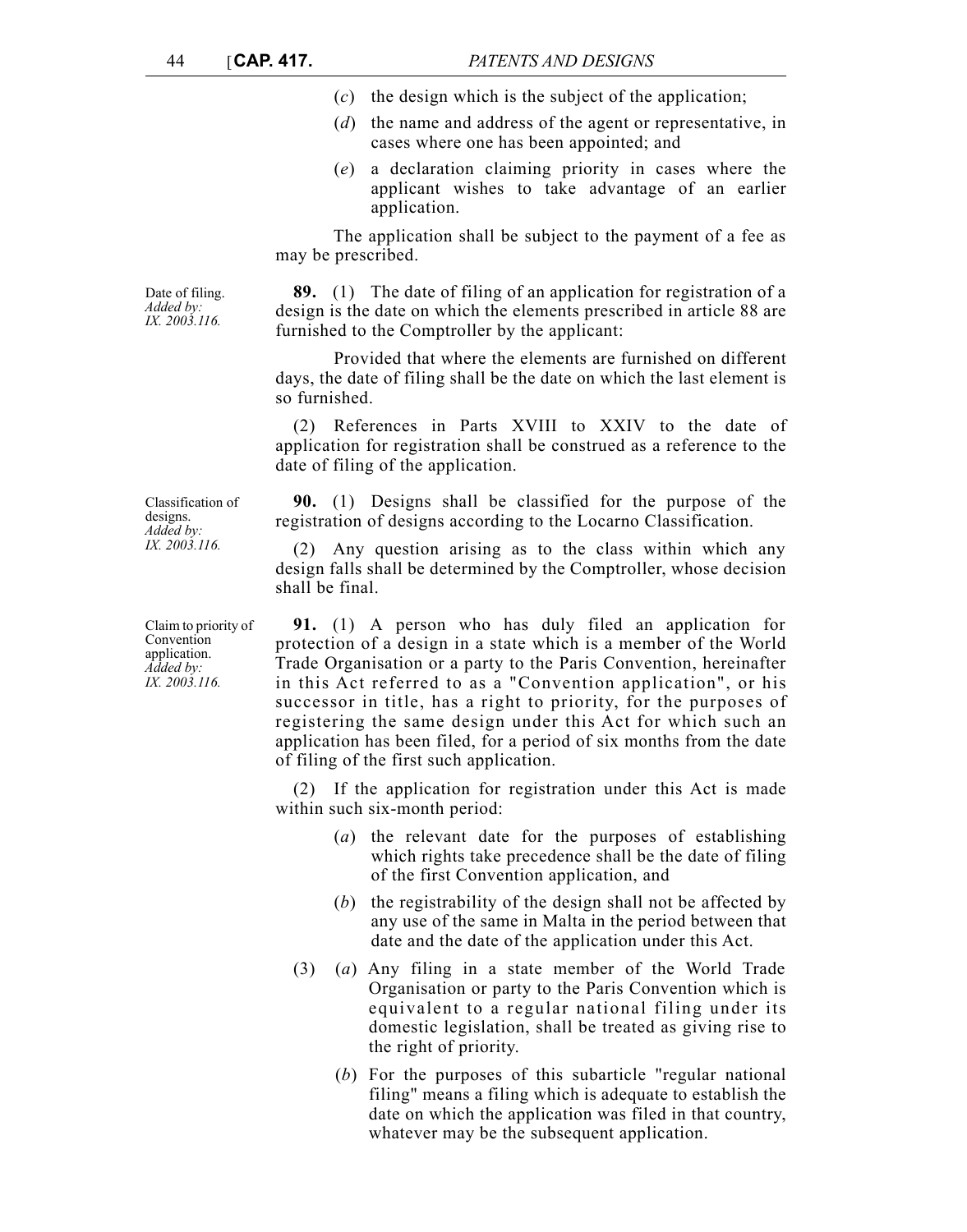(*c*) the design which is the subject of the application;

(*d*) the name and address of the agent or representative, in cases where one has been appointed; and

(*e*) a declaration claiming priority in cases where the applicant wishes to take advantage of an earlier application.

The application shall be subject to the payment of a fee as may be prescribed.

Date of filing. *Added by: IX. 2003.116.*

**89.** (1) The date of filing of an application for registration of a design is the date on which the elements prescribed in article 88 are furnished to the Comptroller by the applicant:

Provided that where the elements are furnished on different days, the date of filing shall be the date on which the last element is so furnished.

(2) References in Parts XVIII to XXIV to the date of application for registration shall be construed as a reference to the date of filing of the application.

Classification of designs. *Added by: IX. 2003.116.*

**90.** (1) Designs shall be classified for the purpose of the registration of designs according to the Locarno Classification.

(2) Any question arising as to the class within which any design falls shall be determined by the Comptroller, whose decision shall be final.

Claim to priority of Convention application. *Added by: IX. 2003.116.*

**91.** (1) A person who has duly filed an application for protection of a design in a state which is a member of the World Trade Organisation or a party to the Paris Convention, hereinafter in this Act referred to as a "Convention application", or his successor in title, has a right to priority, for the purposes of registering the same design under this Act for which such an application has been filed, for a period of six months from the date of filing of the first such application.

(2) If the application for registration under this Act is made within such six-month period:

(*a*) the relevant date for the purposes of establishing which rights take precedence shall be the date of filing of the first Convention application, and

(*b*) the registrability of the design shall not be affected by any use of the same in Malta in the period between that date and the date of the application under this Act.

(3) (*a*) Any filing in a state member of the World Trade Organisation or party to the Paris Convention which is equivalent to a regular national filing under its domestic legislation, shall be treated as giving rise to the right of priority.

(*b*) For the purposes of this subarticle "regular national filing" means a filing which is adequate to establish the date on which the application was filed in that country, whatever may be the subsequent application.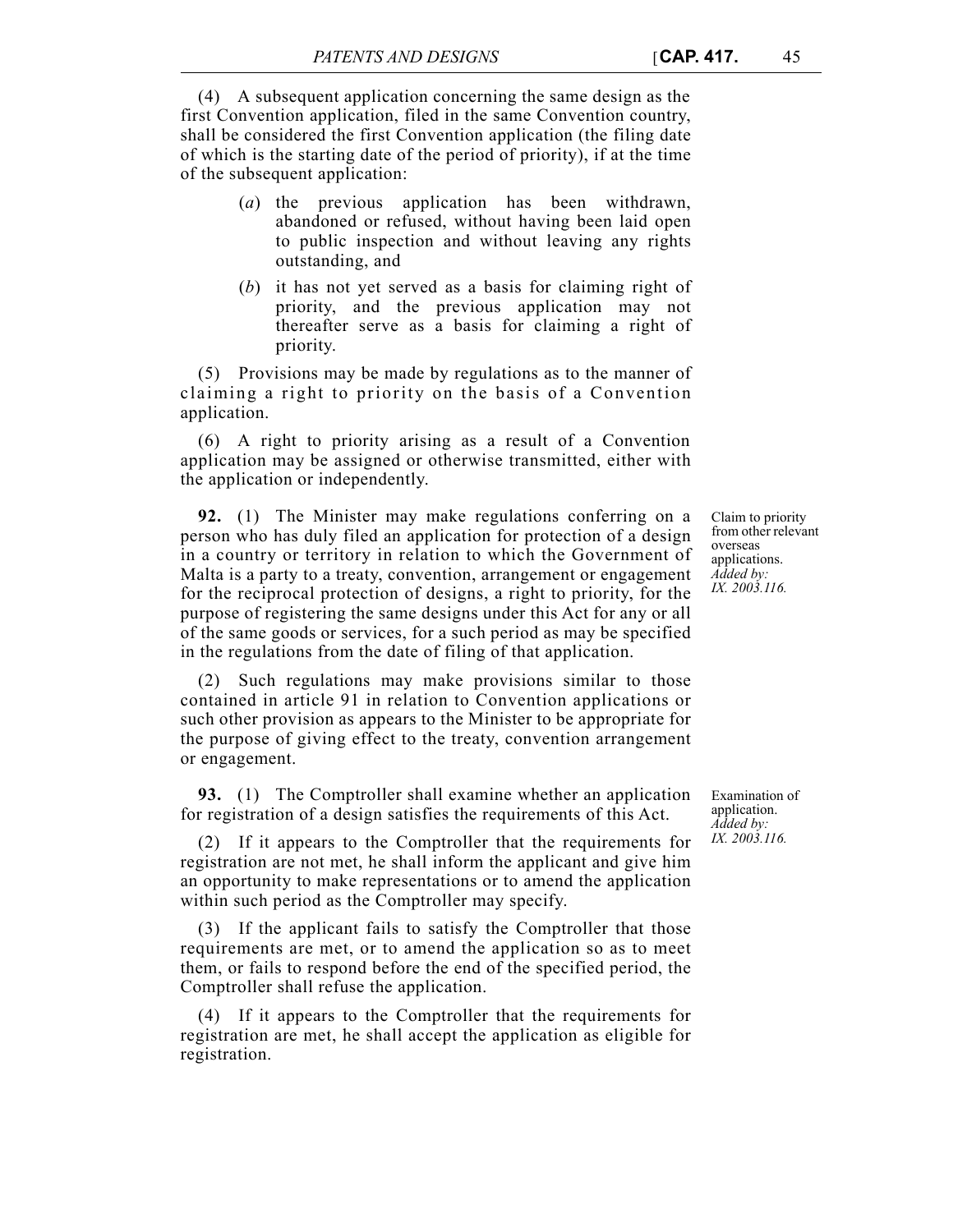(4) A subsequent application concerning the same design as the first Convention application, filed in the same Convention country, shall be considered the first Convention application (the filing date of which is the starting date of the period of priority), if at the time of the subsequent application:

(*a*) the previous application has been withdrawn, abandoned or refused, without having been laid open to public inspection and without leaving any rights outstanding, and

(*b*) it has not yet served as a basis for claiming right of priority, and the previous application may not thereafter serve as a basis for claiming a right of priority.

(5) Provisions may be made by regulations as to the manner of claiming a right to priority on the basis of a Convention application.

(6) A right to priority arising as a result of a Convention application may be assigned or otherwise transmitted, either with the application or independently.

Claim to priority from other relevant overseas applications.
*Added by: IX. 2003.116.*

**92.** (1) The Minister may make regulations conferring on a person who has duly filed an application for protection of a design in a country or territory in relation to which the Government of Malta is a party to a treaty, convention, arrangement or engagement for the reciprocal protection of designs, a right to priority, for the purpose of registering the same designs under this Act for any or all of the same goods or services, for a such period as may be specified in the regulations from the date of filing of that application.

(2) Such regulations may make provisions similar to those contained in article 91 in relation to Convention applications or such other provision as appears to the Minister to be appropriate for the purpose of giving effect to the treaty, convention arrangement or engagement.

Examination of application.
*Added by: IX. 2003.116.*

**93.** (1) The Comptroller shall examine whether an application for registration of a design satisfies the requirements of this Act.

(2) If it appears to the Comptroller that the requirements for registration are not met, he shall inform the applicant and give him an opportunity to make representations or to amend the application within such period as the Comptroller may specify.

(3) If the applicant fails to satisfy the Comptroller that those requirements are met, or to amend the application so as to meet them, or fails to respond before the end of the specified period, the Comptroller shall refuse the application.

(4) If it appears to the Comptroller that the requirements for registration are met, he shall accept the application as eligible for registration.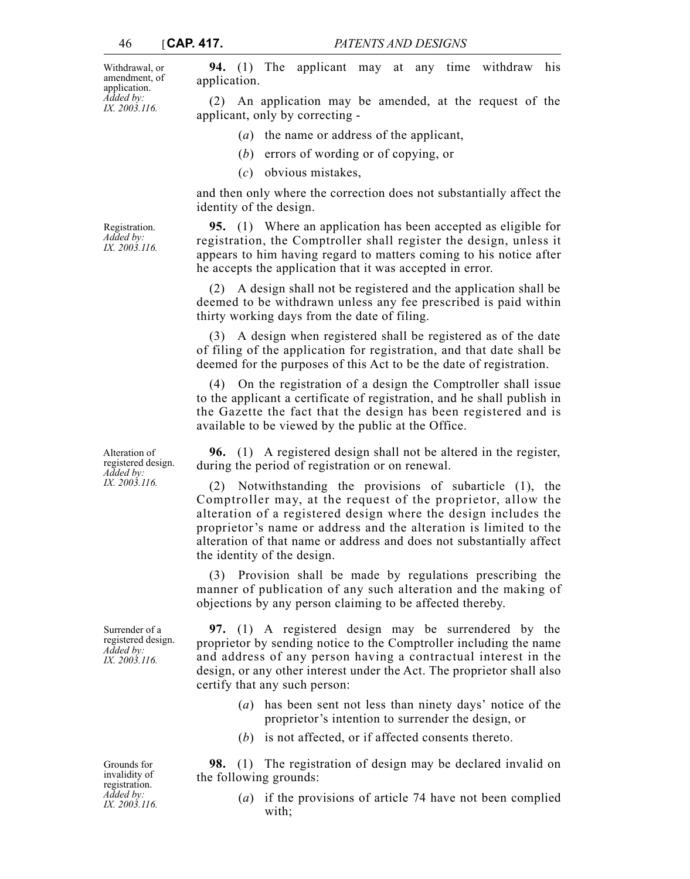*Withdrawal, or amendment, of application. Added by: IX. 2003.116.*

**94.** (1) The applicant may at any time withdraw his application.

(2) An application may be amended, at the request of the applicant, only by correcting -

(*a*) the name or address of the applicant,

(*b*) errors of wording or of copying, or

(*c*) obvious mistakes,

and then only where the correction does not substantially affect the identity of the design.

*Registration. Added by: IX. 2003.116.*

**95.** (1) Where an application has been accepted as eligible for registration, the Comptroller shall register the design, unless it appears to him having regard to matters coming to his notice after he accepts the application that it was accepted in error.

(2) A design shall not be registered and the application shall be deemed to be withdrawn unless any fee prescribed is paid within thirty working days from the date of filing.

(3) A design when registered shall be registered as of the date of filing of the application for registration, and that date shall be deemed for the purposes of this Act to be the date of registration.

(4) On the registration of a design the Comptroller shall issue to the applicant a certificate of registration, and he shall publish in the Gazette the fact that the design has been registered and is available to be viewed by the public at the Office.

*Alteration of registered design. Added by: IX. 2003.116.*

**96.** (1) A registered design shall not be altered in the register, during the period of registration or on renewal.

(2) Notwithstanding the provisions of subarticle (1), the Comptroller may, at the request of the proprietor, allow the alteration of a registered design where the design includes the proprietor's name or address and the alteration is limited to the alteration of that name or address and does not substantially affect the identity of the design.

(3) Provision shall be made by regulations prescribing the manner of publication of any such alteration and the making of objections by any person claiming to be affected thereby.

*Surrender of a registered design. Added by: IX. 2003.116.*

**97.** (1) A registered design may be surrendered by the proprietor by sending notice to the Comptroller including the name and address of any person having a contractual interest in the design, or any other interest under the Act. The proprietor shall also certify that any such person:

(*a*) has been sent not less than ninety days' notice of the proprietor's intention to surrender the design, or

(*b*) is not affected, or if affected consents thereto.

*Grounds for invalidity of registration. Added by: IX. 2003.116.*

**98.** (1) The registration of design may be declared invalid on the following grounds:

(*a*) if the provisions of article 74 have not been complied with;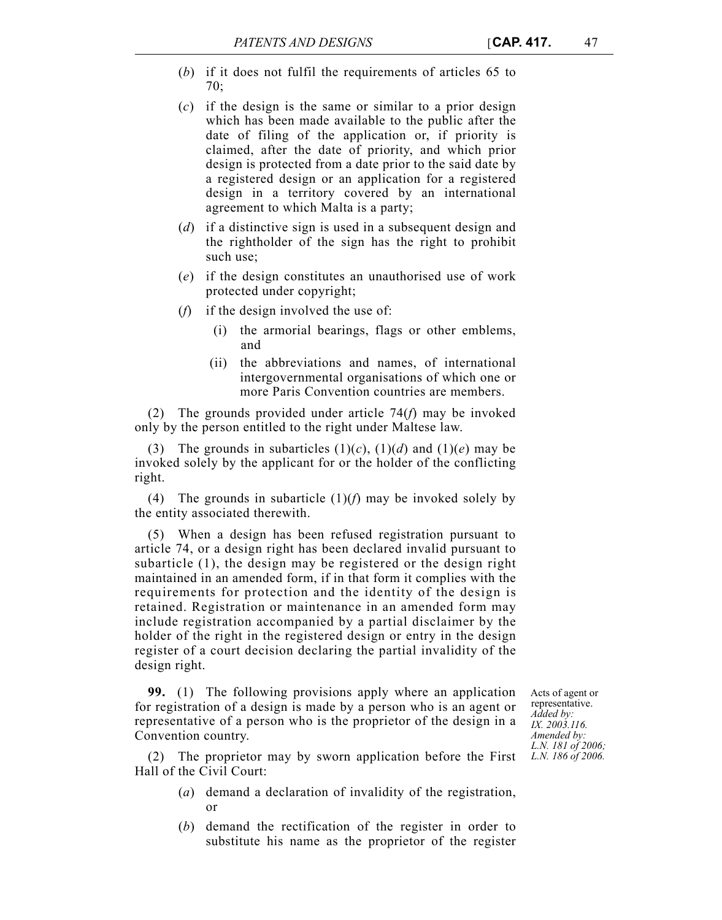(*b*) if it does not fulfil the requirements of articles 65 to 70;

(*c*) if the design is the same or similar to a prior design which has been made available to the public after the date of filing of the application or, if priority is claimed, after the date of priority, and which prior design is protected from a date prior to the said date by a registered design or an application for a registered design in a territory covered by an international agreement to which Malta is a party;

(*d*) if a distinctive sign is used in a subsequent design and the rightholder of the sign has the right to prohibit such use;

(*e*) if the design constitutes an unauthorised use of work protected under copyright;

(*f*) if the design involved the use of:

(i) the armorial bearings, flags or other emblems, and

(ii) the abbreviations and names, of international intergovernmental organisations of which one or more Paris Convention countries are members.

(2) The grounds provided under article 74(*f*) may be invoked only by the person entitled to the right under Maltese law.

(3) The grounds in subarticles (1)(*c*), (1)(*d*) and (1)(*e*) may be invoked solely by the applicant for or the holder of the conflicting right.

(4) The grounds in subarticle (1)(*f*) may be invoked solely by the entity associated therewith.

(5) When a design has been refused registration pursuant to article 74, or a design right has been declared invalid pursuant to subarticle (1), the design may be registered or the design right maintained in an amended form, if in that form it complies with the requirements for protection and the identity of the design is retained. Registration or maintenance in an amended form may include registration accompanied by a partial disclaimer by the holder of the right in the registered design or entry in the design register of a court decision declaring the partial invalidity of the design right.

Acts of agent or representative.
*Added by: IX. 2003.116.*
*Amended by: L.N. 181 of 2006; L.N. 186 of 2006.*

**99.** (1) The following provisions apply where an application for registration of a design is made by a person who is an agent or representative of a person who is the proprietor of the design in a Convention country.

(2) The proprietor may by sworn application before the First Hall of the Civil Court:

(*a*) demand a declaration of invalidity of the registration, or

(*b*) demand the rectification of the register in order to substitute his name as the proprietor of the register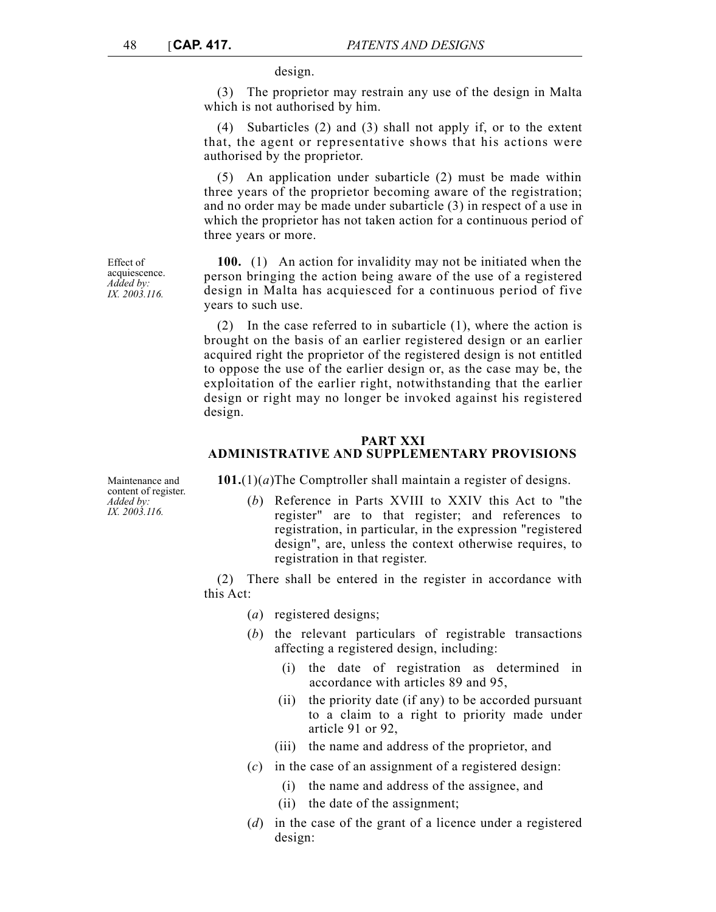design.

(3) The proprietor may restrain any use of the design in Malta which is not authorised by him.

(4) Subarticles (2) and (3) shall not apply if, or to the extent that, the agent or representative shows that his actions were authorised by the proprietor.

(5) An application under subarticle (2) must be made within three years of the proprietor becoming aware of the registration; and no order may be made under subarticle (3) in respect of a use in which the proprietor has not taken action for a continuous period of three years or more.

Effect of acquiescence. *Added by: IX. 2003.116.*

**100.** (1) An action for invalidity may not be initiated when the person bringing the action being aware of the use of a registered design in Malta has acquiesced for a continuous period of five years to such use.

(2) In the case referred to in subarticle (1), where the action is brought on the basis of an earlier registered design or an earlier acquired right the proprietor of the registered design is not entitled to oppose the use of the earlier design or, as the case may be, the exploitation of the earlier right, notwithstanding that the earlier design or right may no longer be invoked against his registered design.

## PART XXI
## ADMINISTRATIVE AND SUPPLEMENTARY PROVISIONS

Maintenance and content of register. *Added by: IX. 2003.116.*

**101.**(1)(*a*)The Comptroller shall maintain a register of designs.

(*b*) Reference in Parts XVIII to XXIV this Act to "the register" are to that register; and references to registration, in particular, in the expression "registered design", are, unless the context otherwise requires, to registration in that register.

(2) There shall be entered in the register in accordance with this Act:

(*a*) registered designs;

(*b*) the relevant particulars of registrable transactions affecting a registered design, including:

(i) the date of registration as determined in accordance with articles 89 and 95,

(ii) the priority date (if any) to be accorded pursuant to a claim to a right to priority made under article 91 or 92,

(iii) the name and address of the proprietor, and

(*c*) in the case of an assignment of a registered design:

(i) the name and address of the assignee, and

(ii) the date of the assignment;

(*d*) in the case of the grant of a licence under a registered design: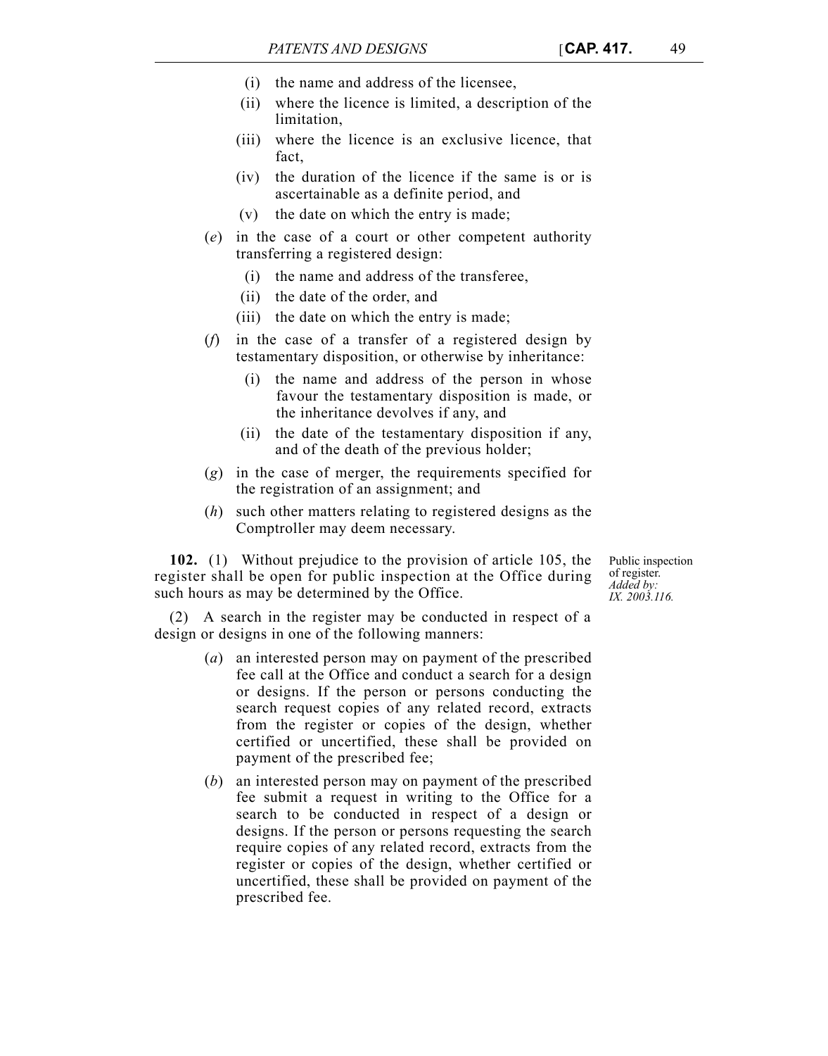(i) the name and address of the licensee,

(ii) where the licence is limited, a description of the limitation,

(iii) where the licence is an exclusive licence, that fact,

(iv) the duration of the licence if the same is or is ascertainable as a definite period, and

(v) the date on which the entry is made;

(*e*) in the case of a court or other competent authority transferring a registered design:

(i) the name and address of the transferee,

(ii) the date of the order, and

(iii) the date on which the entry is made;

(*f*) in the case of a transfer of a registered design by testamentary disposition, or otherwise by inheritance:

(i) the name and address of the person in whose favour the testamentary disposition is made, or the inheritance devolves if any, and

(ii) the date of the testamentary disposition if any, and of the death of the previous holder;

(*g*) in the case of merger, the requirements specified for the registration of an assignment; and

(*h*) such other matters relating to registered designs as the Comptroller may deem necessary.

Public inspection of register.
*Added by: IX. 2003.116.*

**102.** (1) Without prejudice to the provision of article 105, the register shall be open for public inspection at the Office during such hours as may be determined by the Office.

(2) A search in the register may be conducted in respect of a design or designs in one of the following manners:

(*a*) an interested person may on payment of the prescribed fee call at the Office and conduct a search for a design or designs. If the person or persons conducting the search request copies of any related record, extracts from the register or copies of the design, whether certified or uncertified, these shall be provided on payment of the prescribed fee;

(*b*) an interested person may on payment of the prescribed fee submit a request in writing to the Office for a search to be conducted in respect of a design or designs. If the person or persons requesting the search require copies of any related record, extracts from the register or copies of the design, whether certified or uncertified, these shall be provided on payment of the prescribed fee.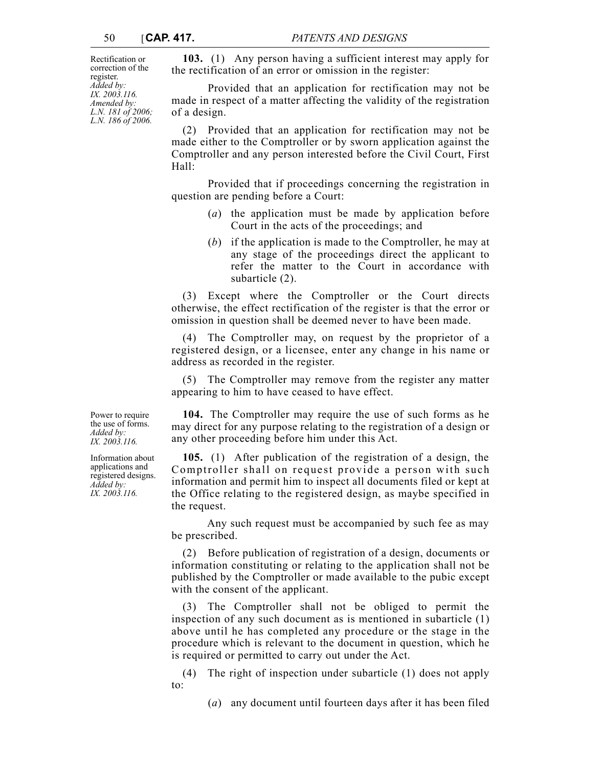**Rectification or correction of the register.** *Added by: IX. 2003.116. Amended by: L.N. 181 of 2006; L.N. 186 of 2006.*

**103.** (1) Any person having a sufficient interest may apply for the rectification of an error or omission in the register:

Provided that an application for rectification may not be made in respect of a matter affecting the validity of the registration of a design.

(2) Provided that an application for rectification may not be made either to the Comptroller or by sworn application against the Comptroller and any person interested before the Civil Court, First Hall:

Provided that if proceedings concerning the registration in question are pending before a Court:

(*a*) the application must be made by application before Court in the acts of the proceedings; and

(*b*) if the application is made to the Comptroller, he may at any stage of the proceedings direct the applicant to refer the matter to the Court in accordance with subarticle (2).

(3) Except where the Comptroller or the Court directs otherwise, the effect rectification of the register is that the error or omission in question shall be deemed never to have been made.

(4) The Comptroller may, on request by the proprietor of a registered design, or a licensee, enter any change in his name or address as recorded in the register.

(5) The Comptroller may remove from the register any matter appearing to him to have ceased to have effect.

**Power to require the use of forms.** *Added by: IX. 2003.116.*

**104.** The Comptroller may require the use of such forms as he may direct for any purpose relating to the registration of a design or any other proceeding before him under this Act.

**Information about applications and registered designs.** *Added by: IX. 2003.116.*

**105.** (1) After publication of the registration of a design, the Comptroller shall on request provide a person with such information and permit him to inspect all documents filed or kept at the Office relating to the registered design, as maybe specified in the request.

Any such request must be accompanied by such fee as may be prescribed.

(2) Before publication of registration of a design, documents or information constituting or relating to the application shall not be published by the Comptroller or made available to the pubic except with the consent of the applicant.

(3) The Comptroller shall not be obliged to permit the inspection of any such document as is mentioned in subarticle (1) above until he has completed any procedure or the stage in the procedure which is relevant to the document in question, which he is required or permitted to carry out under the Act.

(4) The right of inspection under subarticle (1) does not apply to:

(*a*) any document until fourteen days after it has been filed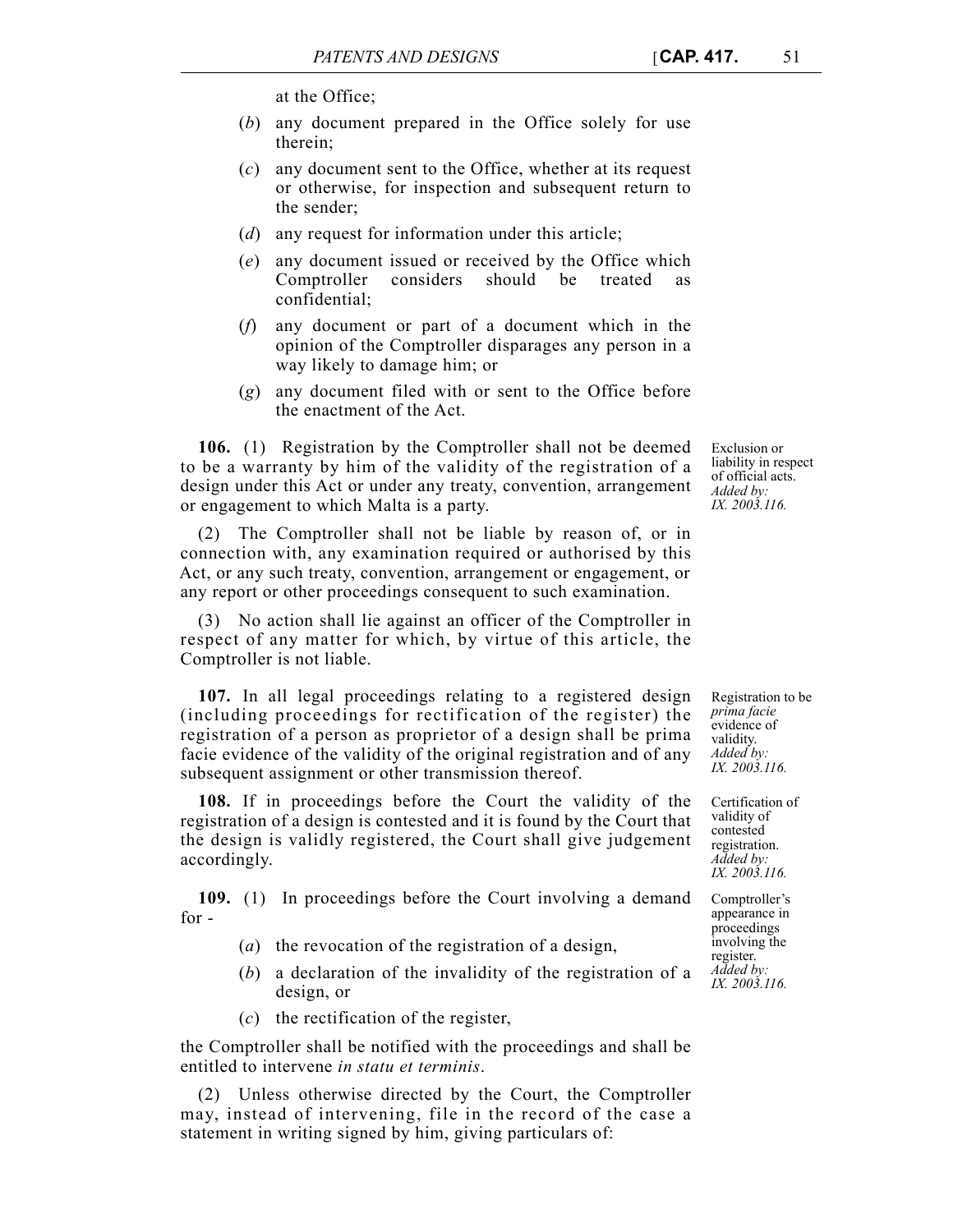at the Office;

(*b*) any document prepared in the Office solely for use therein;

(*c*) any document sent to the Office, whether at its request or otherwise, for inspection and subsequent return to the sender;

(*d*) any request for information under this article;

(*e*) any document issued or received by the Office which Comptroller considers should be treated as confidential;

(*f*) any document or part of a document which in the opinion of the Comptroller disparages any person in a way likely to damage him; or

(*g*) any document filed with or sent to the Office before the enactment of the Act.

Exclusion or liability in respect of official acts. *Added by: IX. 2003.116.*

**106.** (1) Registration by the Comptroller shall not be deemed to be a warranty by him of the validity of the registration of a design under this Act or under any treaty, convention, arrangement or engagement to which Malta is a party.

(2) The Comptroller shall not be liable by reason of, or in connection with, any examination required or authorised by this Act, or any such treaty, convention, arrangement or engagement, or any report or other proceedings consequent to such examination.

(3) No action shall lie against an officer of the Comptroller in respect of any matter for which, by virtue of this article, the Comptroller is not liable.

Registration to be *prima facie* evidence of validity. *Added by: IX. 2003.116.*

**107.** In all legal proceedings relating to a registered design (including proceedings for rectification of the register) the registration of a person as proprietor of a design shall be prima facie evidence of the validity of the original registration and of any subsequent assignment or other transmission thereof.

Certification of validity of contested registration. *Added by: IX. 2003.116.*

**108.** If in proceedings before the Court the validity of the registration of a design is contested and it is found by the Court that the design is validly registered, the Court shall give judgement accordingly.

Comptroller's appearance in proceedings involving the register. *Added by: IX. 2003.116.*

**109.** (1) In proceedings before the Court involving a demand for -

(*a*) the revocation of the registration of a design,

(*b*) a declaration of the invalidity of the registration of a design, or

(*c*) the rectification of the register,

the Comptroller shall be notified with the proceedings and shall be entitled to intervene *in statu et terminis*.

(2) Unless otherwise directed by the Court, the Comptroller may, instead of intervening, file in the record of the case a statement in writing signed by him, giving particulars of: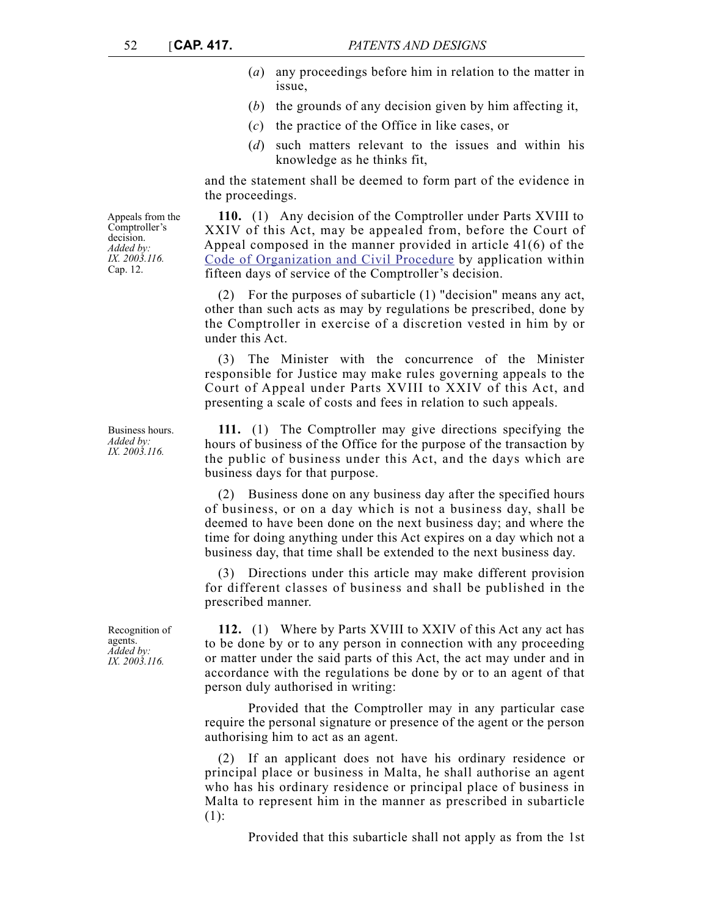(*a*) any proceedings before him in relation to the matter in issue,

(*b*) the grounds of any decision given by him affecting it,

(*c*) the practice of the Office in like cases, or

(*d*) such matters relevant to the issues and within his knowledge as he thinks fit,

and the statement shall be deemed to form part of the evidence in the proceedings.

Appeals from the Comptroller's decision. *Added by: IX. 2003.116.* Cap. 12.

**110.** (1) Any decision of the Comptroller under Parts XVIII to XXIV of this Act, may be appealed from, before the Court of Appeal composed in the manner provided in article 41(6) of the Code of Organization and Civil Procedure by application within fifteen days of service of the Comptroller's decision.

(2) For the purposes of subarticle (1) "decision" means any act, other than such acts as may by regulations be prescribed, done by the Comptroller in exercise of a discretion vested in him by or under this Act.

(3) The Minister with the concurrence of the Minister responsible for Justice may make rules governing appeals to the Court of Appeal under Parts XVIII to XXIV of this Act, and presenting a scale of costs and fees in relation to such appeals.

Business hours. *Added by: IX. 2003.116.*

**111.** (1) The Comptroller may give directions specifying the hours of business of the Office for the purpose of the transaction by the public of business under this Act, and the days which are business days for that purpose.

(2) Business done on any business day after the specified hours of business, or on a day which is not a business day, shall be deemed to have been done on the next business day; and where the time for doing anything under this Act expires on a day which not a business day, that time shall be extended to the next business day.

(3) Directions under this article may make different provision for different classes of business and shall be published in the prescribed manner.

Recognition of agents. *Added by: IX. 2003.116.*

**112.** (1) Where by Parts XVIII to XXIV of this Act any act has to be done by or to any person in connection with any proceeding or matter under the said parts of this Act, the act may under and in accordance with the regulations be done by or to an agent of that person duly authorised in writing:

Provided that the Comptroller may in any particular case require the personal signature or presence of the agent or the person authorising him to act as an agent.

(2) If an applicant does not have his ordinary residence or principal place or business in Malta, he shall authorise an agent who has his ordinary residence or principal place of business in Malta to represent him in the manner as prescribed in subarticle (1):

Provided that this subarticle shall not apply as from the 1st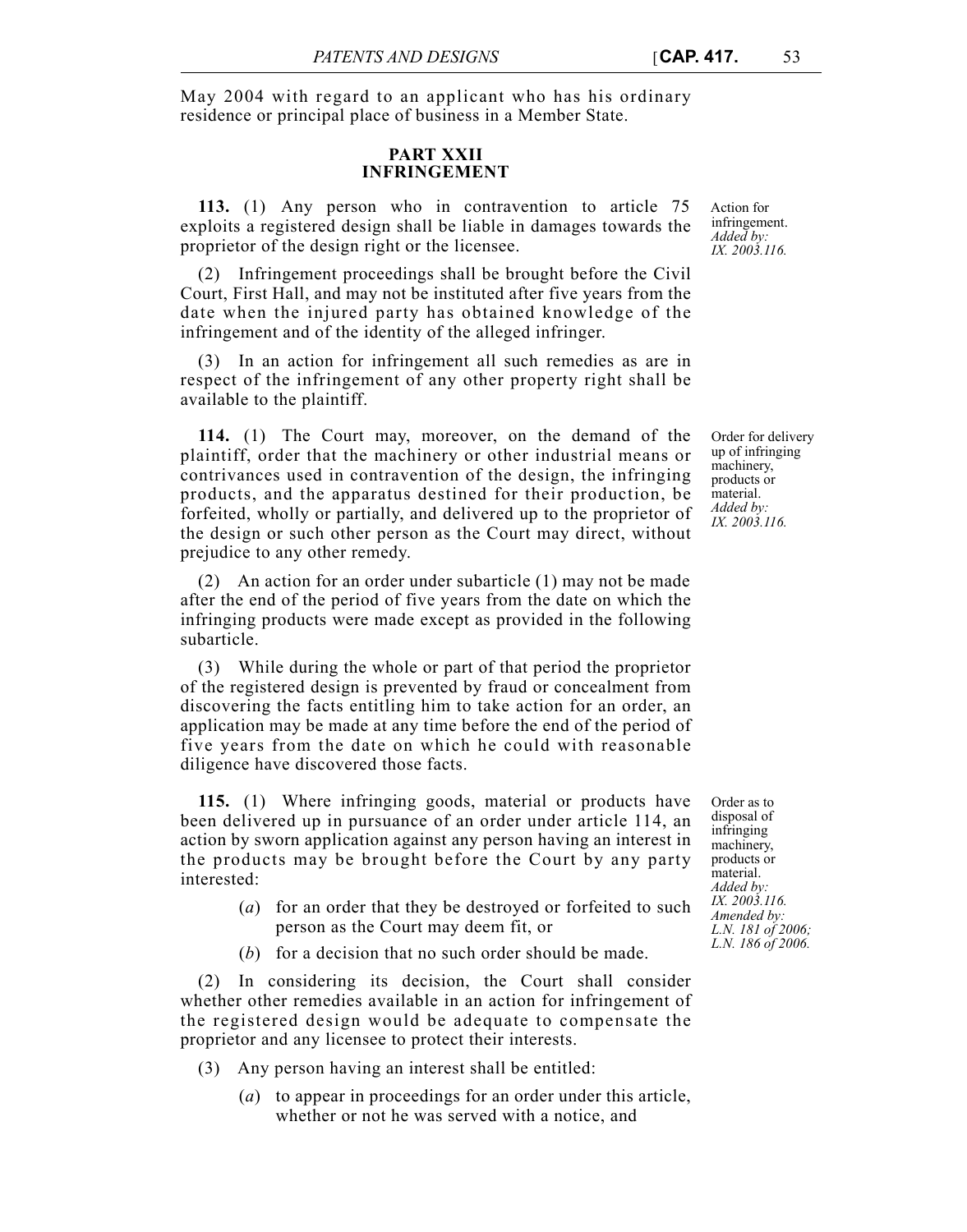May 2004 with regard to an applicant who has his ordinary residence or principal place of business in a Member State.

## PART XXII
## INFRINGEMENT

*Action for infringement. Added by: IX. 2003.116.*

**113.** (1) Any person who in contravention to article 75 exploits a registered design shall be liable in damages towards the proprietor of the design right or the licensee.

(2) Infringement proceedings shall be brought before the Civil Court, First Hall, and may not be instituted after five years from the date when the injured party has obtained knowledge of the infringement and of the identity of the alleged infringer.

(3) In an action for infringement all such remedies as are in respect of the infringement of any other property right shall be available to the plaintiff.

*Order for delivery up of infringing machinery, products or material. Added by: IX. 2003.116.*

**114.** (1) The Court may, moreover, on the demand of the plaintiff, order that the machinery or other industrial means or contrivances used in contravention of the design, the infringing products, and the apparatus destined for their production, be forfeited, wholly or partially, and delivered up to the proprietor of the design or such other person as the Court may direct, without prejudice to any other remedy.

(2) An action for an order under subarticle (1) may not be made after the end of the period of five years from the date on which the infringing products were made except as provided in the following subarticle.

(3) While during the whole or part of that period the proprietor of the registered design is prevented by fraud or concealment from discovering the facts entitling him to take action for an order, an application may be made at any time before the end of the period of five years from the date on which he could with reasonable diligence have discovered those facts.

*Order as to disposal of infringing machinery, products or material. Added by: IX. 2003.116. Amended by: L.N. 181 of 2006; L.N. 186 of 2006.*

**115.** (1) Where infringing goods, material or products have been delivered up in pursuance of an order under article 114, an action by sworn application against any person having an interest in the products may be brought before the Court by any party interested:

(*a*) for an order that they be destroyed or forfeited to such person as the Court may deem fit, or

(*b*) for a decision that no such order should be made.

(2) In considering its decision, the Court shall consider whether other remedies available in an action for infringement of the registered design would be adequate to compensate the proprietor and any licensee to protect their interests.

(3) Any person having an interest shall be entitled:

(*a*) to appear in proceedings for an order under this article, whether or not he was served with a notice, and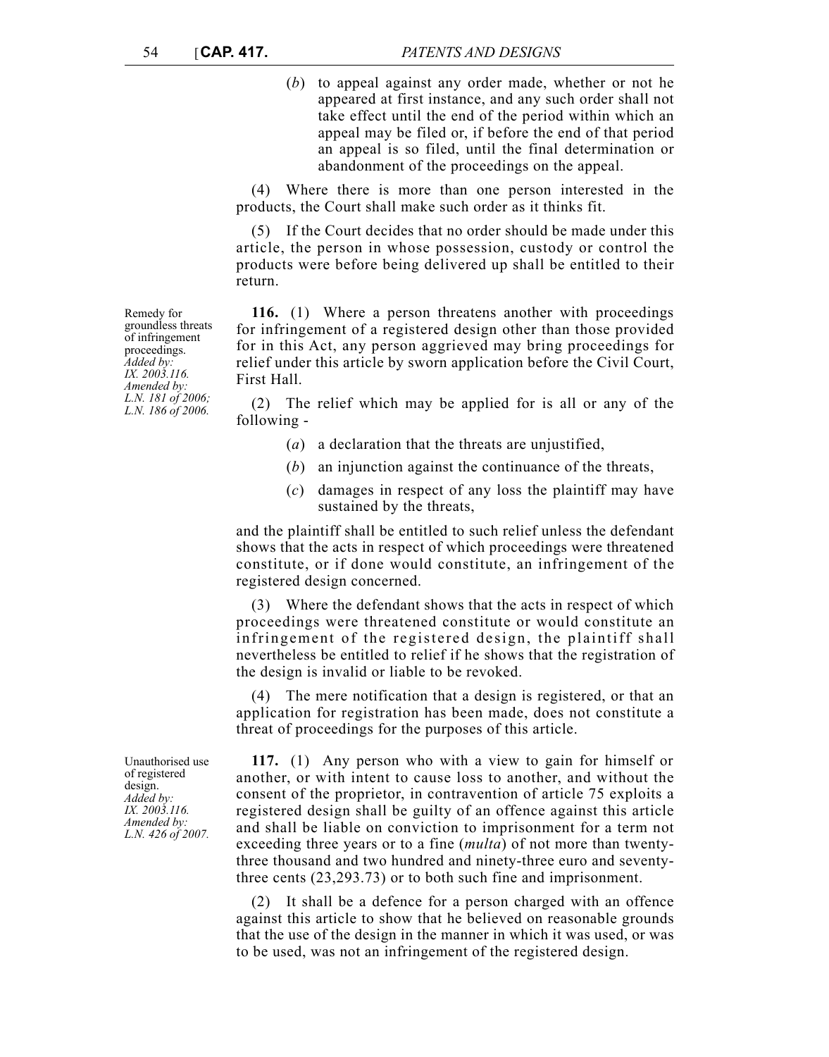(*b*) to appeal against any order made, whether or not he appeared at first instance, and any such order shall not take effect until the end of the period within which an appeal may be filed or, if before the end of that period an appeal is so filed, until the final determination or abandonment of the proceedings on the appeal.

(4) Where there is more than one person interested in the products, the Court shall make such order as it thinks fit.

(5) If the Court decides that no order should be made under this article, the person in whose possession, custody or control the products were before being delivered up shall be entitled to their return.

Remedy for groundless threats of infringement proceedings.
*Added by: IX. 2003.116. Amended by: L.N. 181 of 2006; L.N. 186 of 2006.*

**116.** (1) Where a person threatens another with proceedings for infringement of a registered design other than those provided for in this Act, any person aggrieved may bring proceedings for relief under this article by sworn application before the Civil Court, First Hall.

(2) The relief which may be applied for is all or any of the following -

(*a*) a declaration that the threats are unjustified,

(*b*) an injunction against the continuance of the threats,

(*c*) damages in respect of any loss the plaintiff may have sustained by the threats,

and the plaintiff shall be entitled to such relief unless the defendant shows that the acts in respect of which proceedings were threatened constitute, or if done would constitute, an infringement of the registered design concerned.

(3) Where the defendant shows that the acts in respect of which proceedings were threatened constitute or would constitute an infringement of the registered design, the plaintiff shall nevertheless be entitled to relief if he shows that the registration of the design is invalid or liable to be revoked.

(4) The mere notification that a design is registered, or that an application for registration has been made, does not constitute a threat of proceedings for the purposes of this article.

Unauthorised use of registered design.
*Added by: IX. 2003.116. Amended by: L.N. 426 of 2007.*

**117.** (1) Any person who with a view to gain for himself or another, or with intent to cause loss to another, and without the consent of the proprietor, in contravention of article 75 exploits a registered design shall be guilty of an offence against this article and shall be liable on conviction to imprisonment for a term not exceeding three years or to a fine (*multa*) of not more than twenty-three thousand and two hundred and ninety-three euro and seventy-three cents (23,293.73) or to both such fine and imprisonment.

(2) It shall be a defence for a person charged with an offence against this article to show that he believed on reasonable grounds that the use of the design in the manner in which it was used, or was to be used, was not an infringement of the registered design.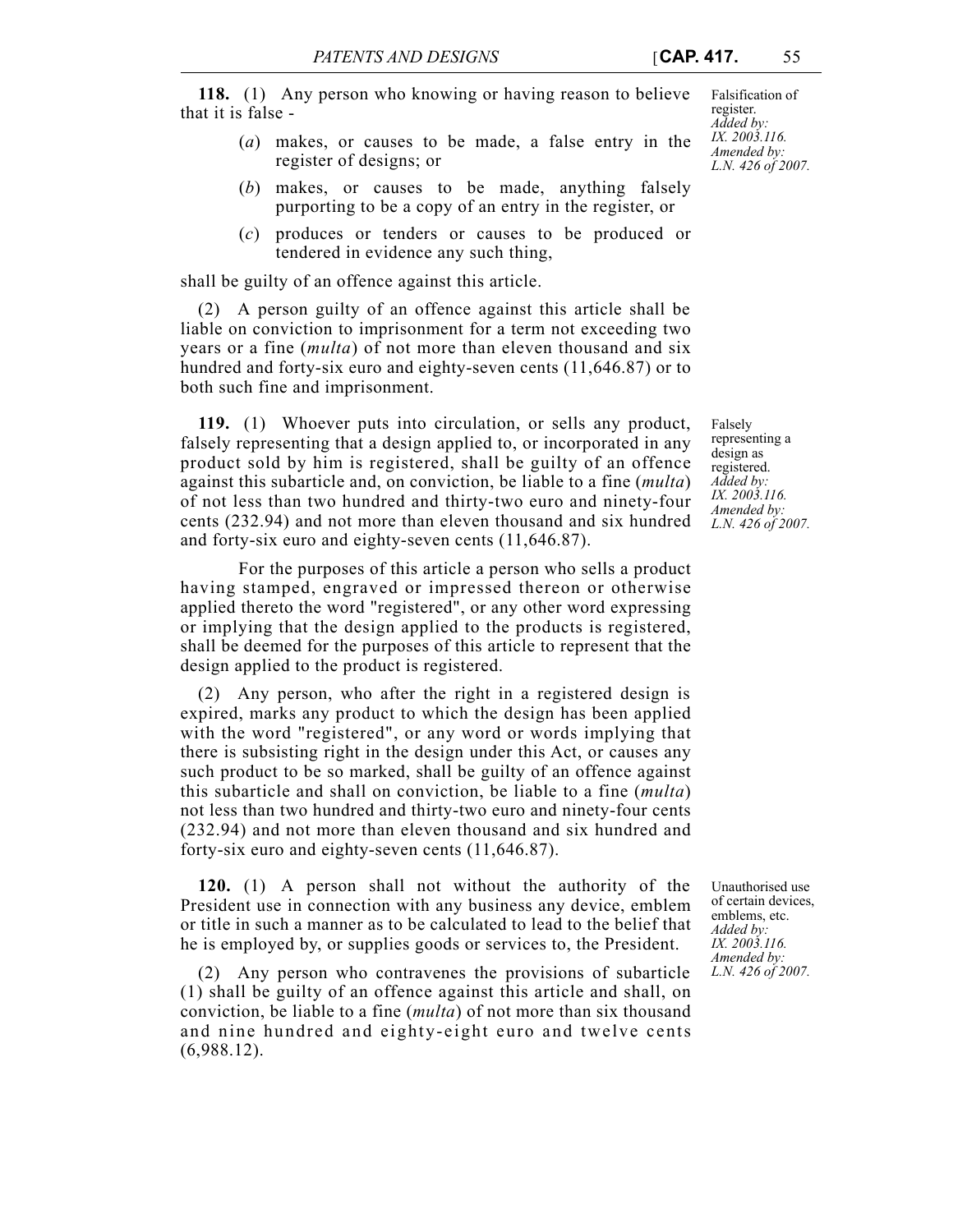**118.** (1) Any person who knowing or having reason to believe that it is false -

Falsification of register. *Added by: IX. 2003.116. Amended by: L.N. 426 of 2007.*

(*a*) makes, or causes to be made, a false entry in the register of designs; or

(*b*) makes, or causes to be made, anything falsely purporting to be a copy of an entry in the register, or

(*c*) produces or tenders or causes to be produced or tendered in evidence any such thing,

shall be guilty of an offence against this article.

(2) A person guilty of an offence against this article shall be liable on conviction to imprisonment for a term not exceeding two years or a fine (*multa*) of not more than eleven thousand and six hundred and forty-six euro and eighty-seven cents (11,646.87) or to both such fine and imprisonment.

**119.** (1) Whoever puts into circulation, or sells any product, falsely representing that a design applied to, or incorporated in any product sold by him is registered, shall be guilty of an offence against this subarticle and, on conviction, be liable to a fine (*multa*) of not less than two hundred and thirty-two euro and ninety-four cents (232.94) and not more than eleven thousand and six hundred and forty-six euro and eighty-seven cents (11,646.87).

Falsely representing a design as registered. *Added by: IX. 2003.116. Amended by: L.N. 426 of 2007.*

For the purposes of this article a person who sells a product having stamped, engraved or impressed thereon or otherwise applied thereto the word "registered", or any other word expressing or implying that the design applied to the products is registered, shall be deemed for the purposes of this article to represent that the design applied to the product is registered.

(2) Any person, who after the right in a registered design is expired, marks any product to which the design has been applied with the word "registered", or any word or words implying that there is subsisting right in the design under this Act, or causes any such product to be so marked, shall be guilty of an offence against this subarticle and shall on conviction, be liable to a fine (*multa*) not less than two hundred and thirty-two euro and ninety-four cents (232.94) and not more than eleven thousand and six hundred and forty-six euro and eighty-seven cents (11,646.87).

**120.** (1) A person shall not without the authority of the President use in connection with any business any device, emblem or title in such a manner as to be calculated to lead to the belief that he is employed by, or supplies goods or services to, the President.

Unauthorised use of certain devices, emblems, etc. *Added by: IX. 2003.116. Amended by: L.N. 426 of 2007.*

(2) Any person who contravenes the provisions of subarticle (1) shall be guilty of an offence against this article and shall, on conviction, be liable to a fine (*multa*) of not more than six thousand and nine hundred and eighty-eight euro and twelve cents (6,988.12).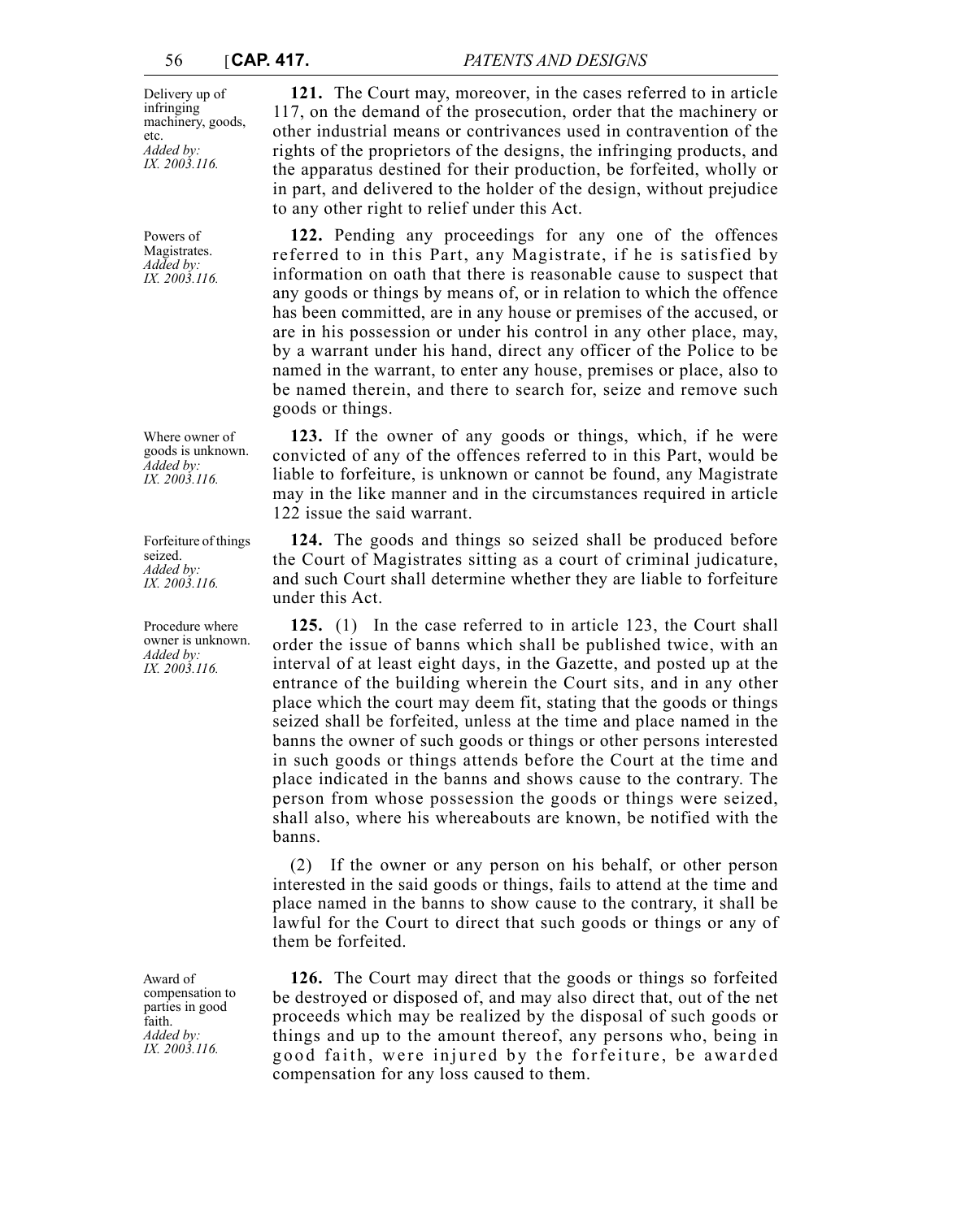Delivery up of infringing machinery, goods, etc.
*Added by: IX. 2003.116.*

**121.** The Court may, moreover, in the cases referred to in article 117, on the demand of the prosecution, order that the machinery or other industrial means or contrivances used in contravention of the rights of the proprietors of the designs, the infringing products, and the apparatus destined for their production, be forfeited, wholly or in part, and delivered to the holder of the design, without prejudice to any other right to relief under this Act.

Powers of Magistrates.
*Added by: IX. 2003.116.*

**122.** Pending any proceedings for any one of the offences referred to in this Part, any Magistrate, if he is satisfied by information on oath that there is reasonable cause to suspect that any goods or things by means of, or in relation to which the offence has been committed, are in any house or premises of the accused, or are in his possession or under his control in any other place, may, by a warrant under his hand, direct any officer of the Police to be named in the warrant, to enter any house, premises or place, also to be named therein, and there to search for, seize and remove such goods or things.

Where owner of goods is unknown.
*Added by: IX. 2003.116.*

**123.** If the owner of any goods or things, which, if he were convicted of any of the offences referred to in this Part, would be liable to forfeiture, is unknown or cannot be found, any Magistrate may in the like manner and in the circumstances required in article 122 issue the said warrant.

Forfeiture of things seized.
*Added by: IX. 2003.116.*

**124.** The goods and things so seized shall be produced before the Court of Magistrates sitting as a court of criminal judicature, and such Court shall determine whether they are liable to forfeiture under this Act.

Procedure where owner is unknown.
*Added by: IX. 2003.116.*

**125.** (1) In the case referred to in article 123, the Court shall order the issue of banns which shall be published twice, with an interval of at least eight days, in the Gazette, and posted up at the entrance of the building wherein the Court sits, and in any other place which the court may deem fit, stating that the goods or things seized shall be forfeited, unless at the time and place named in the banns the owner of such goods or things or other persons interested in such goods or things attends before the Court at the time and place indicated in the banns and shows cause to the contrary. The person from whose possession the goods or things were seized, shall also, where his whereabouts are known, be notified with the banns.

(2) If the owner or any person on his behalf, or other person interested in the said goods or things, fails to attend at the time and place named in the banns to show cause to the contrary, it shall be lawful for the Court to direct that such goods or things or any of them be forfeited.

Award of compensation to parties in good faith.
*Added by: IX. 2003.116.*

**126.** The Court may direct that the goods or things so forfeited be destroyed or disposed of, and may also direct that, out of the net proceeds which may be realized by the disposal of such goods or things and up to the amount thereof, any persons who, being in good faith, were injured by the forfeiture, be awarded compensation for any loss caused to them.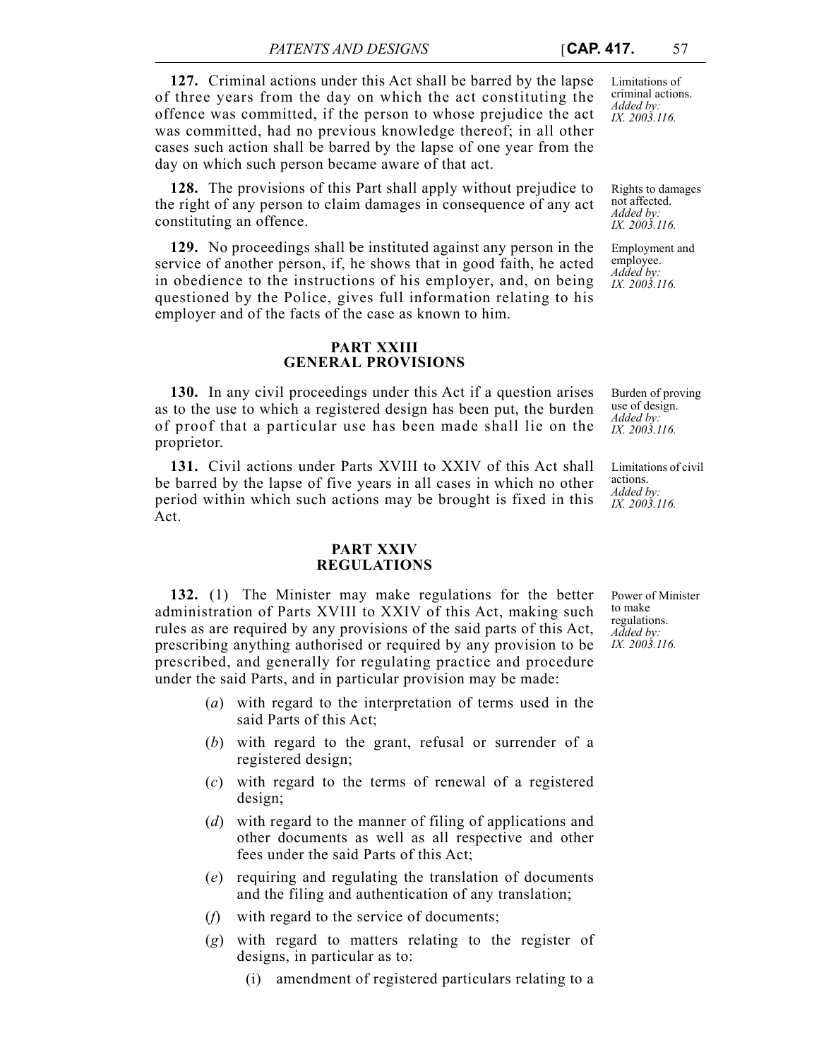**127.** Criminal actions under this Act shall be barred by the lapse of three years from the day on which the act constituting the offence was committed, if the person to whose prejudice the act was committed, had no previous knowledge thereof; in all other cases such action shall be barred by the lapse of one year from the day on which such person became aware of that act.

Limitations of criminal actions. *Added by: IX. 2003.116.*

**128.** The provisions of this Part shall apply without prejudice to the right of any person to claim damages in consequence of any act constituting an offence.

Rights to damages not affected. *Added by: IX. 2003.116.*

**129.** No proceedings shall be instituted against any person in the service of another person, if, he shows that in good faith, he acted in obedience to the instructions of his employer, and, on being questioned by the Police, gives full information relating to his employer and of the facts of the case as known to him.

Employment and employee. *Added by: IX. 2003.116.*

## PART XXIII
## GENERAL PROVISIONS

**130.** In any civil proceedings under this Act if a question arises as to the use to which a registered design has been put, the burden of proof that a particular use has been made shall lie on the proprietor.

Burden of proving use of design. *Added by: IX. 2003.116.*

**131.** Civil actions under Parts XVIII to XXIV of this Act shall be barred by the lapse of five years in all cases in which no other period within which such actions may be brought is fixed in this Act.

Limitations of civil actions. *Added by: IX. 2003.116.*

## PART XXIV
## REGULATIONS

**132.** (1) The Minister may make regulations for the better administration of Parts XVIII to XXIV of this Act, making such rules as are required by any provisions of the said parts of this Act, prescribing anything authorised or required by any provision to be prescribed, and generally for regulating practice and procedure under the said Parts, and in particular provision may be made:

Power of Minister to make regulations. *Added by: IX. 2003.116.*

(*a*) with regard to the interpretation of terms used in the said Parts of this Act;

(*b*) with regard to the grant, refusal or surrender of a registered design;

(*c*) with regard to the terms of renewal of a registered design;

(*d*) with regard to the manner of filing of applications and other documents as well as all respective and other fees under the said Parts of this Act;

(*e*) requiring and regulating the translation of documents and the filing and authentication of any translation;

(*f*) with regard to the service of documents;

(*g*) with regard to matters relating to the register of designs, in particular as to:

(i) amendment of registered particulars relating to a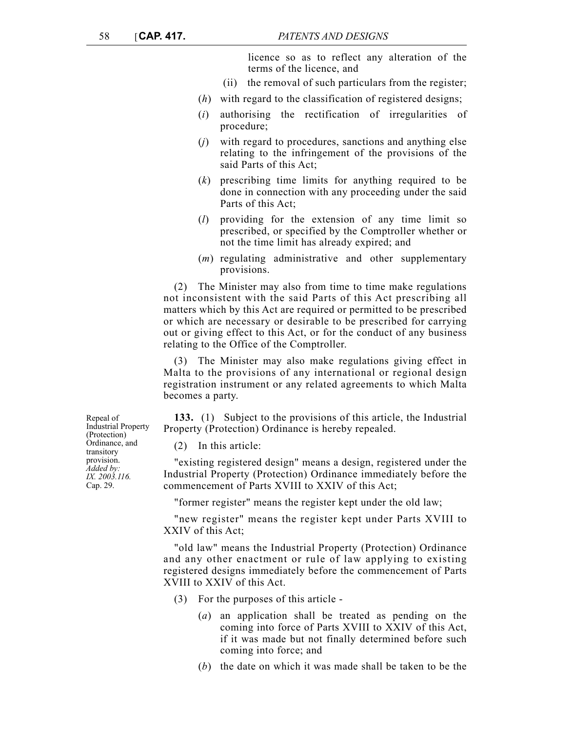licence so as to reflect any alteration of the terms of the licence, and

(ii) the removal of such particulars from the register;

(*h*) with regard to the classification of registered designs;

(*i*) authorising the rectification of irregularities of procedure;

(*j*) with regard to procedures, sanctions and anything else relating to the infringement of the provisions of the said Parts of this Act;

(*k*) prescribing time limits for anything required to be done in connection with any proceeding under the said Parts of this Act;

(*l*) providing for the extension of any time limit so prescribed, or specified by the Comptroller whether or not the time limit has already expired; and

(*m*) regulating administrative and other supplementary provisions.

(2) The Minister may also from time to time make regulations not inconsistent with the said Parts of this Act prescribing all matters which by this Act are required or permitted to be prescribed or which are necessary or desirable to be prescribed for carrying out or giving effect to this Act, or for the conduct of any business relating to the Office of the Comptroller.

(3) The Minister may also make regulations giving effect in Malta to the provisions of any international or regional design registration instrument or any related agreements to which Malta becomes a party.

Repeal of Industrial Property (Protection) Ordinance, and transitory provision. *Added by: IX. 2003.116.* Cap. 29.

**133.** (1) Subject to the provisions of this article, the Industrial Property (Protection) Ordinance is hereby repealed.

(2) In this article:

"existing registered design" means a design, registered under the Industrial Property (Protection) Ordinance immediately before the commencement of Parts XVIII to XXIV of this Act;

"former register" means the register kept under the old law;

"new register" means the register kept under Parts XVIII to XXIV of this Act;

"old law" means the Industrial Property (Protection) Ordinance and any other enactment or rule of law applying to existing registered designs immediately before the commencement of Parts XVIII to XXIV of this Act.

(3) For the purposes of this article -

(*a*) an application shall be treated as pending on the coming into force of Parts XVIII to XXIV of this Act, if it was made but not finally determined before such coming into force; and

(*b*) the date on which it was made shall be taken to be the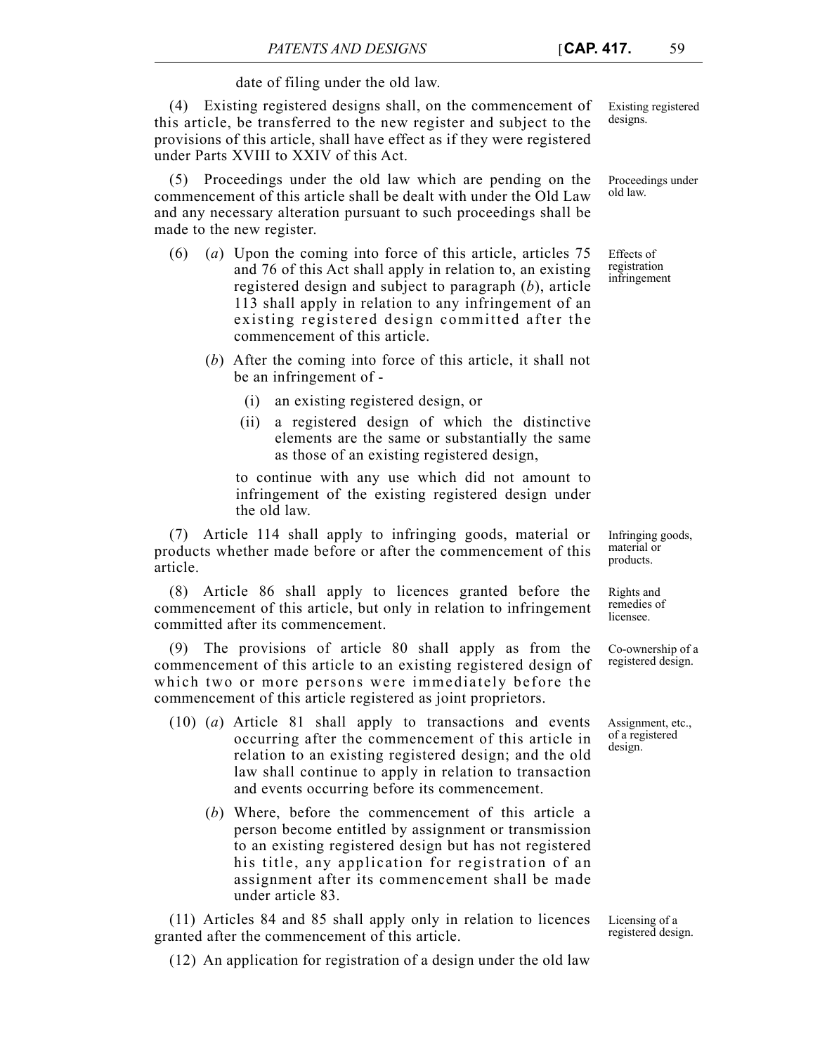date of filing under the old law.

(4) Existing registered designs shall, on the commencement of this article, be transferred to the new register and subject to the provisions of this article, shall have effect as if they were registered under Parts XVIII to XXIV of this Act.

Existing registered designs.

(5) Proceedings under the old law which are pending on the commencement of this article shall be dealt with under the Old Law and any necessary alteration pursuant to such proceedings shall be made to the new register.

Proceedings under old law.

(6) (*a*) Upon the coming into force of this article, articles 75 and 76 of this Act shall apply in relation to, an existing registered design and subject to paragraph (*b*), article 113 shall apply in relation to any infringement of an existing registered design committed after the commencement of this article.

Effects of registration infringement

(*b*) After the coming into force of this article, it shall not be an infringement of -

(i) an existing registered design, or

(ii) a registered design of which the distinctive elements are the same or substantially the same as those of an existing registered design,

to continue with any use which did not amount to infringement of the existing registered design under the old law.

(7) Article 114 shall apply to infringing goods, material or products whether made before or after the commencement of this article.

Infringing goods, material or products.

(8) Article 86 shall apply to licences granted before the commencement of this article, but only in relation to infringement committed after its commencement.

Rights and remedies of licensee.

(9) The provisions of article 80 shall apply as from the commencement of this article to an existing registered design of which two or more persons were immediately before the commencement of this article registered as joint proprietors.

Co-ownership of a registered design.

(10) (*a*) Article 81 shall apply to transactions and events occurring after the commencement of this article in relation to an existing registered design; and the old law shall continue to apply in relation to transaction and events occurring before its commencement.

Assignment, etc., of a registered design.

(*b*) Where, before the commencement of this article a person become entitled by assignment or transmission to an existing registered design but has not registered his title, any application for registration of an assignment after its commencement shall be made under article 83.

(11) Articles 84 and 85 shall apply only in relation to licences granted after the commencement of this article.

Licensing of a registered design.

(12) An application for registration of a design under the old law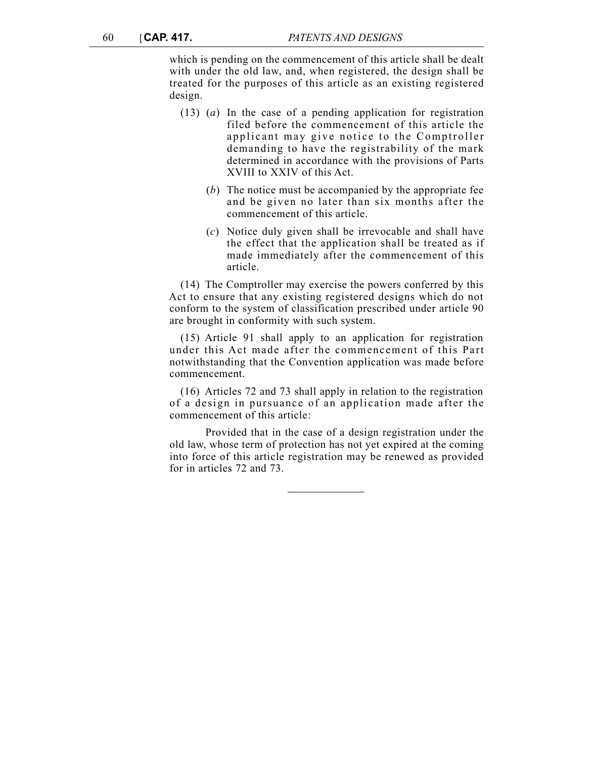which is pending on the commencement of this article shall be dealt with under the old law, and, when registered, the design shall be treated for the purposes of this article as an existing registered design.

(13) (*a*) In the case of a pending application for registration filed before the commencement of this article the applicant may give notice to the Comptroller demanding to have the registrability of the mark determined in accordance with the provisions of Parts XVIII to XXIV of this Act.

(*b*) The notice must be accompanied by the appropriate fee and be given no later than six months after the commencement of this article.

(*c*) Notice duly given shall be irrevocable and shall have the effect that the application shall be treated as if made immediately after the commencement of this article.

(14) The Comptroller may exercise the powers conferred by this Act to ensure that any existing registered designs which do not conform to the system of classification prescribed under article 90 are brought in conformity with such system.

(15) Article 91 shall apply to an application for registration under this Act made after the commencement of this Part notwithstanding that the Convention application was made before commencement.

(16) Articles 72 and 73 shall apply in relation to the registration of a design in pursuance of an application made after the commencement of this article:

Provided that in the case of a design registration under the old law, whose term of protection has not yet expired at the coming into force of this article registration may be renewed as provided for in articles 72 and 73.